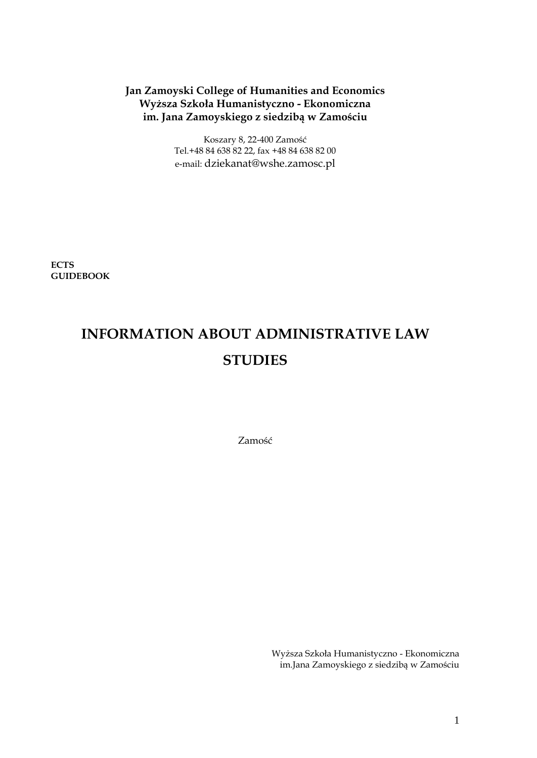**Jan Zamoyski College of Humanities and Economics**
**Wyższa Szkoła Humanistyczno - Ekonomiczna**
**im. Jana Zamoyskiego z siedzibą w Zamościu**

Koszary 8, 22-400 Zamość
Tel.+48 84 638 82 22, fax +48 84 638 82 00
e-mail: dziekanat@wshe.zamosc.pl

**ECTS**
**GUIDEBOOK**

# INFORMATION ABOUT ADMINISTRATIVE LAW STUDIES

Zamość

Wyższa Szkoła Humanistyczno - Ekonomiczna
im.Jana Zamoyskiego z siedzibą w Zamościu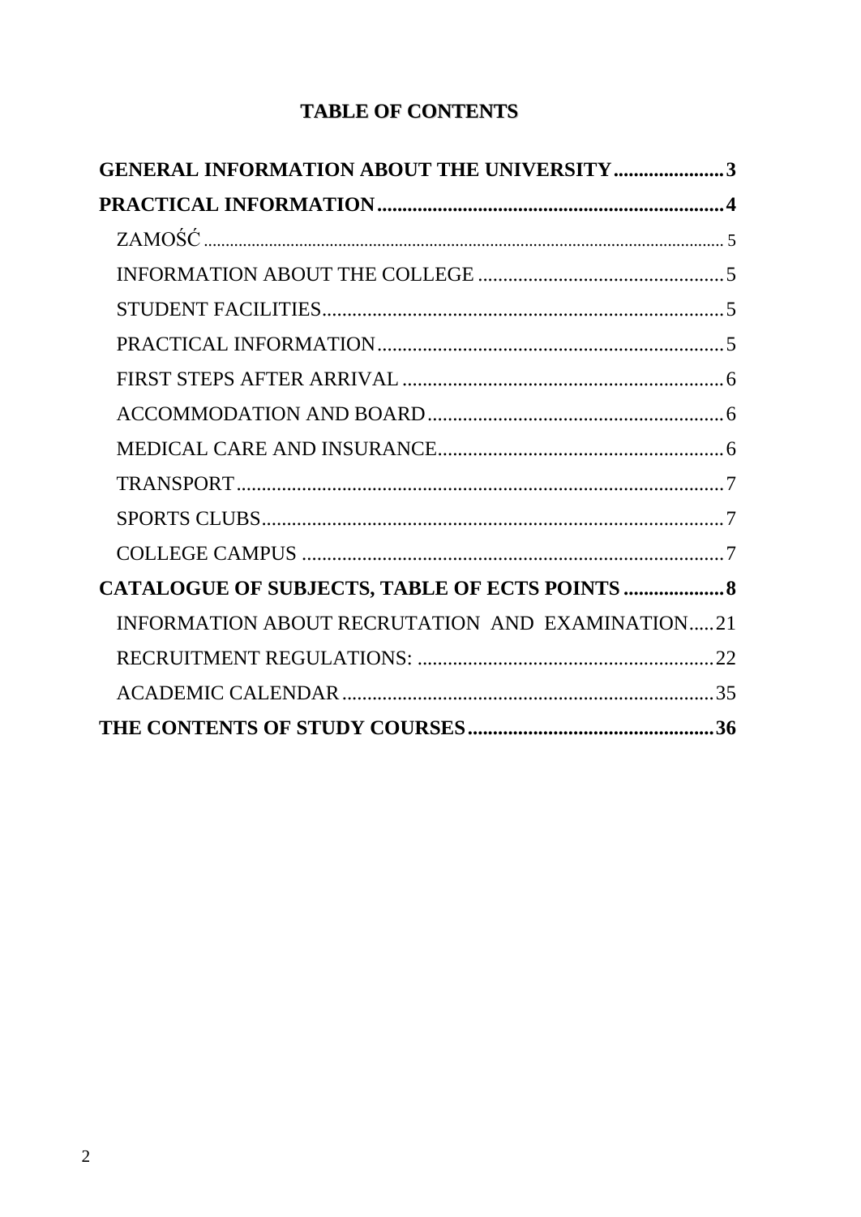# TABLE OF CONTENTS

**GENERAL INFORMATION ABOUT THE UNIVERSITY** ...................... **3**

**PRACTICAL INFORMATION** ...................... **4**

- ZAMOŚĆ ...................... 5
- INFORMATION ABOUT THE COLLEGE ...................... 5
- STUDENT FACILITIES ...................... 5
- PRACTICAL INFORMATION ...................... 5
- FIRST STEPS AFTER ARRIVAL ...................... 6
- ACCOMMODATION AND BOARD ...................... 6
- MEDICAL CARE AND INSURANCE ...................... 6
- TRANSPORT ...................... 7
- SPORTS CLUBS ...................... 7
- COLLEGE CAMPUS ...................... 7

**CATALOGUE OF SUBJECTS, TABLE OF ECTS POINTS** ...................... **8**

- INFORMATION ABOUT RECRUTATION AND EXAMINATION ...................... 21
- RECRUITMENT REGULATIONS: ...................... 22
- ACADEMIC CALENDAR ...................... 35

**THE CONTENTS OF STUDY COURSES** ...................... **36**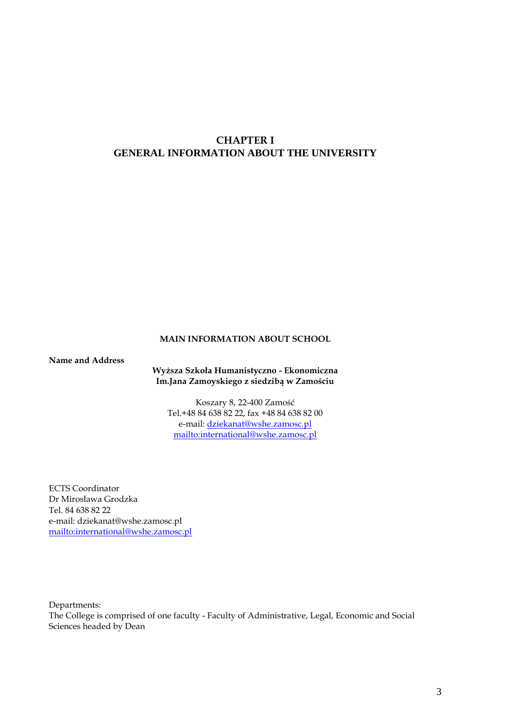# CHAPTER I
# GENERAL INFORMATION ABOUT THE UNIVERSITY

## MAIN INFORMATION ABOUT SCHOOL

**Name and Address**

**Wyższa Szkoła Humanistyczno - Ekonomiczna**
**Im.Jana Zamoyskiego z siedzibą w Zamościu**

Koszary 8, 22-400 Zamość
Tel.+48 84 638 82 22, fax +48 84 638 82 00
e-mail: dziekanat@wshe.zamosc.pl
mailto:international@wshe.zamosc.pl

ECTS Coordinator
Dr Mirosława Grodzka
Tel. 84 638 82 22
e-mail: dziekanat@wshe.zamosc.pl
mailto:international@wshe.zamosc.pl

Departments:
The College is comprised of one faculty - Faculty of Administrative, Legal, Economic and Social Sciences headed by Dean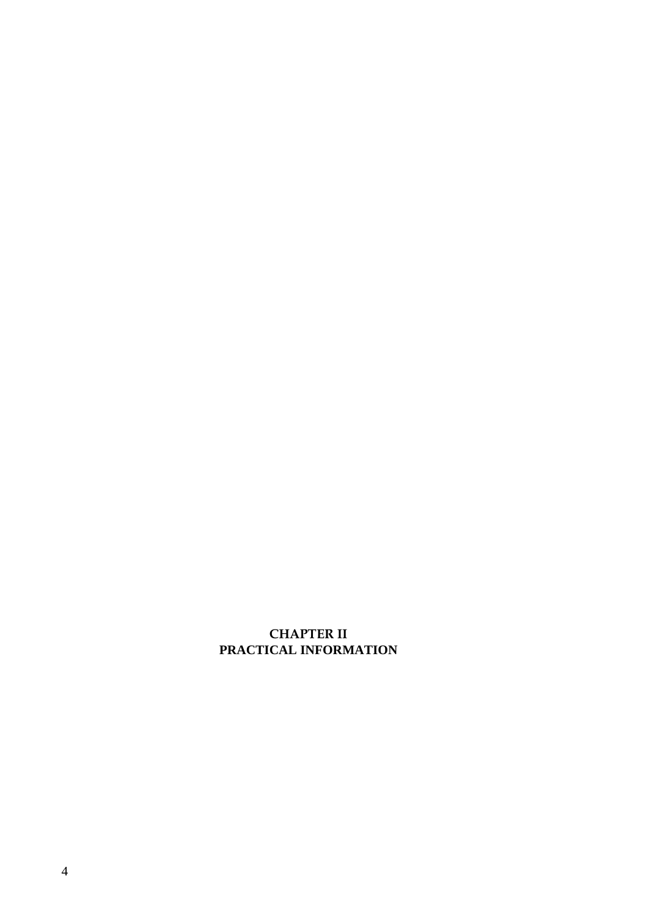# CHAPTER II
# PRACTICAL INFORMATION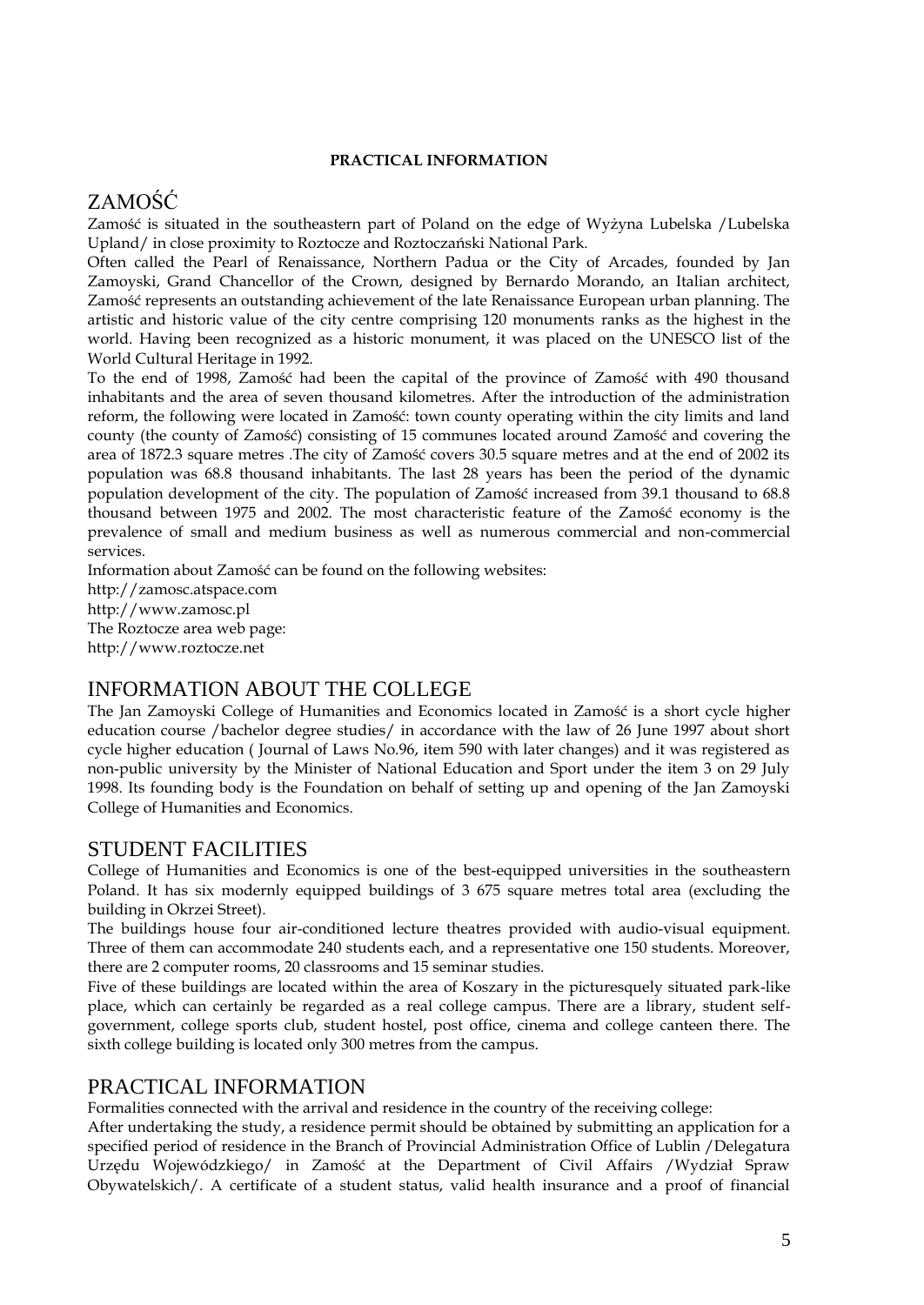**PRACTICAL INFORMATION**

# ZAMOŚĆ

Zamość is situated in the southeastern part of Poland on the edge of Wyżyna Lubelska /Lubelska Upland/ in close proximity to Roztocze and Roztoczański National Park.

Often called the Pearl of Renaissance, Northern Padua or the City of Arcades, founded by Jan Zamoyski, Grand Chancellor of the Crown, designed by Bernardo Morando, an Italian architect, Zamość represents an outstanding achievement of the late Renaissance European urban planning. The artistic and historic value of the city centre comprising 120 monuments ranks as the highest in the world. Having been recognized as a historic monument, it was placed on the UNESCO list of the World Cultural Heritage in 1992.

To the end of 1998, Zamość had been the capital of the province of Zamość with 490 thousand inhabitants and the area of seven thousand kilometres. After the introduction of the administration reform, the following were located in Zamość: town county operating within the city limits and land county (the county of Zamość) consisting of 15 communes located around Zamość and covering the area of 1872.3 square metres .The city of Zamość covers 30.5 square metres and at the end of 2002 its population was 68.8 thousand inhabitants. The last 28 years has been the period of the dynamic population development of the city. The population of Zamość increased from 39.1 thousand to 68.8 thousand between 1975 and 2002. The most characteristic feature of the Zamość economy is the prevalence of small and medium business as well as numerous commercial and non-commercial services.

Information about Zamość can be found on the following websites:
http://zamosc.atspace.com
http://www.zamosc.pl
The Roztocze area web page:
http://www.roztocze.net

# INFORMATION ABOUT THE COLLEGE

The Jan Zamoyski College of Humanities and Economics located in Zamość is a short cycle higher education course /bachelor degree studies/ in accordance with the law of 26 June 1997 about short cycle higher education ( Journal of Laws No.96, item 590 with later changes) and it was registered as non-public university by the Minister of National Education and Sport under the item 3 on 29 July 1998. Its founding body is the Foundation on behalf of setting up and opening of the Jan Zamoyski College of Humanities and Economics.

# STUDENT FACILITIES

College of Humanities and Economics is one of the best-equipped universities in the southeastern Poland. It has six modernly equipped buildings of 3 675 square metres total area (excluding the building in Okrzei Street).

The buildings house four air-conditioned lecture theatres provided with audio-visual equipment. Three of them can accommodate 240 students each, and a representative one 150 students. Moreover, there are 2 computer rooms, 20 classrooms and 15 seminar studies.

Five of these buildings are located within the area of Koszary in the picturesquely situated park-like place, which can certainly be regarded as a real college campus. There are a library, student self-government, college sports club, student hostel, post office, cinema and college canteen there. The sixth college building is located only 300 metres from the campus.

# PRACTICAL INFORMATION

Formalities connected with the arrival and residence in the country of the receiving college:

After undertaking the study, a residence permit should be obtained by submitting an application for a specified period of residence in the Branch of Provincial Administration Office of Lublin /Delegatura Urzędu Wojewódzkiego/ in Zamość at the Department of Civil Affairs /Wydział Spraw Obywatelskich/. A certificate of a student status, valid health insurance and a proof of financial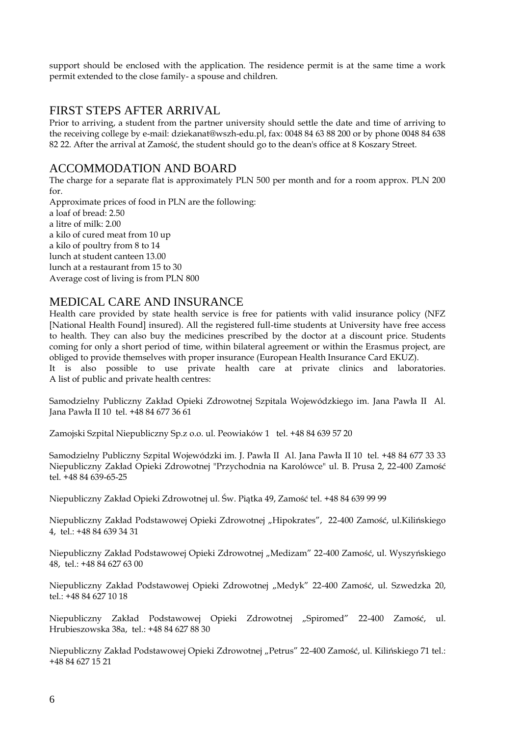support should be enclosed with the application. The residence permit is at the same time a work permit extended to the close family- a spouse and children.

## FIRST STEPS AFTER ARRIVAL

Prior to arriving, a student from the partner university should settle the date and time of arriving to the receiving college by e-mail: dziekanat@wszh-edu.pl, fax: 0048 84 63 88 200 or by phone 0048 84 638 82 22. After the arrival at Zamość, the student should go to the dean's office at 8 Koszary Street.

## ACCOMMODATION AND BOARD

The charge for a separate flat is approximately PLN 500 per month and for a room approx. PLN 200 for.

Approximate prices of food in PLN are the following:

a loaf of bread: 2.50
a litre of milk: 2.00
a kilo of cured meat from 10 up
a kilo of poultry from 8 to 14
lunch at student canteen 13.00
lunch at a restaurant from 15 to 30
Average cost of living is from PLN 800

## MEDICAL CARE AND INSURANCE

Health care provided by state health service is free for patients with valid insurance policy (NFZ [National Health Found] insured). All the registered full-time students at University have free access to health. They can also buy the medicines prescribed by the doctor at a discount price. Students coming for only a short period of time, within bilateral agreement or within the Erasmus project, are obliged to provide themselves with proper insurance (European Health Insurance Card EKUZ).

It is also possible to use private health care at private clinics and laboratories. A list of public and private health centres:

Samodzielny Publiczny Zakład Opieki Zdrowotnej Szpitala Wojewódzkiego im. Jana Pawła II Al. Jana Pawła II 10 tel. +48 84 677 36 61

Zamojski Szpital Niepubliczny Sp.z o.o. ul. Peowiaków 1 tel. +48 84 639 57 20

Samodzielny Publiczny Szpital Wojewódzki im. J. Pawła II Al. Jana Pawła II 10 tel. +48 84 677 33 33
Niepubliczny Zakład Opieki Zdrowotnej "Przychodnia na Karolówce" ul. B. Prusa 2, 22-400 Zamość tel. +48 84 639-65-25

Niepubliczny Zakład Opieki Zdrowotnej ul. Św. Piątka 49, Zamość tel. +48 84 639 99 99

Niepubliczny Zakład Podstawowej Opieki Zdrowotnej „Hipokrates", 22-400 Zamość, ul.Kilińskiego 4, tel.: +48 84 639 34 31

Niepubliczny Zakład Podstawowej Opieki Zdrowotnej „Medizam" 22-400 Zamość, ul. Wyszyńskiego 48, tel.: +48 84 627 63 00

Niepubliczny Zakład Podstawowej Opieki Zdrowotnej „Medyk" 22-400 Zamość, ul. Szwedzka 20, tel.: +48 84 627 10 18

Niepubliczny Zakład Podstawowej Opieki Zdrowotnej „Spiromed" 22-400 Zamość, ul. Hrubieszowska 38a, tel.: +48 84 627 88 30

Niepubliczny Zakład Podstawowej Opieki Zdrowotnej „Petrus" 22-400 Zamość, ul. Kilińskiego 71 tel.: +48 84 627 15 21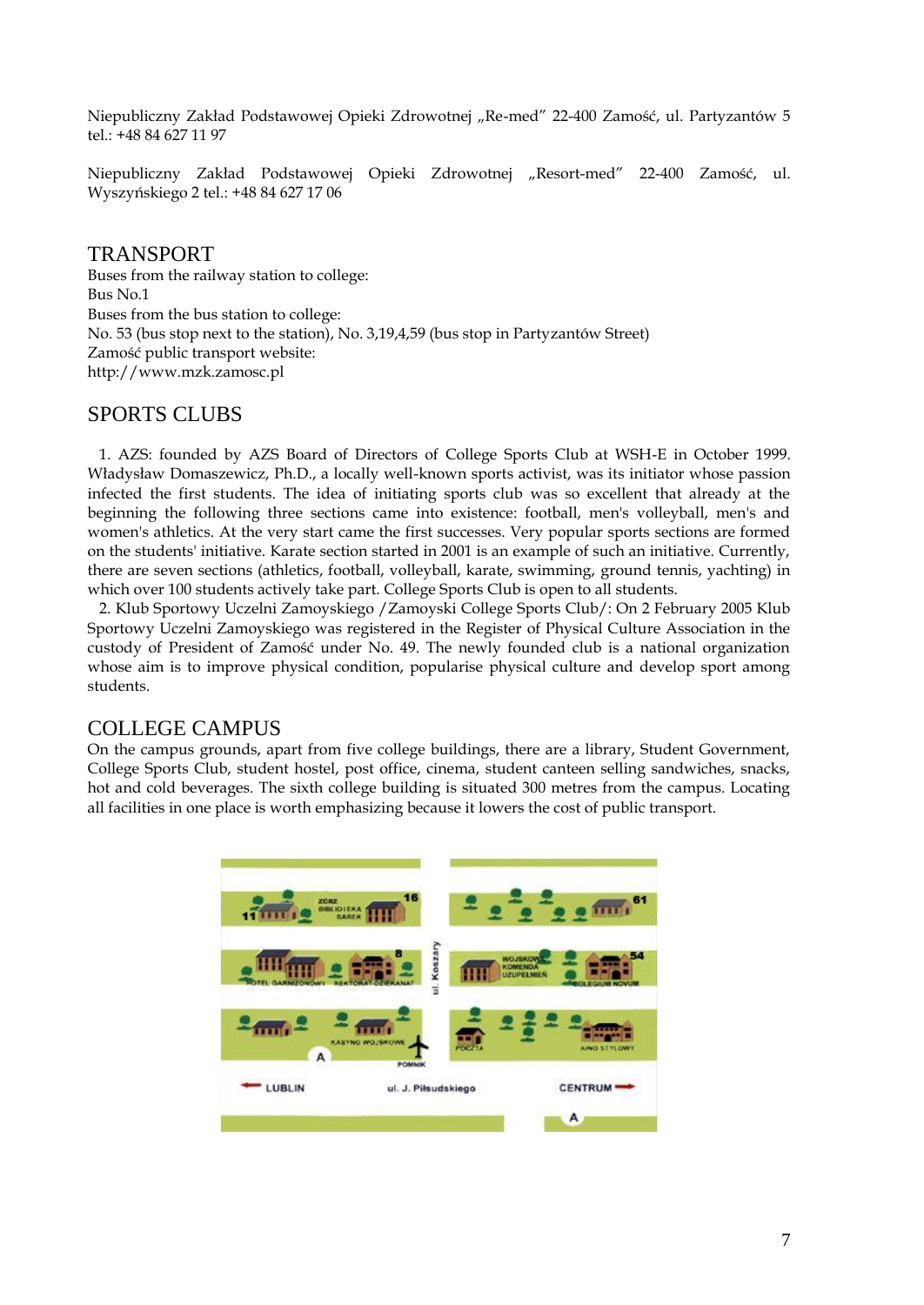Niepubliczny Zakład Podstawowej Opieki Zdrowotnej „Re-med" 22-400 Zamość, ul. Partyzantów 5 tel.: +48 84 627 11 97

Niepubliczny Zakład Podstawowej Opieki Zdrowotnej „Resort-med" 22-400 Zamość, ul. Wyszyńskiego 2 tel.: +48 84 627 17 06

## TRANSPORT

Buses from the railway station to college:
Bus No.1
Buses from the bus station to college:
No. 53 (bus stop next to the station), No. 3,19,4,59 (bus stop in Partyzantów Street)
Zamość public transport website:
http://www.mzk.zamosc.pl

## SPORTS CLUBS

1. AZS: founded by AZS Board of Directors of College Sports Club at WSH-E in October 1999. Władysław Domaszewicz, Ph.D., a locally well-known sports activist, was its initiator whose passion infected the first students. The idea of initiating sports club was so excellent that already at the beginning the following three sections came into existence: football, men's volleyball, men's and women's athletics. At the very start came the first successes. Very popular sports sections are formed on the students' initiative. Karate section started in 2001 is an example of such an initiative. Currently, there are seven sections (athletics, football, volleyball, karate, swimming, ground tennis, yachting) in which over 100 students actively take part. College Sports Club is open to all students.

2. Klub Sportowy Uczelni Zamoyskiego /Zamoyski College Sports Club/: On 2 February 2005 Klub Sportowy Uczelni Zamoyskiego was registered in the Register of Physical Culture Association in the custody of President of Zamość under No. 49. The newly founded club is a national organization whose aim is to improve physical condition, popularise physical culture and develop sport among students.

## COLLEGE CAMPUS

On the campus grounds, apart from five college buildings, there are a library, Student Government, College Sports Club, student hostel, post office, cinema, student canteen selling sandwiches, snacks, hot and cold beverages. The sixth college building is situated 300 metres from the campus. Locating all facilities in one place is worth emphasizing because it lowers the cost of public transport.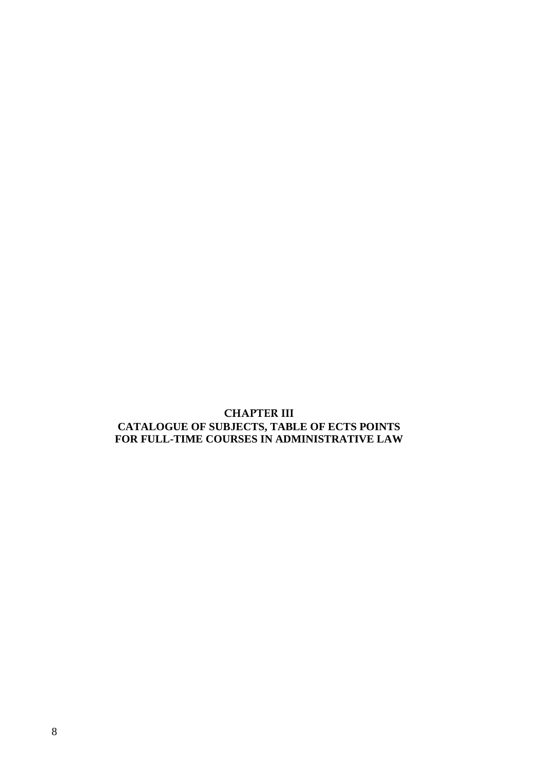# CHAPTER III
# CATALOGUE OF SUBJECTS, TABLE OF ECTS POINTS FOR FULL-TIME COURSES IN ADMINISTRATIVE LAW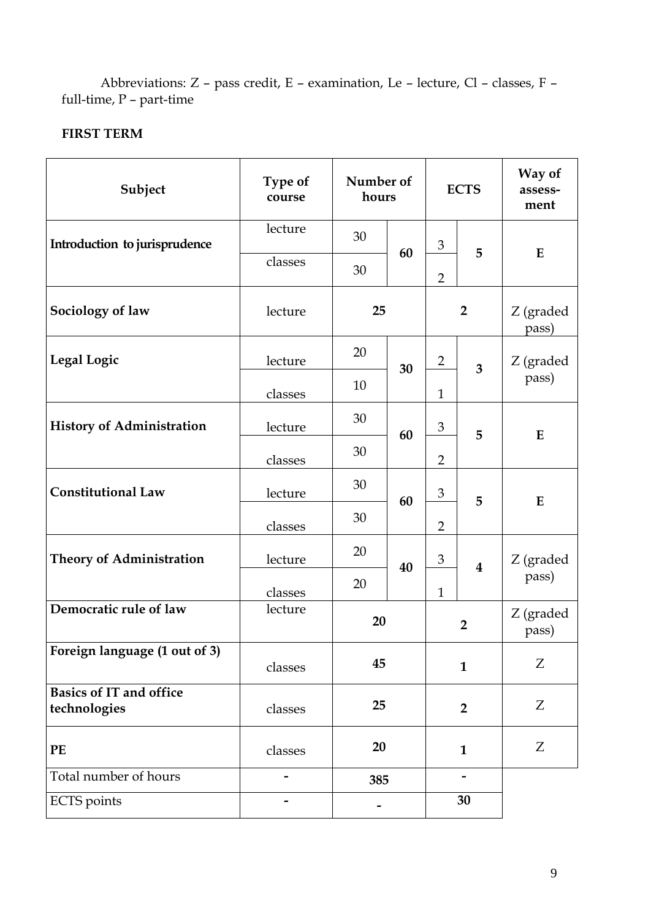Abbreviations: Z – pass credit, E – examination, Le – lecture, Cl – classes, F – full-time, P – part-time

**FIRST TERM**

| Subject | Type of course | Number of hours | | ECTS | | Way of assess-ment |
|---|---|---|---|---|---|---|
| **Introduction to jurisprudence** | lecture | 30 | 60 | 3 | 5 | E |
| | classes | 30 | | 2 | | |
| **Sociology of law** | lecture | 25 | | 2 | | Z (graded pass) |
| **Legal Logic** | lecture | 20 | 30 | 2 | 3 | Z (graded pass) |
| | classes | 10 | | 1 | | |
| **History of Administration** | lecture | 30 | 60 | 3 | 5 | E |
| | classes | 30 | | 2 | | |
| **Constitutional Law** | lecture | 30 | 60 | 3 | 5 | E |
| | classes | 30 | | 2 | | |
| **Theory of Administration** | lecture | 20 | 40 | 3 | 4 | Z (graded pass) |
| | classes | 20 | | 1 | | |
| **Democratic rule of law** | lecture | 20 | | 2 | | Z (graded pass) |
| **Foreign language (1 out of 3)** | classes | 45 | | 1 | | Z |
| **Basics of IT and office technologies** | classes | 25 | | 2 | | Z |
| **PE** | classes | 20 | | 1 | | Z |
| Total number of hours | - | 385 | | - | | |
| ECTS points | - | - | | 30 | | |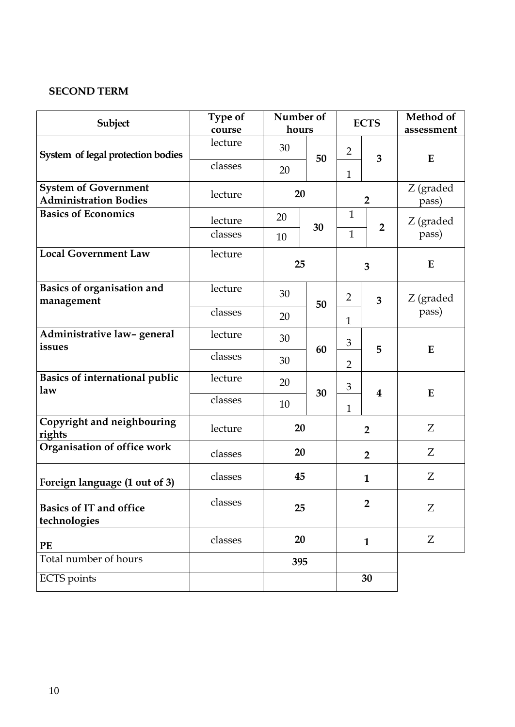**SECOND TERM**

| Subject | Type of course | Number of hours | | ECTS | | Method of assessment |
|---|---|---|---|---|---|---|
| System of legal protection bodies | lecture | 30 | 50 | 2 | 3 | E |
| | classes | 20 | | 1 | | |
| **System of Government Administration Bodies** | lecture | **20** | | **2** | | Z (graded pass) |
| **Basics of Economics** | lecture | 20 | 30 | 1 | 2 | Z (graded pass) |
| | classes | 10 | | 1 | | |
| **Local Government Law** | lecture | **25** | | **3** | | **E** |
| **Basics of organisation and management** | lecture | 30 | 50 | 2 | 3 | Z (graded pass) |
| | classes | 20 | | 1 | | |
| **Administrative law– general issues** | lecture | 30 | 60 | 3 | 5 | E |
| | classes | 30 | | 2 | | |
| **Basics of international public law** | lecture | 20 | 30 | 3 | 4 | E |
| | classes | 10 | | 1 | | |
| **Copyright and neighbouring rights** | lecture | **20** | | **2** | | Z |
| **Organisation of office work** | classes | **20** | | **2** | | Z |
| **Foreign language (1 out of 3)** | classes | **45** | | **1** | | Z |
| **Basics of IT and office technologies** | classes | **25** | | **2** | | Z |
| **PE** | classes | **20** | | **1** | | Z |
| Total number of hours | | **395** | | | | |
| ECTS points | | | | **30** | | |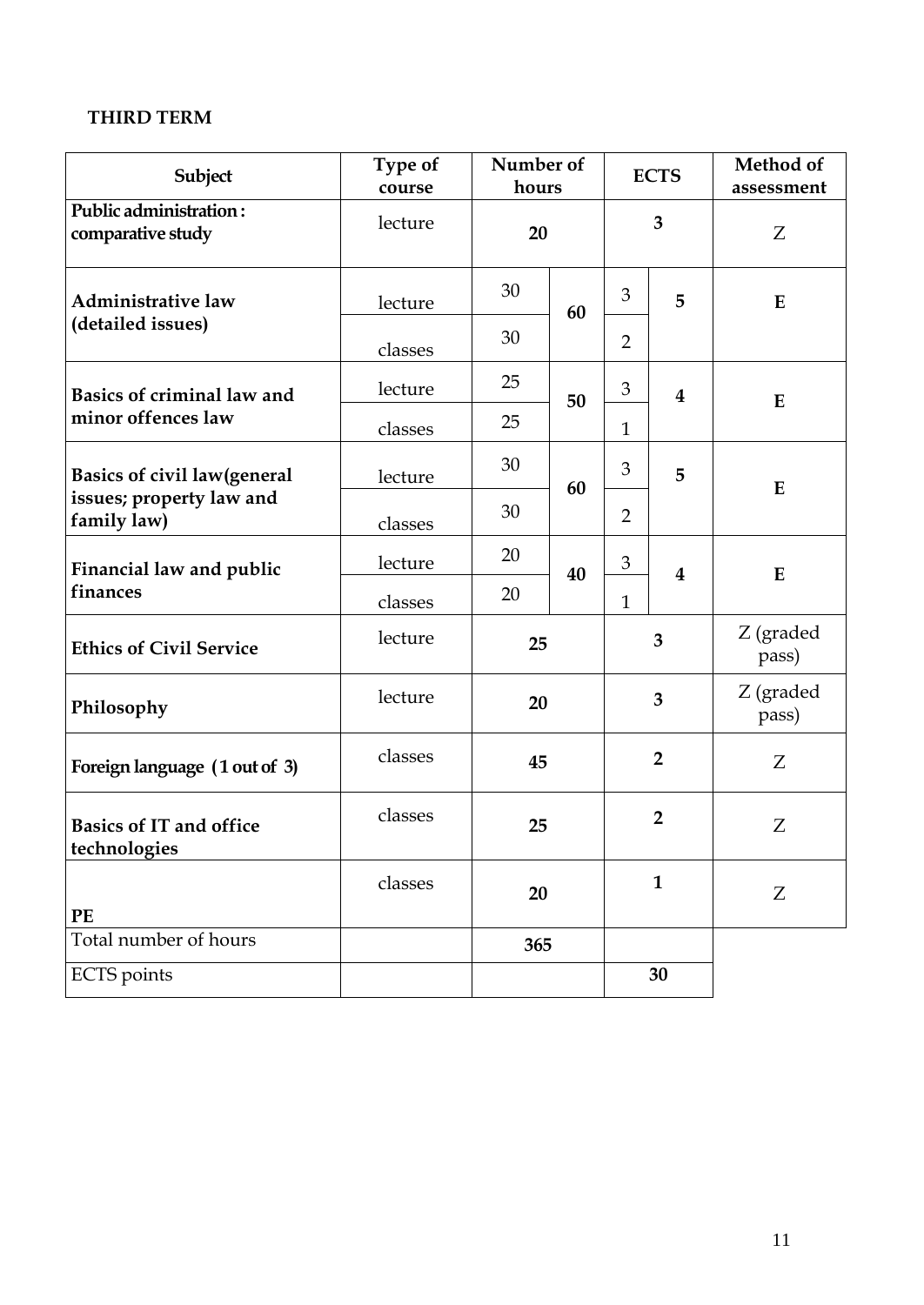**THIRD TERM**

| Subject | Type of course | Number of hours | | ECTS | | Method of assessment |
|---|---|---|---|---|---|---|
| **Public administration : comparative study** | lecture | **20** | | **3** | | Z |
| **Administrative law (detailed issues)** | lecture | 30 | **60** | 3 | **5** | **E** |
| | classes | 30 | | 2 | | |
| **Basics of criminal law and minor offences law** | lecture | 25 | **50** | 3 | **4** | **E** |
| | classes | 25 | | 1 | | |
| **Basics of civil law(general issues; property law and family law)** | lecture | 30 | **60** | 3 | **5** | **E** |
| | classes | 30 | | 2 | | |
| **Financial law and public finances** | lecture | 20 | **40** | 3 | **4** | **E** |
| | classes | 20 | | 1 | | |
| **Ethics of Civil Service** | lecture | **25** | | **3** | | Z (graded pass) |
| **Philosophy** | lecture | **20** | | **3** | | Z (graded pass) |
| **Foreign language ( 1 out of 3)** | classes | **45** | | **2** | | Z |
| **Basics of IT and office technologies** | classes | **25** | | **2** | | Z |
| **PE** | classes | **20** | | **1** | | Z |
| Total number of hours | | **365** | | | | |
| ECTS points | | | | **30** | | |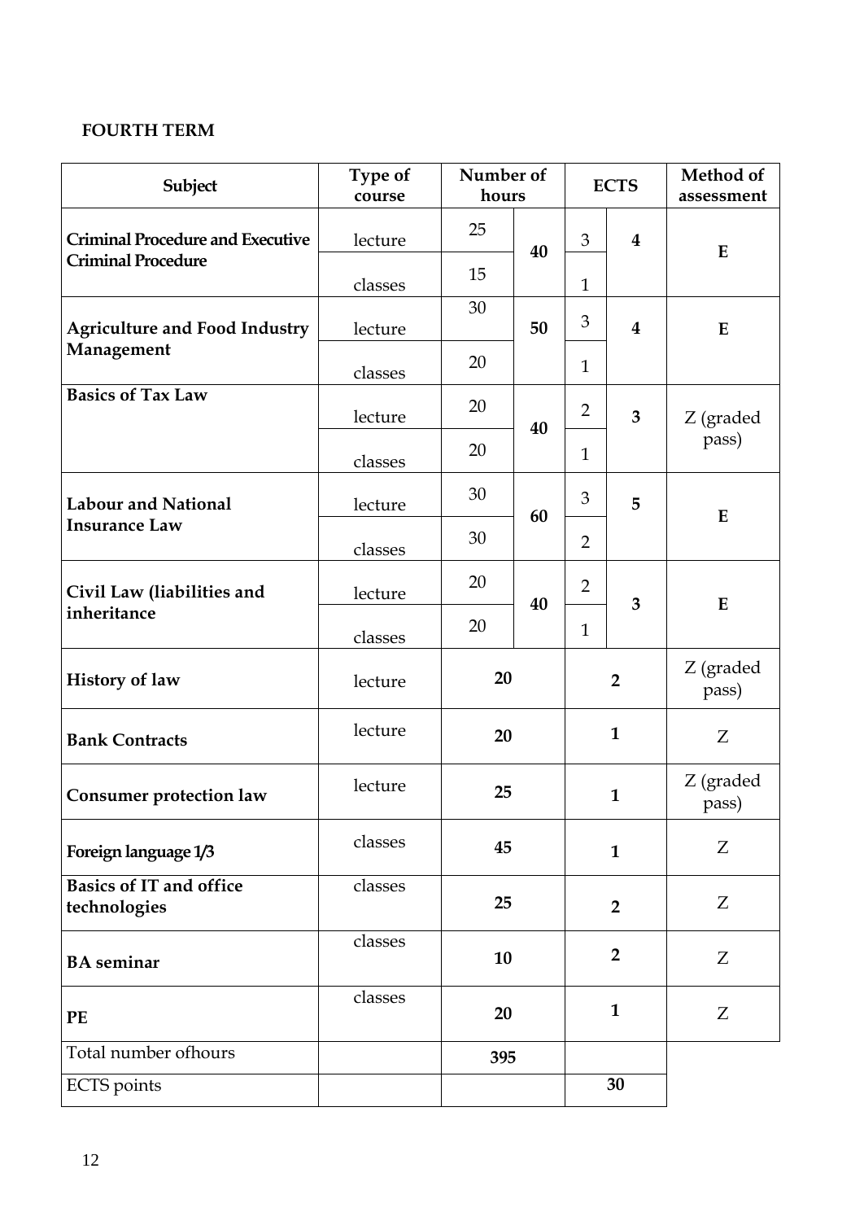**FOURTH TERM**

| Subject | Type of course | Number of hours | | ECTS | | Method of assessment |
|---|---|---|---|---|---|---|
| **Criminal Procedure and Executive Criminal Procedure** | lecture | 25 | **40** | 3 | **4** | **E** |
| | classes | 15 | | 1 | | |
| **Agriculture and Food Industry Management** | lecture | 30 | **50** | 3 | **4** | **E** |
| | classes | 20 | | 1 | | |
| **Basics of Tax Law** | lecture | 20 | **40** | 2 | **3** | Z (graded pass) |
| | classes | 20 | | 1 | | |
| **Labour and National Insurance Law** | lecture | 30 | **60** | 3 | **5** | **E** |
| | classes | 30 | | 2 | | |
| **Civil Law (liabilities and inheritance** | lecture | 20 | **40** | 2 | **3** | **E** |
| | classes | 20 | | 1 | | |
| **History of law** | lecture | **20** | | **2** | | Z (graded pass) |
| **Bank Contracts** | lecture | **20** | | **1** | | Z |
| **Consumer protection law** | lecture | **25** | | **1** | | Z (graded pass) |
| **Foreign language 1/3** | classes | **45** | | **1** | | Z |
| **Basics of IT and office technologies** | classes | **25** | | **2** | | Z |
| **BA seminar** | classes | **10** | | **2** | | Z |
| **PE** | classes | **20** | | **1** | | Z |
| Total number ofhours | | **395** | | | | |
| ECTS points | | | | **30** | | |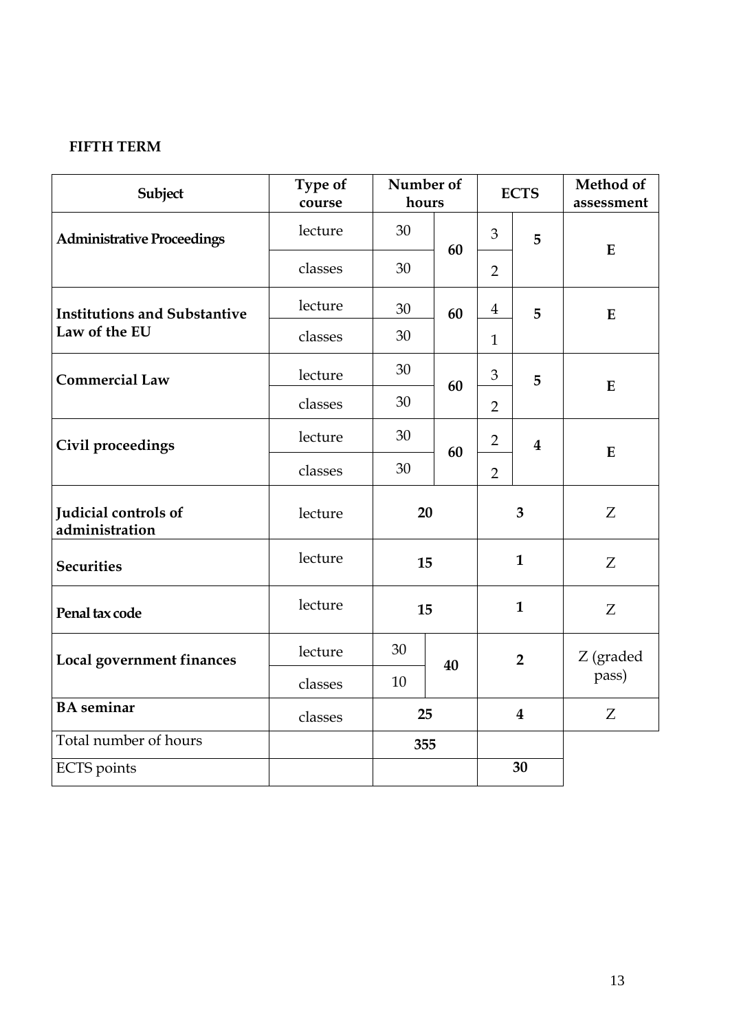**FIFTH TERM**

| Subject | Type of course | Number of hours | | ECTS | | Method of assessment |
|---|---|---|---|---|---|---|
| **Administrative Proceedings** | lecture | 30 | **60** | 3 | **5** | **E** |
| | classes | 30 | | 2 | | |
| **Institutions and Substantive Law of the EU** | lecture | 30 | **60** | 4 | **5** | **E** |
| | classes | 30 | | 1 | | |
| **Commercial Law** | lecture | 30 | **60** | 3 | **5** | **E** |
| | classes | 30 | | 2 | | |
| **Civil proceedings** | lecture | 30 | **60** | 2 | **4** | **E** |
| | classes | 30 | | 2 | | |
| **Judicial controls of administration** | lecture | **20** | | **3** | | Z |
| **Securities** | lecture | **15** | | **1** | | Z |
| **Penal tax code** | lecture | **15** | | **1** | | Z |
| **Local government finances** | lecture | 30 | **40** | **2** | | Z (graded pass) |
| | classes | 10 | | | | |
| **BA seminar** | classes | **25** | | **4** | | Z |
| Total number of hours | | **355** | | | | |
| ECTS points | | | | **30** | | |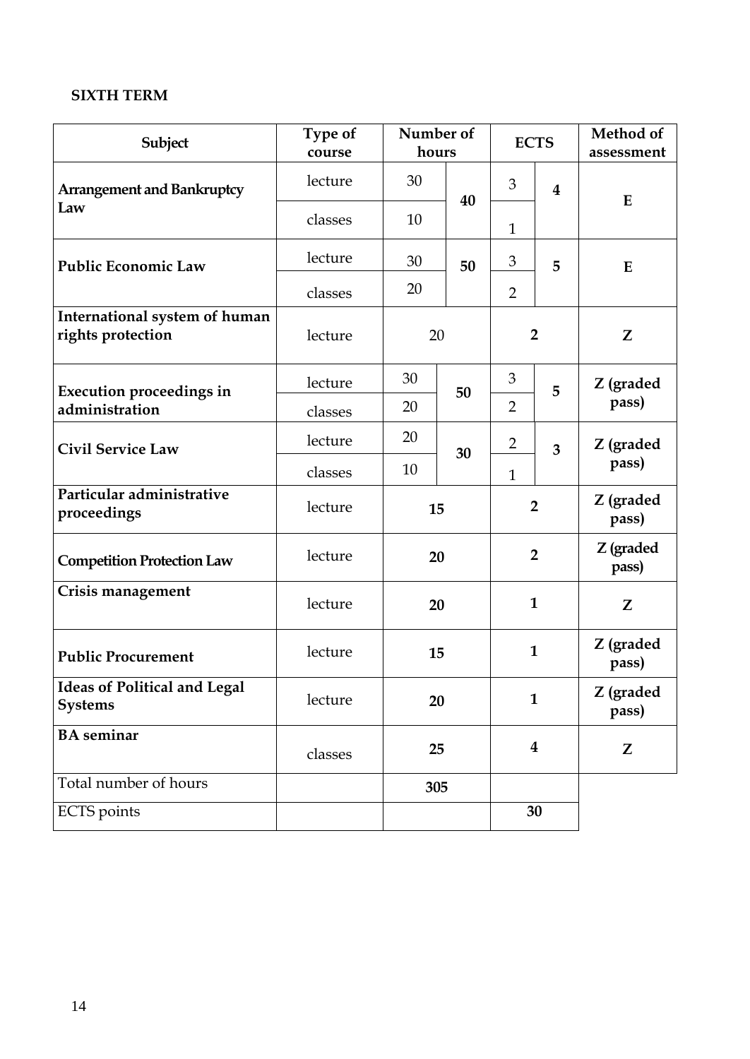**SIXTH TERM**

| Subject | Type of course | Number of hours | | ECTS | | Method of assessment |
|---|---|---|---|---|---|---|
| Arrangement and Bankruptcy Law | lecture | 30 | 40 | 3 | 4 | E |
| | classes | 10 | | 1 | | |
| Public Economic Law | lecture | 30 | 50 | 3 | 5 | E |
| | classes | 20 | | 2 | | |
| International system of human rights protection | lecture | 20 | | 2 | | Z |
| Execution proceedings in administration | lecture | 30 | 50 | 3 | 5 | Z (graded pass) |
| | classes | 20 | | 2 | | |
| Civil Service Law | lecture | 20 | 30 | 2 | 3 | Z (graded pass) |
| | classes | 10 | | 1 | | |
| Particular administrative proceedings | lecture | 15 | | 2 | | Z (graded pass) |
| Competition Protection Law | lecture | 20 | | 2 | | Z (graded pass) |
| Crisis management | lecture | 20 | | 1 | | Z |
| Public Procurement | lecture | 15 | | 1 | | Z (graded pass) |
| Ideas of Political and Legal Systems | lecture | 20 | | 1 | | Z (graded pass) |
| BA seminar | classes | 25 | | 4 | | Z |
| Total number of hours | | 305 | | | | |
| ECTS points | | | | 30 | | |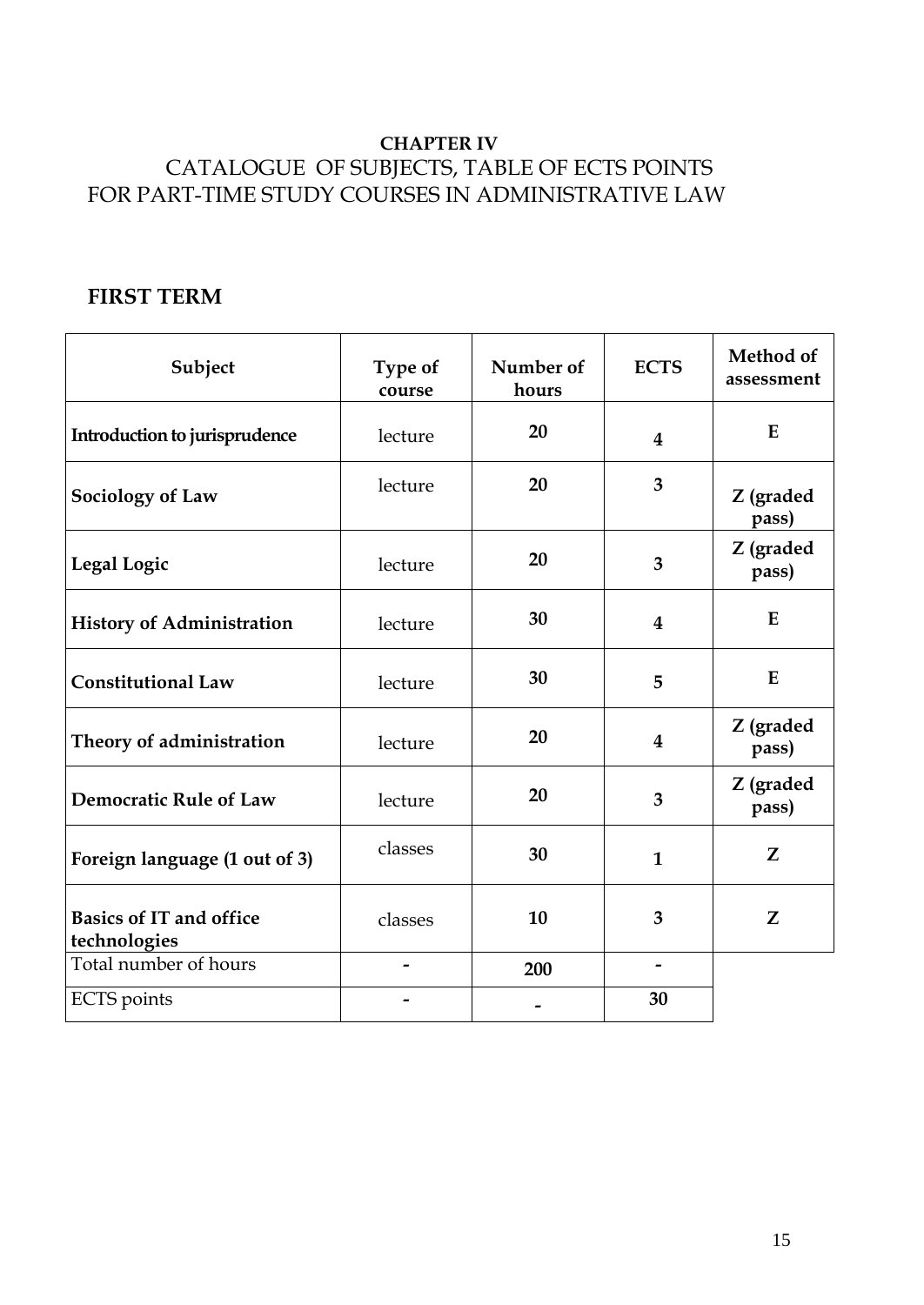**CHAPTER IV**

# CATALOGUE OF SUBJECTS, TABLE OF ECTS POINTS FOR PART-TIME STUDY COURSES IN ADMINISTRATIVE LAW

## FIRST TERM

| Subject | Type of course | Number of hours | ECTS | Method of assessment |
|---|---|---|---|---|
| **Introduction to jurisprudence** | lecture | **20** | **4** | **E** |
| **Sociology of Law** | lecture | **20** | **3** | **Z (graded pass)** |
| **Legal Logic** | lecture | **20** | **3** | **Z (graded pass)** |
| **History of Administration** | lecture | **30** | **4** | **E** |
| **Constitutional Law** | lecture | **30** | **5** | **E** |
| **Theory of administration** | lecture | **20** | **4** | **Z (graded pass)** |
| **Democratic Rule of Law** | lecture | **20** | **3** | **Z (graded pass)** |
| **Foreign language (1 out of 3)** | classes | **30** | **1** | **Z** |
| **Basics of IT and office technologies** | classes | **10** | **3** | **Z** |
| Total number of hours | - | **200** | - | |
| ECTS points | - | - | **30** | |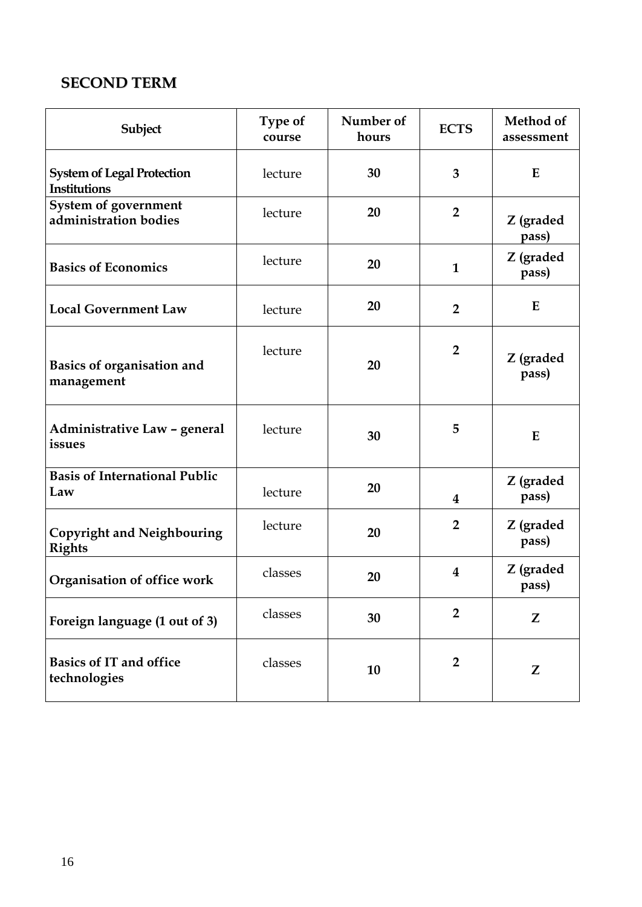## SECOND TERM

| Subject | Type of course | Number of hours | ECTS | Method of assessment |
|---|---|---|---|---|
| System of Legal Protection Institutions | lecture | 30 | 3 | E |
| System of government administration bodies | lecture | 20 | 2 | Z (graded pass) |
| Basics of Economics | lecture | 20 | 1 | Z (graded pass) |
| Local Government Law | lecture | 20 | 2 | E |
| Basics of organisation and management | lecture | 20 | 2 | Z (graded pass) |
| Administrative Law – general issues | lecture | 30 | 5 | E |
| Basis of International Public Law | lecture | 20 | 4 | Z (graded pass) |
| Copyright and Neighbouring Rights | lecture | 20 | 2 | Z (graded pass) |
| Organisation of office work | classes | 20 | 4 | Z (graded pass) |
| Foreign language (1 out of 3) | classes | 30 | 2 | Z |
| Basics of IT and office technologies | classes | 10 | 2 | Z |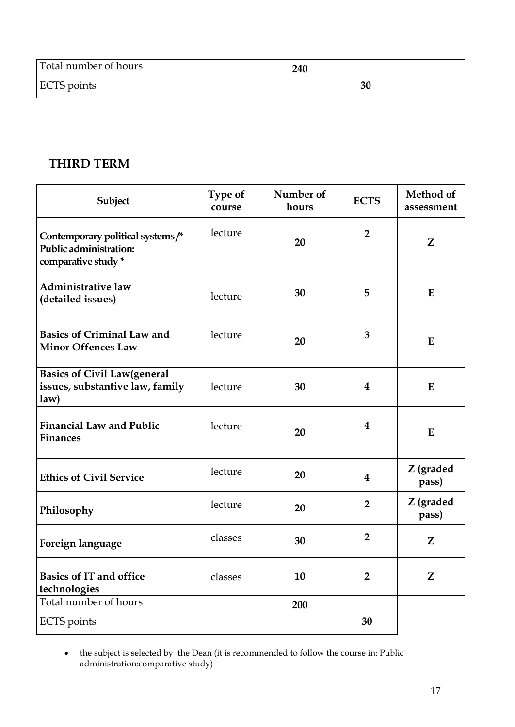| Total number of hours | | 240 | | |
| --- | --- | --- | --- | --- |
| ECTS points | | | 30 | |

## THIRD TERM

| Subject | Type of course | Number of hours | ECTS | Method of assessment |
| --- | --- | --- | --- | --- |
| **Contemporary political systems /* Public administration: comparative study *** | lecture | **20** | **2** | **Z** |
| **Administrative law (detailed issues)** | lecture | **30** | **5** | **E** |
| **Basics of Criminal Law and Minor Offences Law** | lecture | **20** | **3** | **E** |
| **Basics of Civil Law(general issues, substantive law, family law)** | lecture | **30** | **4** | **E** |
| **Financial Law and Public Finances** | lecture | **20** | **4** | **E** |
| **Ethics of Civil Service** | lecture | **20** | **4** | **Z (graded pass)** |
| **Philosophy** | lecture | **20** | **2** | **Z (graded pass)** |
| **Foreign language** | classes | **30** | **2** | **Z** |
| **Basics of IT and office technologies** | classes | **10** | **2** | **Z** |
| Total number of hours | | **200** | | |
| ECTS points | | | **30** | |

- the subject is selected by the Dean (it is recommended to follow the course in: Public administration:comparative study)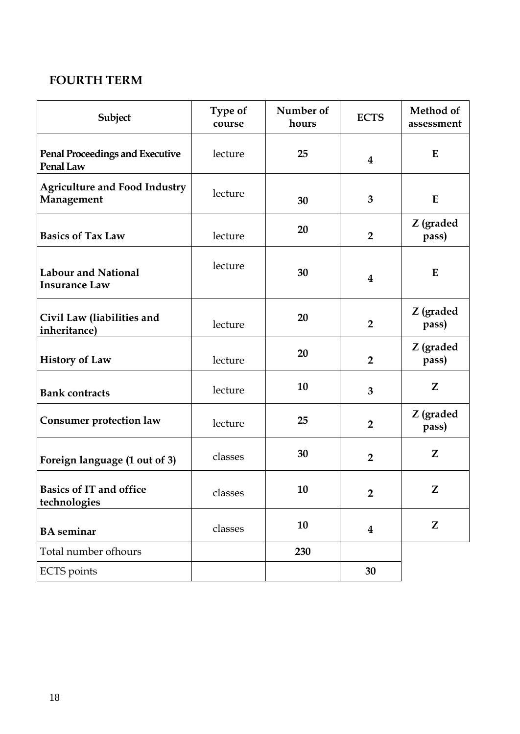## FOURTH TERM

| Subject | Type of course | Number of hours | ECTS | Method of assessment |
|---|---|---|---|---|
| **Penal Proceedings and Executive Penal Law** | lecture | **25** | **4** | **E** |
| **Agriculture and Food Industry Management** | lecture | **30** | **3** | **E** |
| **Basics of Tax Law** | lecture | **20** | **2** | **Z (graded pass)** |
| **Labour and National Insurance Law** | lecture | **30** | **4** | **E** |
| **Civil Law (liabilities and inheritance)** | lecture | **20** | **2** | **Z (graded pass)** |
| **History of Law** | lecture | **20** | **2** | **Z (graded pass)** |
| **Bank contracts** | lecture | **10** | **3** | **Z** |
| **Consumer protection law** | lecture | **25** | **2** | **Z (graded pass)** |
| **Foreign language (1 out of 3)** | classes | **30** | **2** | **Z** |
| **Basics of IT and office technologies** | classes | **10** | **2** | **Z** |
| **BA seminar** | classes | **10** | **4** | **Z** |
| Total number ofhours | | **230** | | |
| ECTS points | | | **30** | |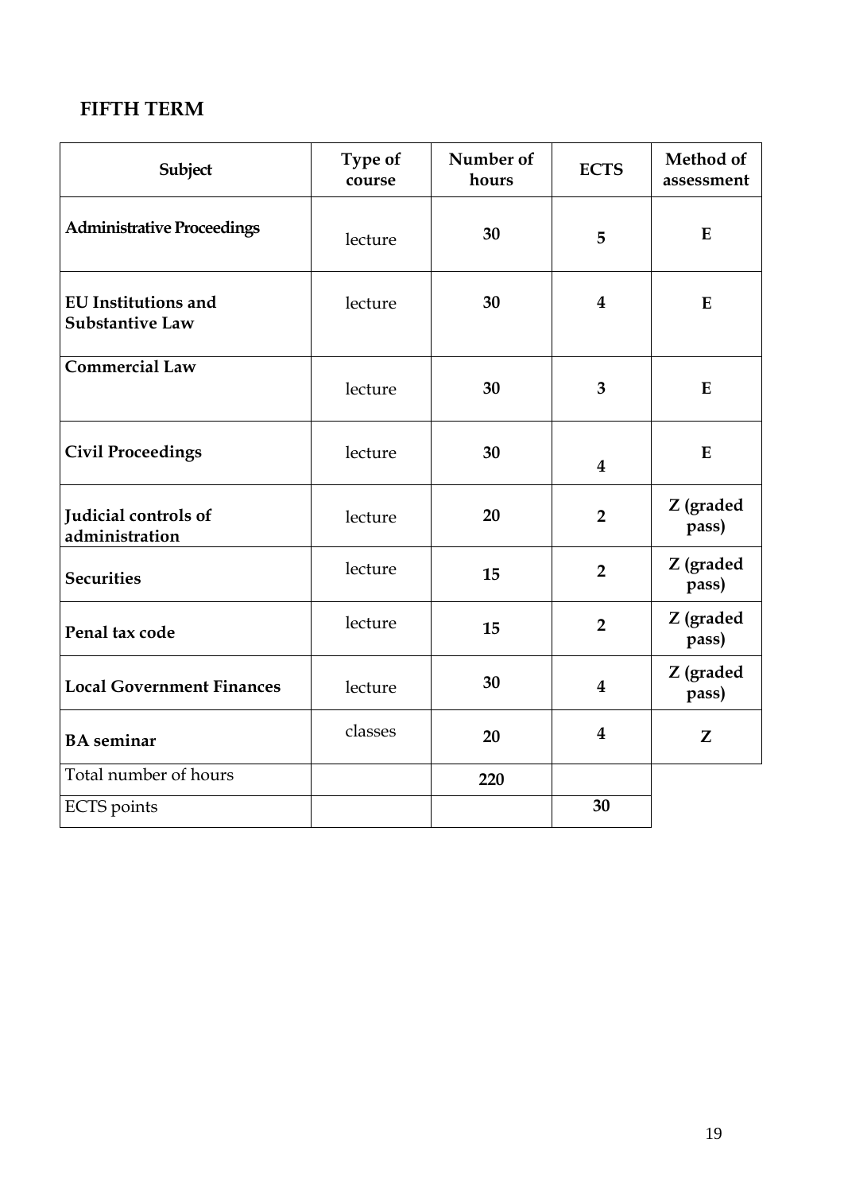## FIFTH TERM

| Subject | Type of course | Number of hours | ECTS | Method of assessment |
|---|---|---|---|---|
| **Administrative Proceedings** | lecture | **30** | **5** | **E** |
| **EU Institutions and Substantive Law** | lecture | **30** | **4** | **E** |
| **Commercial Law** | lecture | **30** | **3** | **E** |
| **Civil Proceedings** | lecture | **30** | **4** | **E** |
| **Judicial controls of administration** | lecture | **20** | **2** | **Z (graded pass)** |
| **Securities** | lecture | **15** | **2** | **Z (graded pass)** |
| **Penal tax code** | lecture | **15** | **2** | **Z (graded pass)** |
| **Local Government Finances** | lecture | **30** | **4** | **Z (graded pass)** |
| **BA seminar** | classes | **20** | **4** | **Z** |
| Total number of hours | | **220** | | |
| ECTS points | | | **30** | |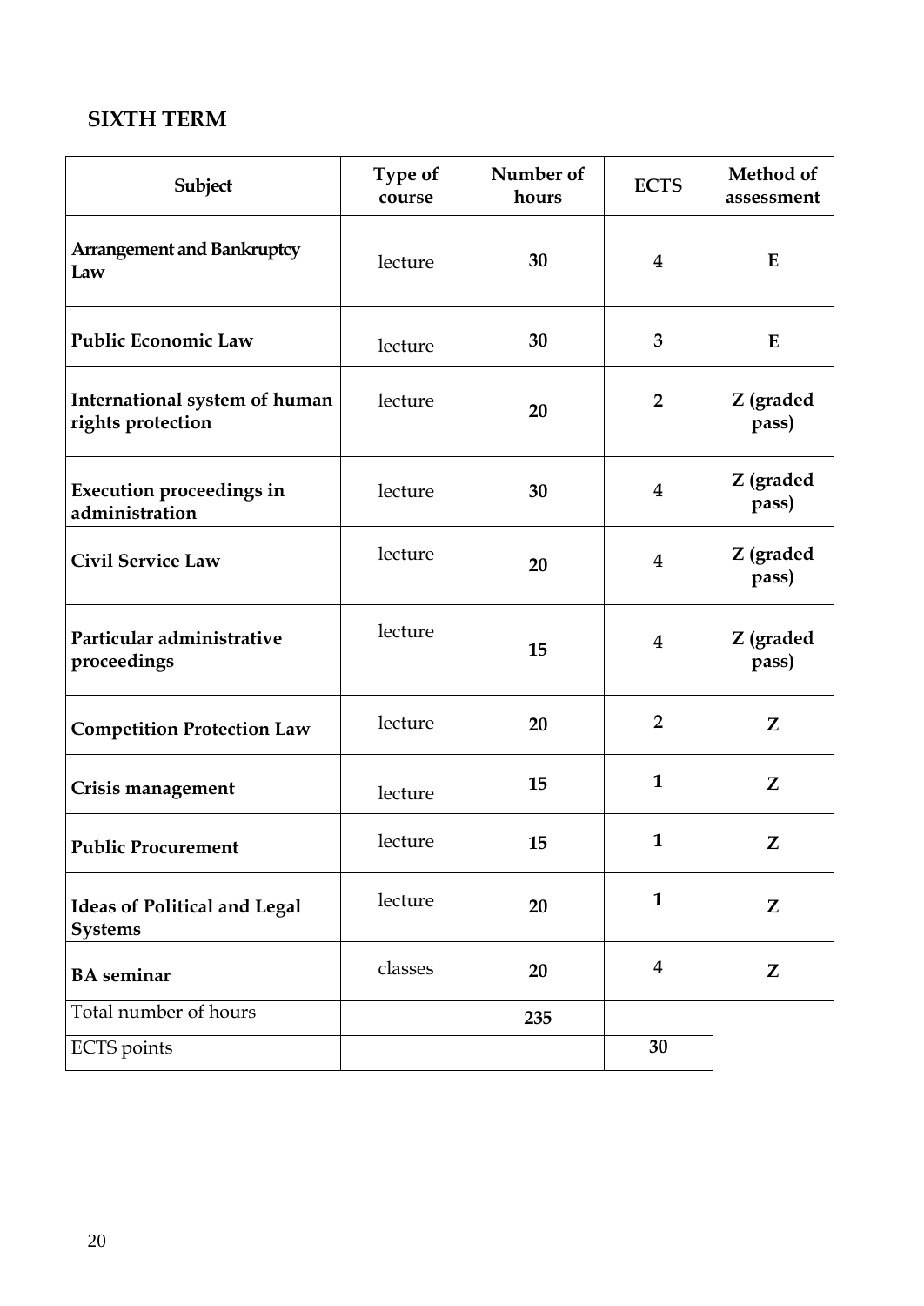## SIXTH TERM

| Subject | Type of course | Number of hours | ECTS | Method of assessment |
|---|---|---|---|---|
| **Arrangement and Bankruptcy Law** | lecture | **30** | **4** | **E** |
| **Public Economic Law** | lecture | **30** | **3** | **E** |
| **International system of human rights protection** | lecture | **20** | **2** | **Z (graded pass)** |
| **Execution proceedings in administration** | lecture | **30** | **4** | **Z (graded pass)** |
| **Civil Service Law** | lecture | **20** | **4** | **Z (graded pass)** |
| **Particular administrative proceedings** | lecture | **15** | **4** | **Z (graded pass)** |
| **Competition Protection Law** | lecture | **20** | **2** | **Z** |
| **Crisis management** | lecture | **15** | **1** | **Z** |
| **Public Procurement** | lecture | **15** | **1** | **Z** |
| **Ideas of Political and Legal Systems** | lecture | **20** | **1** | **Z** |
| **BA seminar** | classes | **20** | **4** | **Z** |
| Total number of hours | | **235** | | |
| ECTS points | | | **30** | |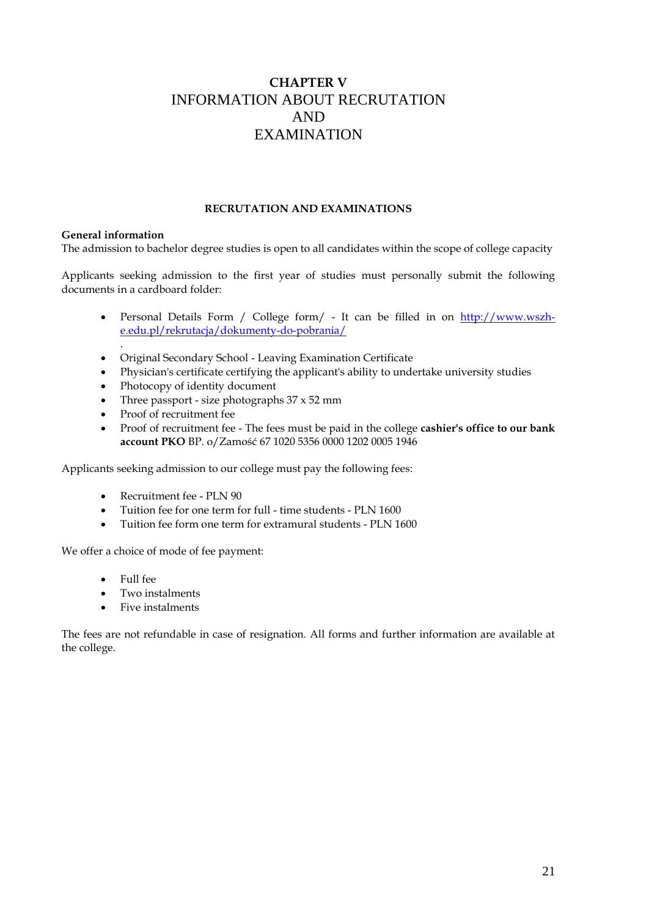# CHAPTER V
# INFORMATION ABOUT RECRUTATION AND EXAMINATION

### RECRUTATION AND EXAMINATIONS

**General information**
The admission to bachelor degree studies is open to all candidates within the scope of college capacity

Applicants seeking admission to the first year of studies must personally submit the following documents in a cardboard folder:

- Personal Details Form / College form/ - It can be filled in on http://www.wszh-e.edu.pl/rekrutacja/dokumenty-do-pobrania/
  .
- Original Secondary School - Leaving Examination Certificate
- Physician's certificate certifying the applicant's ability to undertake university studies
- Photocopy of identity document
- Three passport - size photographs 37 x 52 mm
- Proof of recruitment fee
- Proof of recruitment fee - The fees must be paid in the college **cashier's office to our bank account PKO** BP. o/Zamość 67 1020 5356 0000 1202 0005 1946

Applicants seeking admission to our college must pay the following fees:

- Recruitment fee - PLN 90
- Tuition fee for one term for full - time students - PLN 1600
- Tuition fee form one term for extramural students - PLN 1600

We offer a choice of mode of fee payment:

- Full fee
- Two instalments
- Five instalments

The fees are not refundable in case of resignation. All forms and further information are available at the college.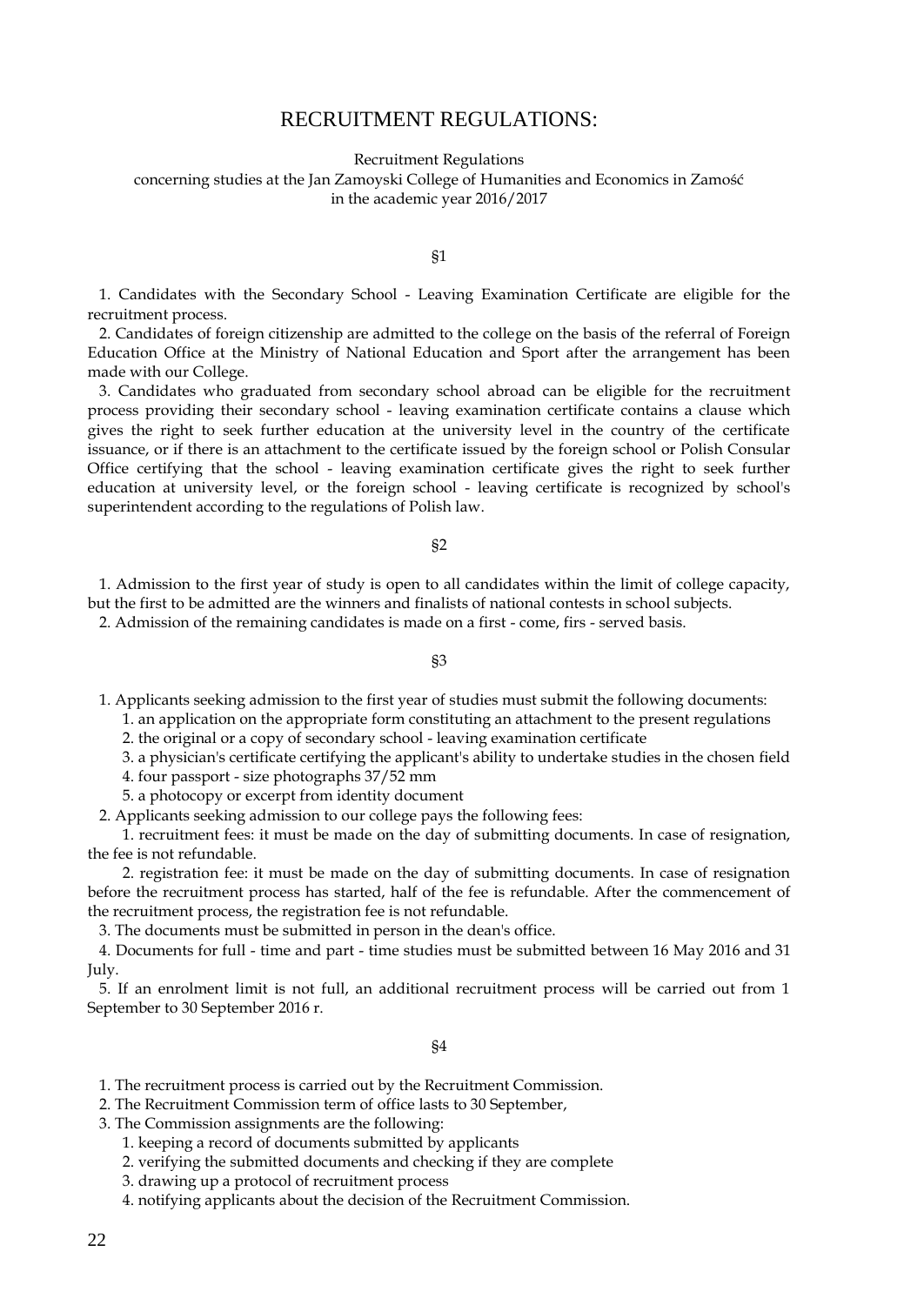# RECRUITMENT REGULATIONS:

Recruitment Regulations
concerning studies at the Jan Zamoyski College of Humanities and Economics in Zamość
in the academic year 2016/2017

§1

1. Candidates with the Secondary School - Leaving Examination Certificate are eligible for the recruitment process.
2. Candidates of foreign citizenship are admitted to the college on the basis of the referral of Foreign Education Office at the Ministry of National Education and Sport after the arrangement has been made with our College.
3. Candidates who graduated from secondary school abroad can be eligible for the recruitment process providing their secondary school - leaving examination certificate contains a clause which gives the right to seek further education at the university level in the country of the certificate issuance, or if there is an attachment to the certificate issued by the foreign school or Polish Consular Office certifying that the school - leaving examination certificate gives the right to seek further education at university level, or the foreign school - leaving certificate is recognized by school's superintendent according to the regulations of Polish law.

§2

1. Admission to the first year of study is open to all candidates within the limit of college capacity, but the first to be admitted are the winners and finalists of national contests in school subjects.
2. Admission of the remaining candidates is made on a first - come, firs - served basis.

§3

1. Applicants seeking admission to the first year of studies must submit the following documents:
    1. an application on the appropriate form constituting an attachment to the present regulations
    2. the original or a copy of secondary school - leaving examination certificate
    3. a physician's certificate certifying the applicant's ability to undertake studies in the chosen field
    4. four passport - size photographs 37/52 mm
    5. a photocopy or excerpt from identity document
2. Applicants seeking admission to our college pays the following fees:
    1. recruitment fees: it must be made on the day of submitting documents. In case of resignation, the fee is not refundable.
    2. registration fee: it must be made on the day of submitting documents. In case of resignation before the recruitment process has started, half of the fee is refundable. After the commencement of the recruitment process, the registration fee is not refundable.
3. The documents must be submitted in person in the dean's office.
4. Documents for full - time and part - time studies must be submitted between 16 May 2016 and 31 July.
5. If an enrolment limit is not full, an additional recruitment process will be carried out from 1 September to 30 September 2016 r.

§4

1. The recruitment process is carried out by the Recruitment Commission.
2. The Recruitment Commission term of office lasts to 30 September,
3. The Commission assignments are the following:
    1. keeping a record of documents submitted by applicants
    2. verifying the submitted documents and checking if they are complete
    3. drawing up a protocol of recruitment process
    4. notifying applicants about the decision of the Recruitment Commission.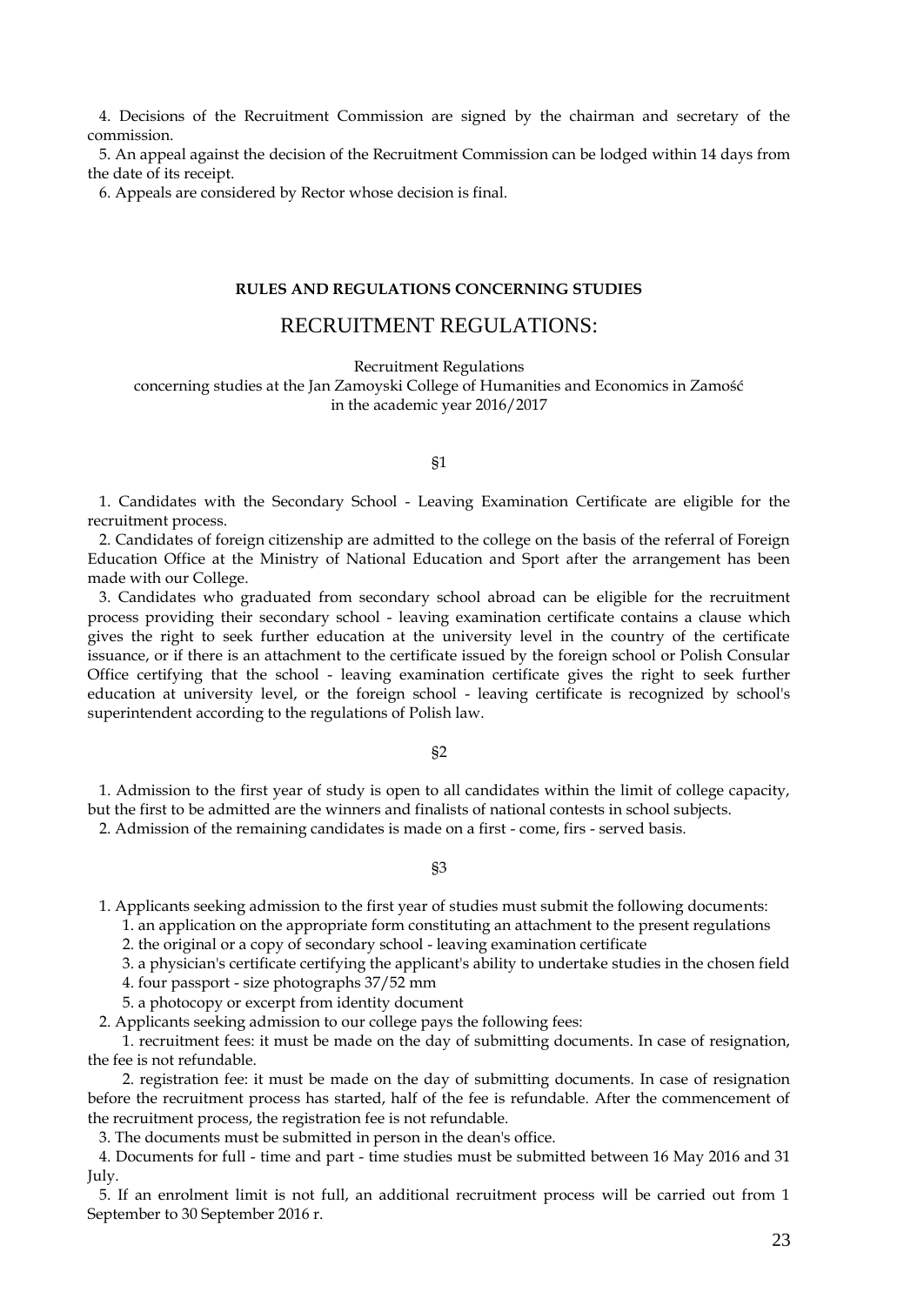4. Decisions of the Recruitment Commission are signed by the chairman and secretary of the commission.

5. An appeal against the decision of the Recruitment Commission can be lodged within 14 days from the date of its receipt.

6. Appeals are considered by Rector whose decision is final.

**RULES AND REGULATIONS CONCERNING STUDIES**

# RECRUITMENT REGULATIONS:

Recruitment Regulations
concerning studies at the Jan Zamoyski College of Humanities and Economics in Zamość
in the academic year 2016/2017

§1

1. Candidates with the Secondary School - Leaving Examination Certificate are eligible for the recruitment process.
2. Candidates of foreign citizenship are admitted to the college on the basis of the referral of Foreign Education Office at the Ministry of National Education and Sport after the arrangement has been made with our College.
3. Candidates who graduated from secondary school abroad can be eligible for the recruitment process providing their secondary school - leaving examination certificate contains a clause which gives the right to seek further education at the university level in the country of the certificate issuance, or if there is an attachment to the certificate issued by the foreign school or Polish Consular Office certifying that the school - leaving examination certificate gives the right to seek further education at university level, or the foreign school - leaving certificate is recognized by school's superintendent according to the regulations of Polish law.

§2

1. Admission to the first year of study is open to all candidates within the limit of college capacity, but the first to be admitted are the winners and finalists of national contests in school subjects.
2. Admission of the remaining candidates is made on a first - come, firs - served basis.

§3

1. Applicants seeking admission to the first year of studies must submit the following documents:
   1. an application on the appropriate form constituting an attachment to the present regulations
   2. the original or a copy of secondary school - leaving examination certificate
   3. a physician's certificate certifying the applicant's ability to undertake studies in the chosen field
   4. four passport - size photographs 37/52 mm
   5. a photocopy or excerpt from identity document
2. Applicants seeking admission to our college pays the following fees:
   1. recruitment fees: it must be made on the day of submitting documents. In case of resignation, the fee is not refundable.
   2. registration fee: it must be made on the day of submitting documents. In case of resignation before the recruitment process has started, half of the fee is refundable. After the commencement of the recruitment process, the registration fee is not refundable.
3. The documents must be submitted in person in the dean's office.
4. Documents for full - time and part - time studies must be submitted between 16 May 2016 and 31 July.
5. If an enrolment limit is not full, an additional recruitment process will be carried out from 1 September to 30 September 2016 r.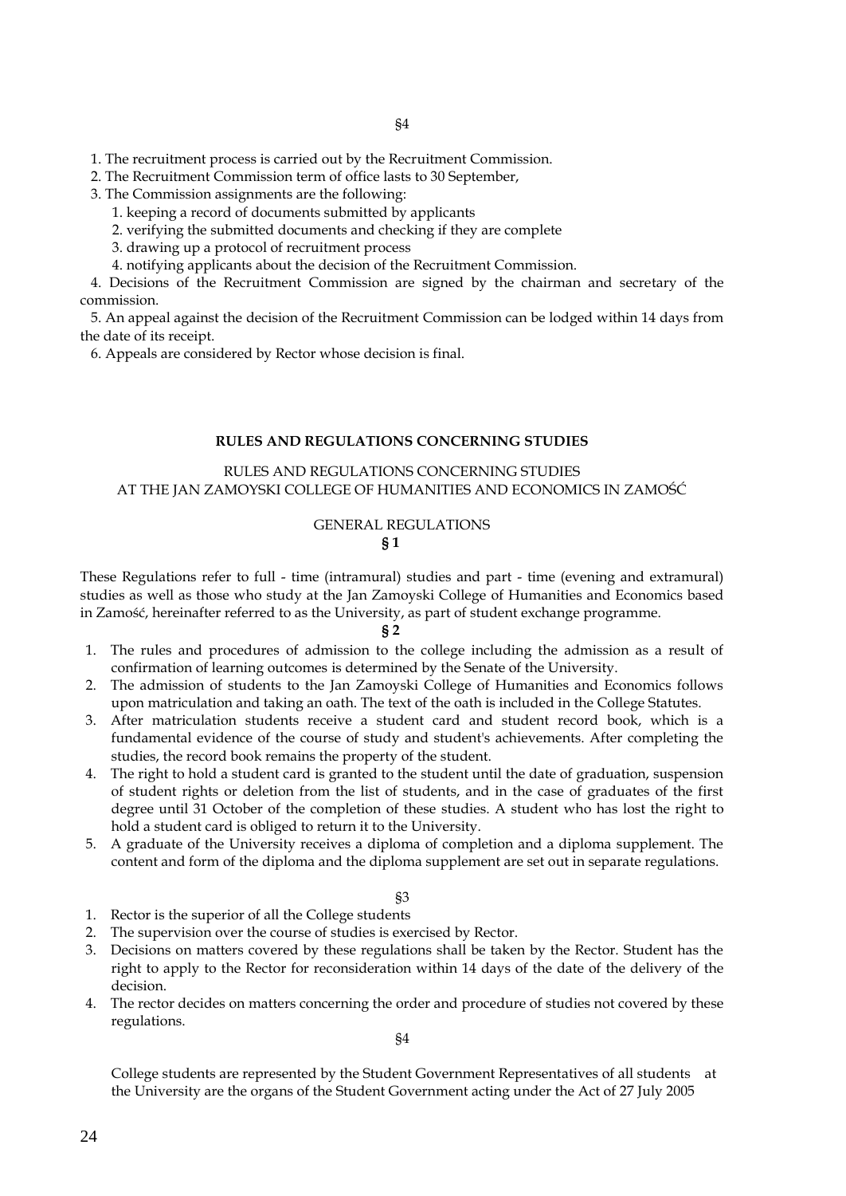§4

1. The recruitment process is carried out by the Recruitment Commission.
2. The Recruitment Commission term of office lasts to 30 September,
3. The Commission assignments are the following:
   1. keeping a record of documents submitted by applicants
   2. verifying the submitted documents and checking if they are complete
   3. drawing up a protocol of recruitment process
   4. notifying applicants about the decision of the Recruitment Commission.
4. Decisions of the Recruitment Commission are signed by the chairman and secretary of the commission.
5. An appeal against the decision of the Recruitment Commission can be lodged within 14 days from the date of its receipt.
6. Appeals are considered by Rector whose decision is final.

## RULES AND REGULATIONS CONCERNING STUDIES

RULES AND REGULATIONS CONCERNING STUDIES
AT THE JAN ZAMOYSKI COLLEGE OF HUMANITIES AND ECONOMICS IN ZAMOŚĆ

GENERAL REGULATIONS

**§ 1**

These Regulations refer to full - time (intramural) studies and part - time (evening and extramural) studies as well as those who study at the Jan Zamoyski College of Humanities and Economics based in Zamość, hereinafter referred to as the University, as part of student exchange programme.

**§ 2**

1. The rules and procedures of admission to the college including the admission as a result of confirmation of learning outcomes is determined by the Senate of the University.
2. The admission of students to the Jan Zamoyski College of Humanities and Economics follows upon matriculation and taking an oath. The text of the oath is included in the College Statutes.
3. After matriculation students receive a student card and student record book, which is a fundamental evidence of the course of study and student's achievements. After completing the studies, the record book remains the property of the student.
4. The right to hold a student card is granted to the student until the date of graduation, suspension of student rights or deletion from the list of students, and in the case of graduates of the first degree until 31 October of the completion of these studies. A student who has lost the right to hold a student card is obliged to return it to the University.
5. A graduate of the University receives a diploma of completion and a diploma supplement. The content and form of the diploma and the diploma supplement are set out in separate regulations.

§3

1. Rector is the superior of all the College students
2. The supervision over the course of studies is exercised by Rector.
3. Decisions on matters covered by these regulations shall be taken by the Rector. Student has the right to apply to the Rector for reconsideration within 14 days of the date of the delivery of the decision.
4. The rector decides on matters concerning the order and procedure of studies not covered by these regulations.

§4

College students are represented by the Student Government Representatives of all students at the University are the organs of the Student Government acting under the Act of 27 July 2005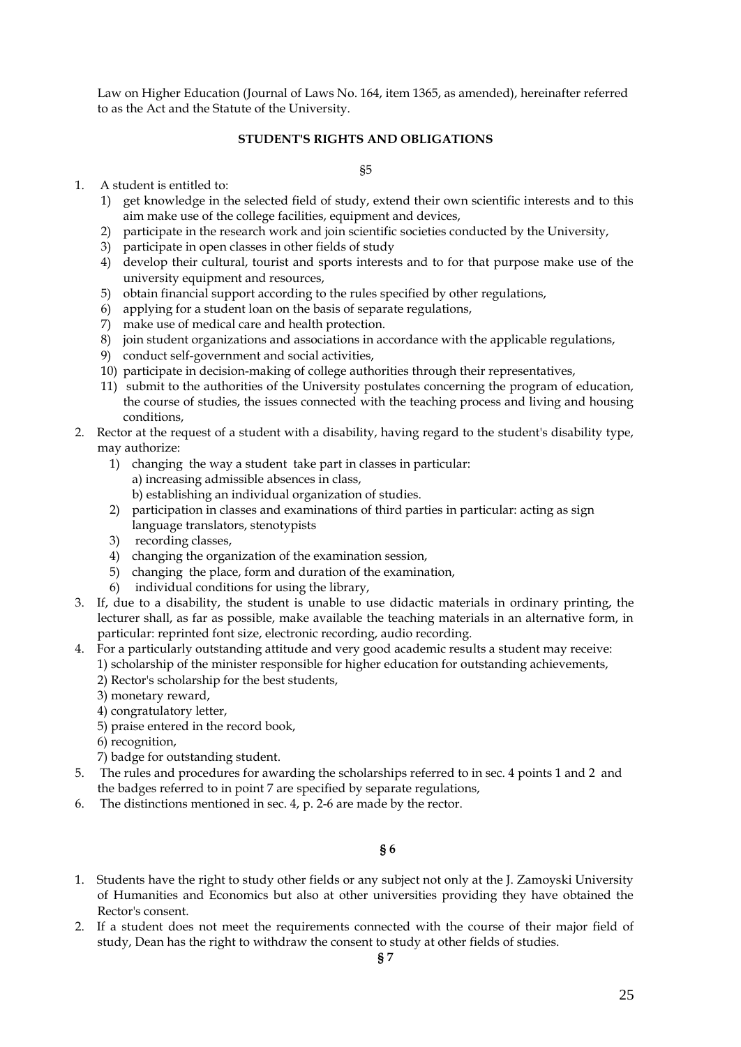Law on Higher Education (Journal of Laws No. 164, item 1365, as amended), hereinafter referred to as the Act and the Statute of the University.

## STUDENT'S RIGHTS AND OBLIGATIONS

§5

1. A student is entitled to:
   1) get knowledge in the selected field of study, extend their own scientific interests and to this aim make use of the college facilities, equipment and devices,
   2) participate in the research work and join scientific societies conducted by the University,
   3) participate in open classes in other fields of study
   4) develop their cultural, tourist and sports interests and to for that purpose make use of the university equipment and resources,
   5) obtain financial support according to the rules specified by other regulations,
   6) applying for a student loan on the basis of separate regulations,
   7) make use of medical care and health protection.
   8) join student organizations and associations in accordance with the applicable regulations,
   9) conduct self-government and social activities,
   10) participate in decision-making of college authorities through their representatives,
   11) submit to the authorities of the University postulates concerning the program of education, the course of studies, the issues connected with the teaching process and living and housing conditions,
2. Rector at the request of a student with a disability, having regard to the student's disability type, may authorize:
   1) changing the way a student take part in classes in particular:
      a) increasing admissible absences in class,
      b) establishing an individual organization of studies.
   2) participation in classes and examinations of third parties in particular: acting as sign language translators, stenotypists
   3) recording classes,
   4) changing the organization of the examination session,
   5) changing the place, form and duration of the examination,
   6) individual conditions for using the library,
3. If, due to a disability, the student is unable to use didactic materials in ordinary printing, the lecturer shall, as far as possible, make available the teaching materials in an alternative form, in particular: reprinted font size, electronic recording, audio recording.
4. For a particularly outstanding attitude and very good academic results a student may receive:
   1) scholarship of the minister responsible for higher education for outstanding achievements,
   2) Rector's scholarship for the best students,
   3) monetary reward,
   4) congratulatory letter,
   5) praise entered in the record book,
   6) recognition,
   7) badge for outstanding student.
5. The rules and procedures for awarding the scholarships referred to in sec. 4 points 1 and 2 and the badges referred to in point 7 are specified by separate regulations,
6. The distinctions mentioned in sec. 4, p. 2-6 are made by the rector.

**§ 6**

1. Students have the right to study other fields or any subject not only at the J. Zamoyski University of Humanities and Economics but also at other universities providing they have obtained the Rector's consent.
2. If a student does not meet the requirements connected with the course of their major field of study, Dean has the right to withdraw the consent to study at other fields of studies.

**§ 7**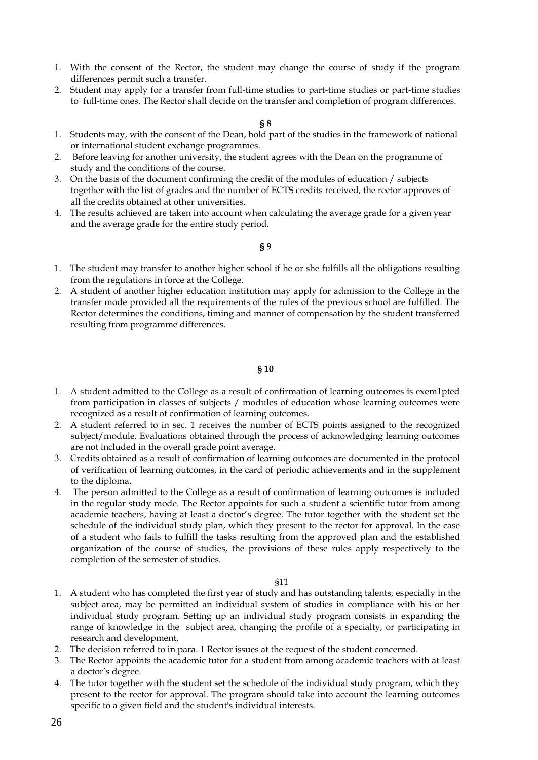1. With the consent of the Rector, the student may change the course of study if the program differences permit such a transfer.
2. Student may apply for a transfer from full-time studies to part-time studies or part-time studies to full-time ones. The Rector shall decide on the transfer and completion of program differences.

**§ 8**

1. Students may, with the consent of the Dean, hold part of the studies in the framework of national or international student exchange programmes.
2. Before leaving for another university, the student agrees with the Dean on the programme of study and the conditions of the course.
3. On the basis of the document confirming the credit of the modules of education / subjects together with the list of grades and the number of ECTS credits received, the rector approves of all the credits obtained at other universities.
4. The results achieved are taken into account when calculating the average grade for a given year and the average grade for the entire study period.

**§ 9**

1. The student may transfer to another higher school if he or she fulfills all the obligations resulting from the regulations in force at the College.
2. A student of another higher education institution may apply for admission to the College in the transfer mode provided all the requirements of the rules of the previous school are fulfilled. The Rector determines the conditions, timing and manner of compensation by the student transferred resulting from programme differences.

**§ 10**

1. A student admitted to the College as a result of confirmation of learning outcomes is exem1pted from participation in classes of subjects / modules of education whose learning outcomes were recognized as a result of confirmation of learning outcomes.
2. A student referred to in sec. 1 receives the number of ECTS points assigned to the recognized subject/module. Evaluations obtained through the process of acknowledging learning outcomes are not included in the overall grade point average.
3. Credits obtained as a result of confirmation of learning outcomes are documented in the protocol of verification of learning outcomes, in the card of periodic achievements and in the supplement to the diploma.
4. The person admitted to the College as a result of confirmation of learning outcomes is included in the regular study mode. The Rector appoints for such a student a scientific tutor from among academic teachers, having at least a doctor's degree. The tutor together with the student set the schedule of the individual study plan, which they present to the rector for approval. In the case of a student who fails to fulfill the tasks resulting from the approved plan and the established organization of the course of studies, the provisions of these rules apply respectively to the completion of the semester of studies.

§11

1. A student who has completed the first year of study and has outstanding talents, especially in the subject area, may be permitted an individual system of studies in compliance with his or her individual study program. Setting up an individual study program consists in expanding the range of knowledge in the subject area, changing the profile of a specialty, or participating in research and development.
2. The decision referred to in para. 1 Rector issues at the request of the student concerned.
3. The Rector appoints the academic tutor for a student from among academic teachers with at least a doctor's degree.
4. The tutor together with the student set the schedule of the individual study program, which they present to the rector for approval. The program should take into account the learning outcomes specific to a given field and the student's individual interests.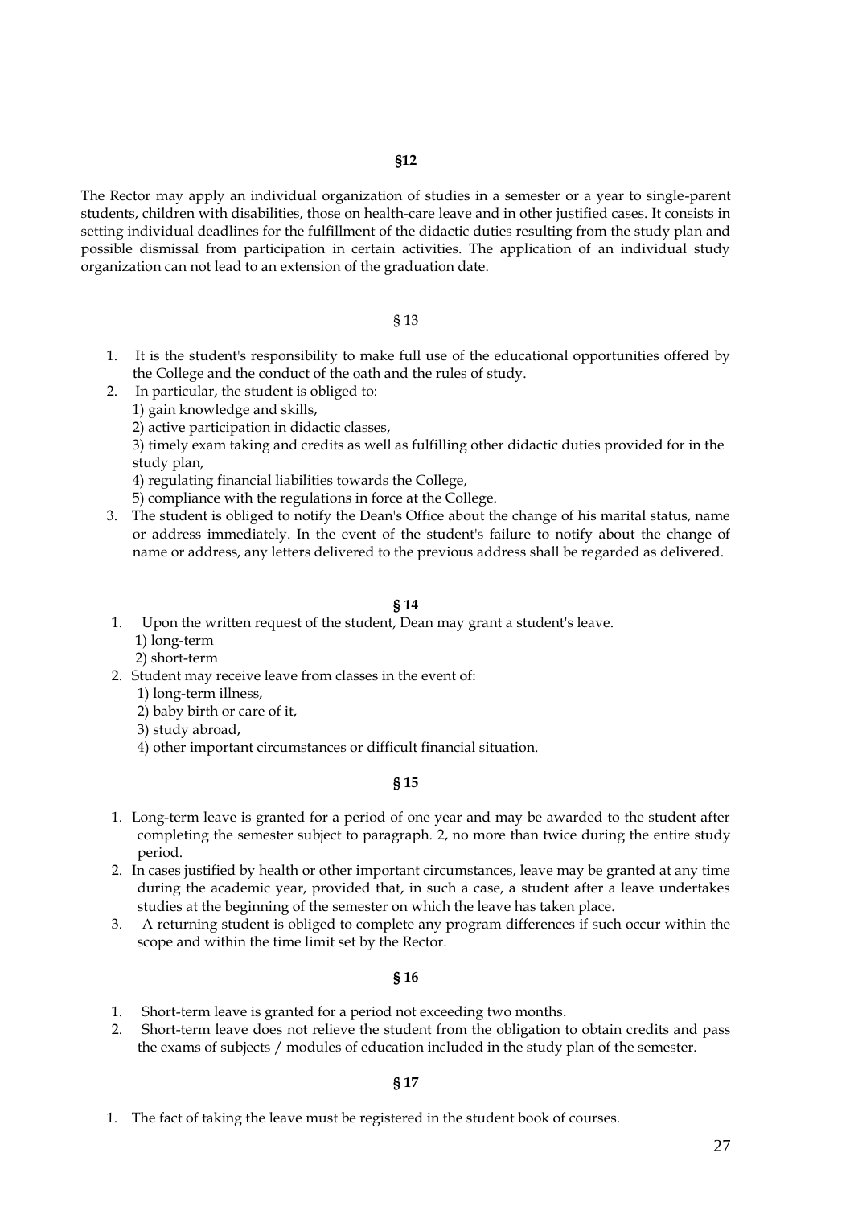**§12**

The Rector may apply an individual organization of studies in a semester or a year to single-parent students, children with disabilities, those on health-care leave and in other justified cases. It consists in setting individual deadlines for the fulfillment of the didactic duties resulting from the study plan and possible dismissal from participation in certain activities. The application of an individual study organization can not lead to an extension of the graduation date.

§ 13

1. It is the student's responsibility to make full use of the educational opportunities offered by the College and the conduct of the oath and the rules of study.
2. In particular, the student is obliged to:
   1) gain knowledge and skills,
   2) active participation in didactic classes,
   3) timely exam taking and credits as well as fulfilling other didactic duties provided for in the study plan,
   4) regulating financial liabilities towards the College,
   5) compliance with the regulations in force at the College.
3. The student is obliged to notify the Dean's Office about the change of his marital status, name or address immediately. In the event of the student's failure to notify about the change of name or address, any letters delivered to the previous address shall be regarded as delivered.

**§ 14**

1. Upon the written request of the student, Dean may grant a student's leave.
   1) long-term
   2) short-term
2. Student may receive leave from classes in the event of:
   1) long-term illness,
   2) baby birth or care of it,
   3) study abroad,
   4) other important circumstances or difficult financial situation.

**§ 15**

1. Long-term leave is granted for a period of one year and may be awarded to the student after completing the semester subject to paragraph. 2, no more than twice during the entire study period.
2. In cases justified by health or other important circumstances, leave may be granted at any time during the academic year, provided that, in such a case, a student after a leave undertakes studies at the beginning of the semester on which the leave has taken place.
3. A returning student is obliged to complete any program differences if such occur within the scope and within the time limit set by the Rector.

**§ 16**

1. Short-term leave is granted for a period not exceeding two months.
2. Short-term leave does not relieve the student from the obligation to obtain credits and pass the exams of subjects / modules of education included in the study plan of the semester.

**§ 17**

1. The fact of taking the leave must be registered in the student book of courses.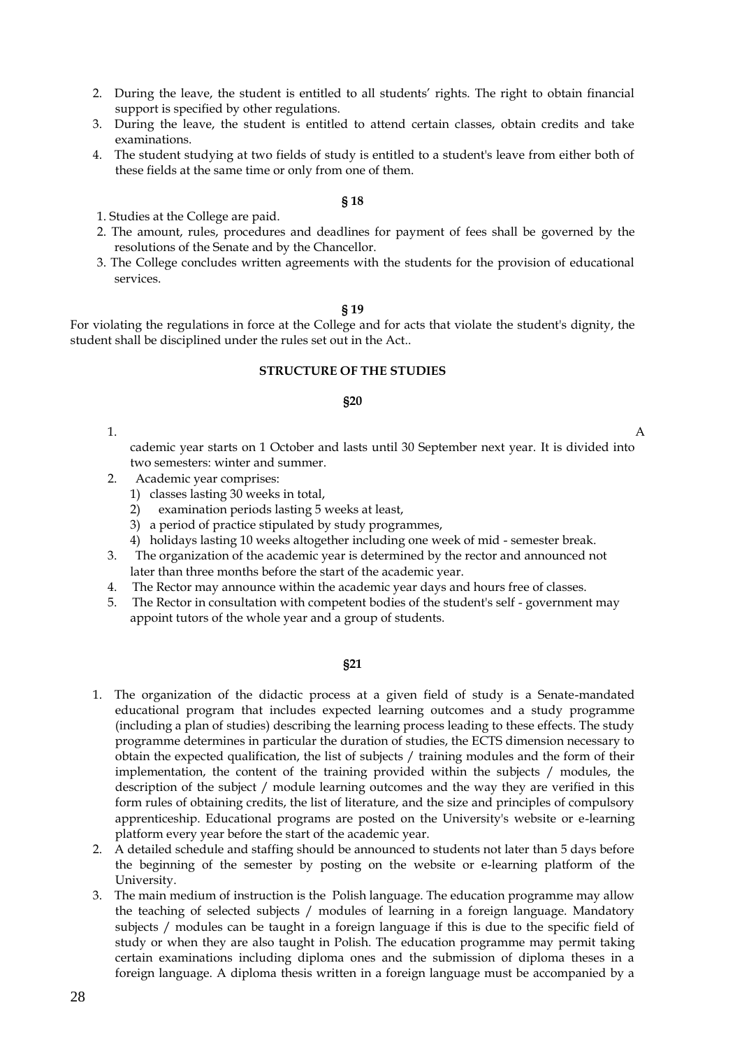2. During the leave, the student is entitled to all students' rights. The right to obtain financial support is specified by other regulations.
3. During the leave, the student is entitled to attend certain classes, obtain credits and take examinations.
4. The student studying at two fields of study is entitled to a student's leave from either both of these fields at the same time or only from one of them.

**§ 18**

1. Studies at the College are paid.
2. The amount, rules, procedures and deadlines for payment of fees shall be governed by the resolutions of the Senate and by the Chancellor.
3. The College concludes written agreements with the students for the provision of educational services.

**§ 19**

For violating the regulations in force at the College and for acts that violate the student's dignity, the student shall be disciplined under the rules set out in the Act..

**STRUCTURE OF THE STUDIES**

**§20**

1. A cademic year starts on 1 October and lasts until 30 September next year. It is divided into two semesters: winter and summer.
2. Academic year comprises:
   1) classes lasting 30 weeks in total,
   2) examination periods lasting 5 weeks at least,
   3) a period of practice stipulated by study programmes,
   4) holidays lasting 10 weeks altogether including one week of mid - semester break.
3. The organization of the academic year is determined by the rector and announced not later than three months before the start of the academic year.
4. The Rector may announce within the academic year days and hours free of classes.
5. The Rector in consultation with competent bodies of the student's self - government may appoint tutors of the whole year and a group of students.

**§21**

1. The organization of the didactic process at a given field of study is a Senate-mandated educational program that includes expected learning outcomes and a study programme (including a plan of studies) describing the learning process leading to these effects. The study programme determines in particular the duration of studies, the ECTS dimension necessary to obtain the expected qualification, the list of subjects / training modules and the form of their implementation, the content of the training provided within the subjects / modules, the description of the subject / module learning outcomes and the way they are verified in this form rules of obtaining credits, the list of literature, and the size and principles of compulsory apprenticeship. Educational programs are posted on the University's website or e-learning platform every year before the start of the academic year.
2. A detailed schedule and staffing should be announced to students not later than 5 days before the beginning of the semester by posting on the website or e-learning platform of the University.
3. The main medium of instruction is the Polish language. The education programme may allow the teaching of selected subjects / modules of learning in a foreign language. Mandatory subjects / modules can be taught in a foreign language if this is due to the specific field of study or when they are also taught in Polish. The education programme may permit taking certain examinations including diploma ones and the submission of diploma theses in a foreign language. A diploma thesis written in a foreign language must be accompanied by a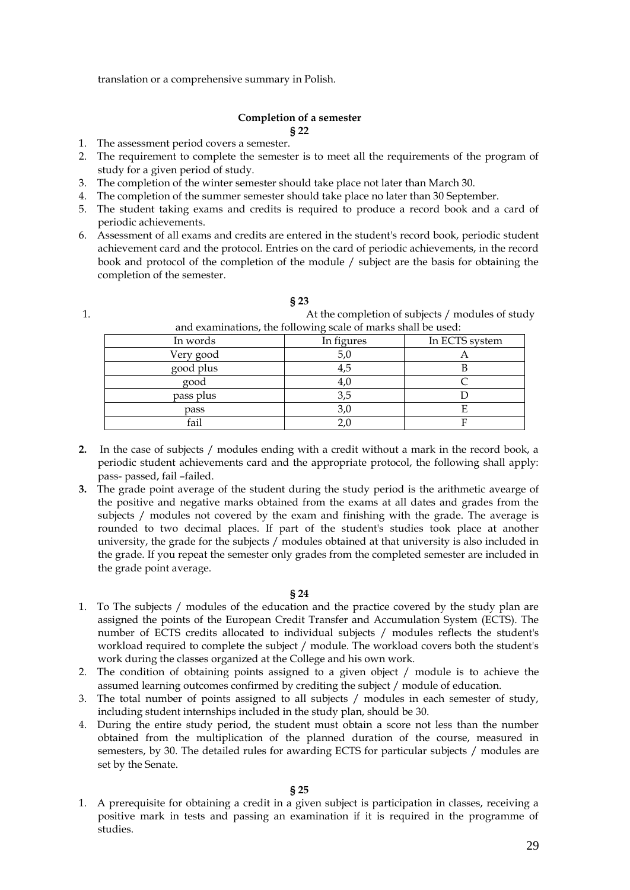translation or a comprehensive summary in Polish.

## Completion of a semester

**§ 22**

1. The assessment period covers a semester.
2. The requirement to complete the semester is to meet all the requirements of the program of study for a given period of study.
3. The completion of the winter semester should take place not later than March 30.
4. The completion of the summer semester should take place no later than 30 September.
5. The student taking exams and credits is required to produce a record book and a card of periodic achievements.
6. Assessment of all exams and credits are entered in the student's record book, periodic student achievement card and the protocol. Entries on the card of periodic achievements, in the record book and protocol of the completion of the module / subject are the basis for obtaining the completion of the semester.

**§ 23**

1. At the completion of subjects / modules of study and examinations, the following scale of marks shall be used:

| In words | In figures | In ECTS system |
|---|---|---|
| Very good | 5,0 | A |
| good plus | 4,5 | B |
| good | 4,0 | C |
| pass plus | 3,5 | D |
| pass | 3,0 | E |
| fail | 2,0 | F |

**2.** In the case of subjects / modules ending with a credit without a mark in the record book, a periodic student achievements card and the appropriate protocol, the following shall apply: pass- passed, fail –failed.

**3.** The grade point average of the student during the study period is the arithmetic avearge of the positive and negative marks obtained from the exams at all dates and grades from the subjects / modules not covered by the exam and finishing with the grade. The average is rounded to two decimal places. If part of the student's studies took place at another university, the grade for the subjects / modules obtained at that university is also included in the grade. If you repeat the semester only grades from the completed semester are included in the grade point average.

**§ 24**

1. To The subjects / modules of the education and the practice covered by the study plan are assigned the points of the European Credit Transfer and Accumulation System (ECTS). The number of ECTS credits allocated to individual subjects / modules reflects the student's workload required to complete the subject / module. The workload covers both the student's work during the classes organized at the College and his own work.
2. The condition of obtaining points assigned to a given object / module is to achieve the assumed learning outcomes confirmed by crediting the subject / module of education.
3. The total number of points assigned to all subjects / modules in each semester of study, including student internships included in the study plan, should be 30.
4. During the entire study period, the student must obtain a score not less than the number obtained from the multiplication of the planned duration of the course, measured in semesters, by 30. The detailed rules for awarding ECTS for particular subjects / modules are set by the Senate.

**§ 25**

1. A prerequisite for obtaining a credit in a given subject is participation in classes, receiving a positive mark in tests and passing an examination if it is required in the programme of studies.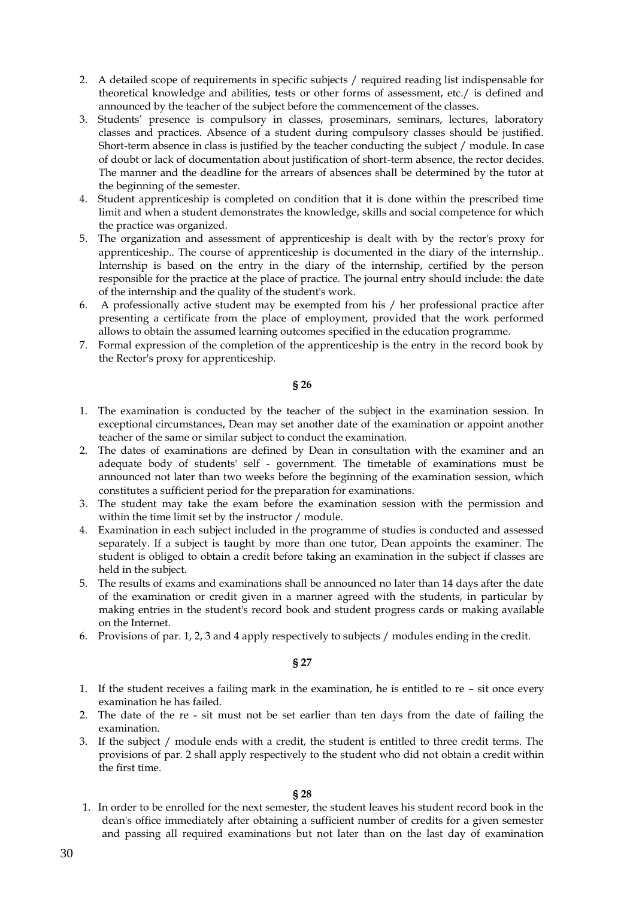2. A detailed scope of requirements in specific subjects / required reading list indispensable for theoretical knowledge and abilities, tests or other forms of assessment, etc./ is defined and announced by the teacher of the subject before the commencement of the classes.
3. Students' presence is compulsory in classes, proseminars, seminars, lectures, laboratory classes and practices. Absence of a student during compulsory classes should be justified. Short-term absence in class is justified by the teacher conducting the subject / module. In case of doubt or lack of documentation about justification of short-term absence, the rector decides. The manner and the deadline for the arrears of absences shall be determined by the tutor at the beginning of the semester.
4. Student apprenticeship is completed on condition that it is done within the prescribed time limit and when a student demonstrates the knowledge, skills and social competence for which the practice was organized.
5. The organization and assessment of apprenticeship is dealt with by the rector's proxy for apprenticeship.. The course of apprenticeship is documented in the diary of the internship.. Internship is based on the entry in the diary of the internship, certified by the person responsible for the practice at the place of practice. The journal entry should include: the date of the internship and the quality of the student's work.
6. A professionally active student may be exempted from his / her professional practice after presenting a certificate from the place of employment, provided that the work performed allows to obtain the assumed learning outcomes specified in the education programme.
7. Formal expression of the completion of the apprenticeship is the entry in the record book by the Rector's proxy for apprenticeship.

**§ 26**

1. The examination is conducted by the teacher of the subject in the examination session. In exceptional circumstances, Dean may set another date of the examination or appoint another teacher of the same or similar subject to conduct the examination.
2. The dates of examinations are defined by Dean in consultation with the examiner and an adequate body of students' self - government. The timetable of examinations must be announced not later than two weeks before the beginning of the examination session, which constitutes a sufficient period for the preparation for examinations.
3. The student may take the exam before the examination session with the permission and within the time limit set by the instructor / module.
4. Examination in each subject included in the programme of studies is conducted and assessed separately. If a subject is taught by more than one tutor, Dean appoints the examiner. The student is obliged to obtain a credit before taking an examination in the subject if classes are held in the subject.
5. The results of exams and examinations shall be announced no later than 14 days after the date of the examination or credit given in a manner agreed with the students, in particular by making entries in the student's record book and student progress cards or making available on the Internet.
6. Provisions of par. 1, 2, 3 and 4 apply respectively to subjects / modules ending in the credit.

**§ 27**

1. If the student receives a failing mark in the examination, he is entitled to re – sit once every examination he has failed.
2. The date of the re - sit must not be set earlier than ten days from the date of failing the examination.
3. If the subject / module ends with a credit, the student is entitled to three credit terms. The provisions of par. 2 shall apply respectively to the student who did not obtain a credit within the first time.

**§ 28**

1. In order to be enrolled for the next semester, the student leaves his student record book in the dean's office immediately after obtaining a sufficient number of credits for a given semester and passing all required examinations but not later than on the last day of examination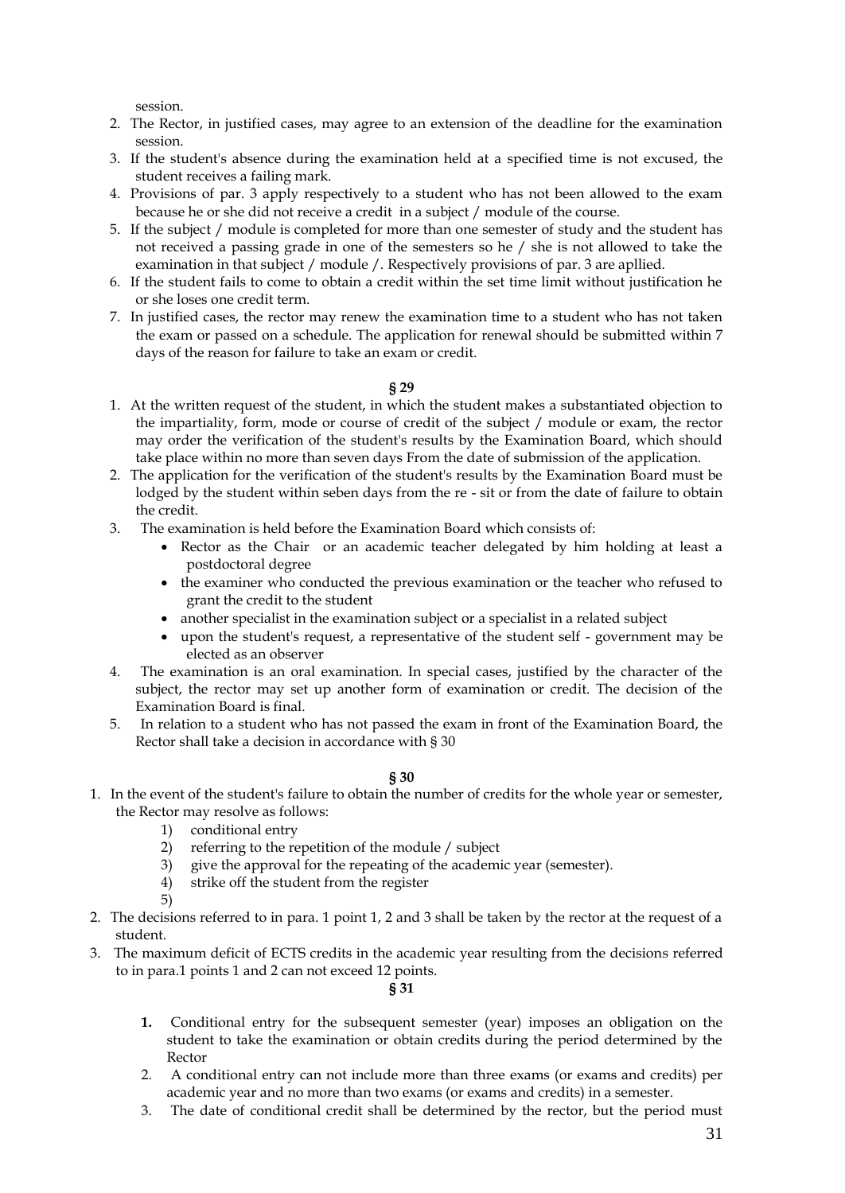session.

2. The Rector, in justified cases, may agree to an extension of the deadline for the examination session.
3. If the student's absence during the examination held at a specified time is not excused, the student receives a failing mark.
4. Provisions of par. 3 apply respectively to a student who has not been allowed to the exam because he or she did not receive a credit in a subject / module of the course.
5. If the subject / module is completed for more than one semester of study and the student has not received a passing grade in one of the semesters so he / she is not allowed to take the examination in that subject / module /. Respectively provisions of par. 3 are apllied.
6. If the student fails to come to obtain a credit within the set time limit without justification he or she loses one credit term.
7. In justified cases, the rector may renew the examination time to a student who has not taken the exam or passed on a schedule. The application for renewal should be submitted within 7 days of the reason for failure to take an exam or credit.

**§ 29**

1. At the written request of the student, in which the student makes a substantiated objection to the impartiality, form, mode or course of credit of the subject / module or exam, the rector may order the verification of the student's results by the Examination Board, which should take place within no more than seven days From the date of submission of the application.
2. The application for the verification of the student's results by the Examination Board must be lodged by the student within seben days from the re - sit or from the date of failure to obtain the credit.
3. The examination is held before the Examination Board which consists of:
   - Rector as the Chair or an academic teacher delegated by him holding at least a postdoctoral degree
   - the examiner who conducted the previous examination or the teacher who refused to grant the credit to the student
   - another specialist in the examination subject or a specialist in a related subject
   - upon the student's request, a representative of the student self - government may be elected as an observer
4. The examination is an oral examination. In special cases, justified by the character of the subject, the rector may set up another form of examination or credit. The decision of the Examination Board is final.
5. In relation to a student who has not passed the exam in front of the Examination Board, the Rector shall take a decision in accordance with § 30

**§ 30**

1. In the event of the student's failure to obtain the number of credits for the whole year or semester, the Rector may resolve as follows:
   1) conditional entry
   2) referring to the repetition of the module / subject
   3) give the approval for the repeating of the academic year (semester).
   4) strike off the student from the register
   5)
2. The decisions referred to in para. 1 point 1, 2 and 3 shall be taken by the rector at the request of a student.
3. The maximum deficit of ECTS credits in the academic year resulting from the decisions referred to in para.1 points 1 and 2 can not exceed 12 points.

**§ 31**

1. Conditional entry for the subsequent semester (year) imposes an obligation on the student to take the examination or obtain credits during the period determined by the Rector
2. A conditional entry can not include more than three exams (or exams and credits) per academic year and no more than two exams (or exams and credits) in a semester.
3. The date of conditional credit shall be determined by the rector, but the period must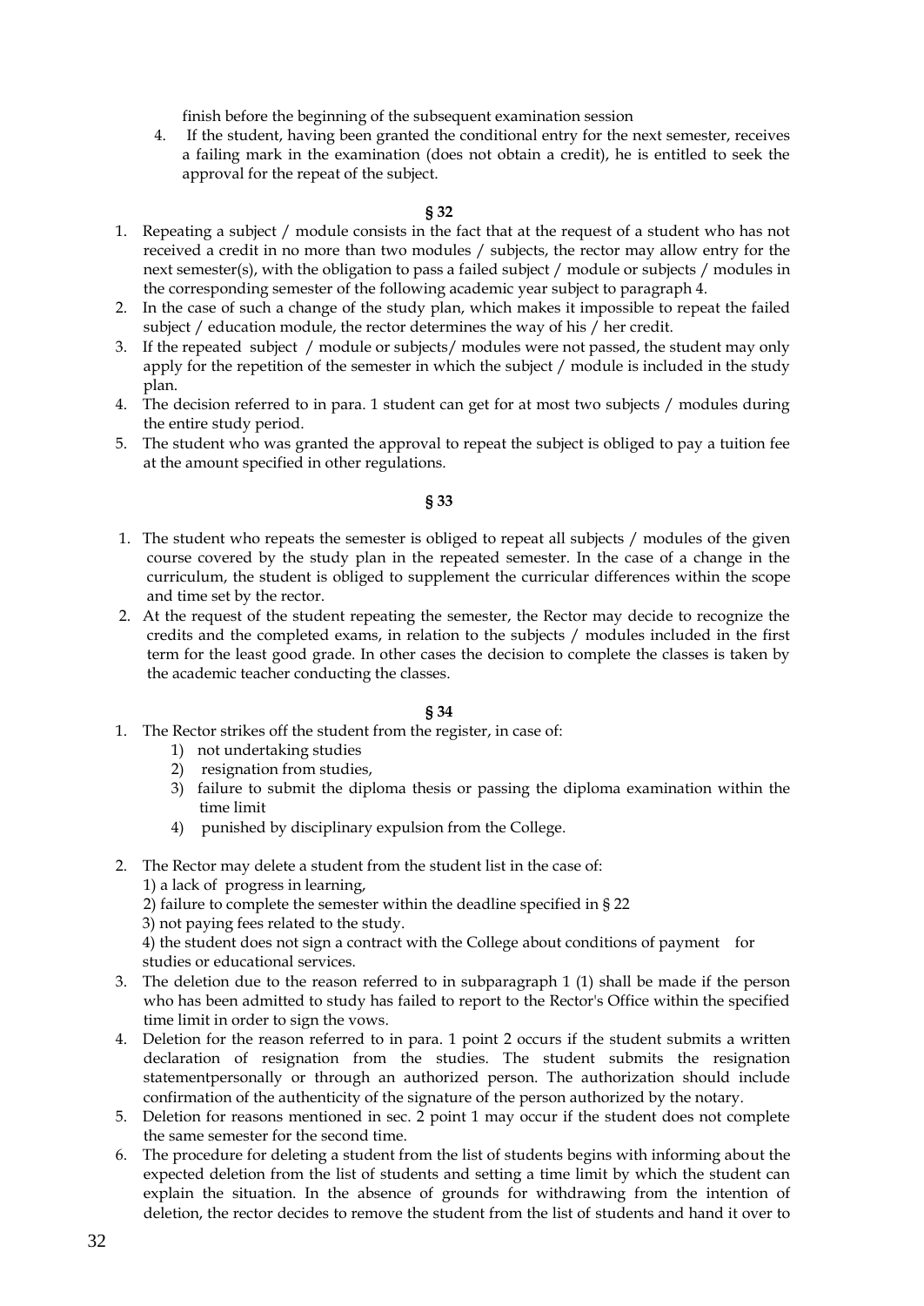finish before the beginning of the subsequent examination session

4. If the student, having been granted the conditional entry for the next semester, receives a failing mark in the examination (does not obtain a credit), he is entitled to seek the approval for the repeat of the subject.

**§ 32**

1. Repeating a subject / module consists in the fact that at the request of a student who has not received a credit in no more than two modules / subjects, the rector may allow entry for the next semester(s), with the obligation to pass a failed subject / module or subjects / modules in the corresponding semester of the following academic year subject to paragraph 4.
2. In the case of such a change of the study plan, which makes it impossible to repeat the failed subject / education module, the rector determines the way of his / her credit.
3. If the repeated subject / module or subjects/ modules were not passed, the student may only apply for the repetition of the semester in which the subject / module is included in the study plan.
4. The decision referred to in para. 1 student can get for at most two subjects / modules during the entire study period.
5. The student who was granted the approval to repeat the subject is obliged to pay a tuition fee at the amount specified in other regulations.

**§ 33**

1. The student who repeats the semester is obliged to repeat all subjects / modules of the given course covered by the study plan in the repeated semester. In the case of a change in the curriculum, the student is obliged to supplement the curricular differences within the scope and time set by the rector.
2. At the request of the student repeating the semester, the Rector may decide to recognize the credits and the completed exams, in relation to the subjects / modules included in the first term for the least good grade. In other cases the decision to complete the classes is taken by the academic teacher conducting the classes.

**§ 34**

1. The Rector strikes off the student from the register, in case of:
   1) not undertaking studies
   2) resignation from studies,
   3) failure to submit the diploma thesis or passing the diploma examination within the time limit
   4) punished by disciplinary expulsion from the College.
2. The Rector may delete a student from the student list in the case of:
   1) a lack of progress in learning,
   2) failure to complete the semester within the deadline specified in § 22
   3) not paying fees related to the study.
   4) the student does not sign a contract with the College about conditions of payment for studies or educational services.
3. The deletion due to the reason referred to in subparagraph 1 (1) shall be made if the person who has been admitted to study has failed to report to the Rector's Office within the specified time limit in order to sign the vows.
4. Deletion for the reason referred to in para. 1 point 2 occurs if the student submits a written declaration of resignation from the studies. The student submits the resignation statementpersonally or through an authorized person. The authorization should include confirmation of the authenticity of the signature of the person authorized by the notary.
5. Deletion for reasons mentioned in sec. 2 point 1 may occur if the student does not complete the same semester for the second time.
6. The procedure for deleting a student from the list of students begins with informing about the expected deletion from the list of students and setting a time limit by which the student can explain the situation. In the absence of grounds for withdrawing from the intention of deletion, the rector decides to remove the student from the list of students and hand it over to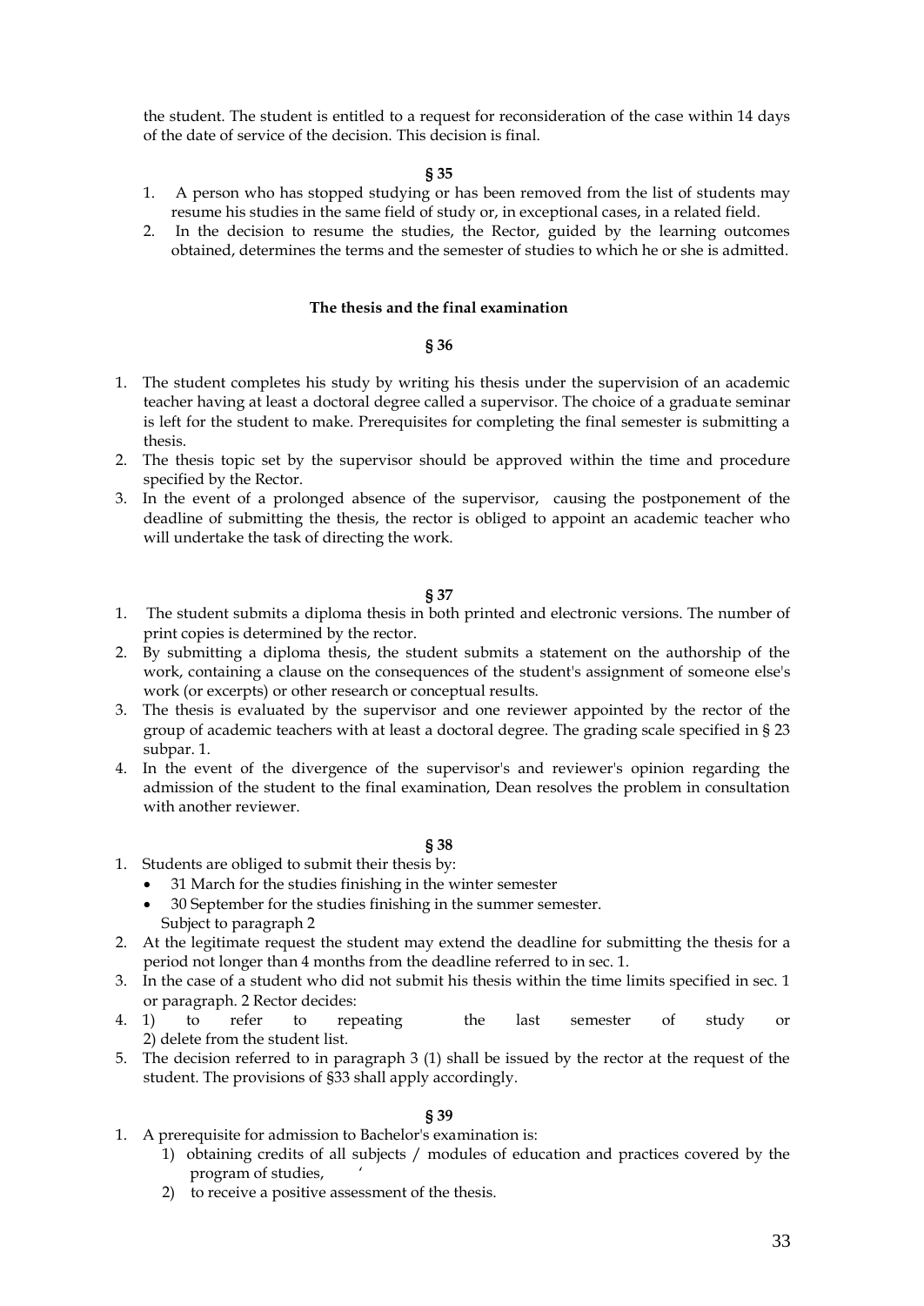the student. The student is entitled to a request for reconsideration of the case within 14 days of the date of service of the decision. This decision is final.

**§ 35**

1. A person who has stopped studying or has been removed from the list of students may resume his studies in the same field of study or, in exceptional cases, in a related field.
2. In the decision to resume the studies, the Rector, guided by the learning outcomes obtained, determines the terms and the semester of studies to which he or she is admitted.

**The thesis and the final examination**

**§ 36**

1. The student completes his study by writing his thesis under the supervision of an academic teacher having at least a doctoral degree called a supervisor. The choice of a graduate seminar is left for the student to make. Prerequisites for completing the final semester is submitting a thesis.
2. The thesis topic set by the supervisor should be approved within the time and procedure specified by the Rector.
3. In the event of a prolonged absence of the supervisor, causing the postponement of the deadline of submitting the thesis, the rector is obliged to appoint an academic teacher who will undertake the task of directing the work.

**§ 37**

1. The student submits a diploma thesis in both printed and electronic versions. The number of print copies is determined by the rector.
2. By submitting a diploma thesis, the student submits a statement on the authorship of the work, containing a clause on the consequences of the student's assignment of someone else's work (or excerpts) or other research or conceptual results.
3. The thesis is evaluated by the supervisor and one reviewer appointed by the rector of the group of academic teachers with at least a doctoral degree. The grading scale specified in § 23 subpar. 1.
4. In the event of the divergence of the supervisor's and reviewer's opinion regarding the admission of the student to the final examination, Dean resolves the problem in consultation with another reviewer.

**§ 38**

1. Students are obliged to submit their thesis by:
   - 31 March for the studies finishing in the winter semester
   - 30 September for the studies finishing in the summer semester.

   Subject to paragraph 2
2. At the legitimate request the student may extend the deadline for submitting the thesis for a period not longer than 4 months from the deadline referred to in sec. 1.
3. In the case of a student who did not submit his thesis within the time limits specified in sec. 1 or paragraph. 2 Rector decides:
4. 1) to refer to repeating the last semester of study or
   2) delete from the student list.
5. The decision referred to in paragraph 3 (1) shall be issued by the rector at the request of the student. The provisions of §33 shall apply accordingly.

**§ 39**

1. A prerequisite for admission to Bachelor's examination is:
   1) obtaining credits of all subjects / modules of education and practices covered by the program of studies, ‘
   2) to receive a positive assessment of the thesis.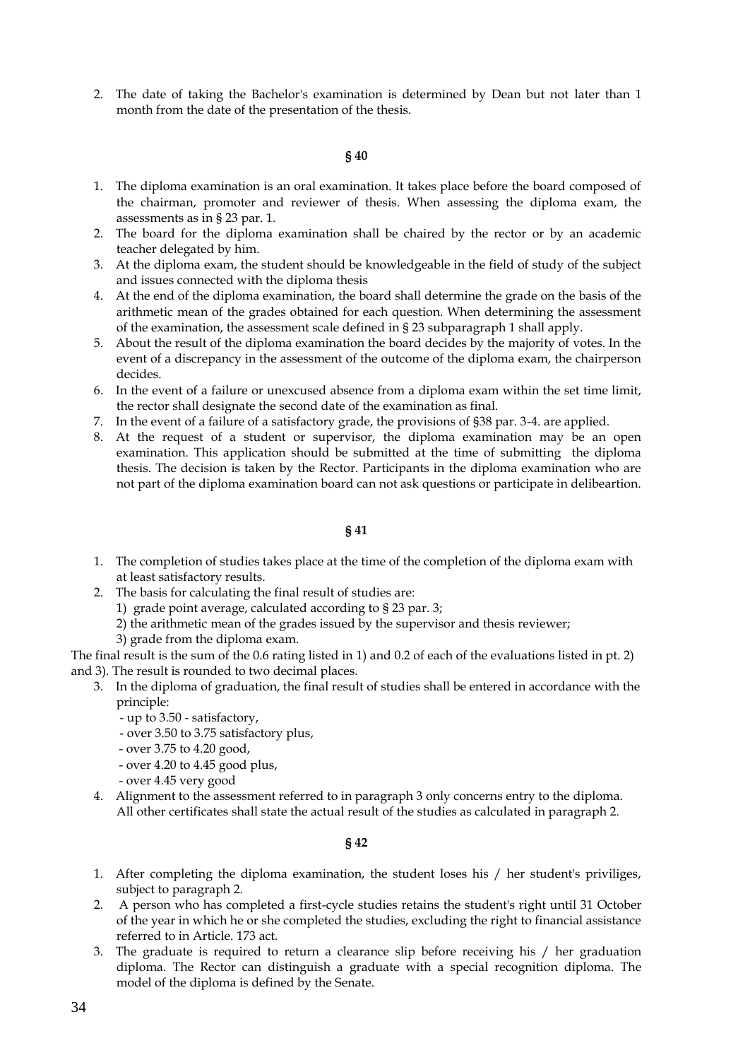2. The date of taking the Bachelor's examination is determined by Dean but not later than 1 month from the date of the presentation of the thesis.

**§ 40**

1. The diploma examination is an oral examination. It takes place before the board composed of the chairman, promoter and reviewer of thesis. When assessing the diploma exam, the assessments as in § 23 par. 1.
2. The board for the diploma examination shall be chaired by the rector or by an academic teacher delegated by him.
3. At the diploma exam, the student should be knowledgeable in the field of study of the subject and issues connected with the diploma thesis
4. At the end of the diploma examination, the board shall determine the grade on the basis of the arithmetic mean of the grades obtained for each question. When determining the assessment of the examination, the assessment scale defined in § 23 subparagraph 1 shall apply.
5. About the result of the diploma examination the board decides by the majority of votes. In the event of a discrepancy in the assessment of the outcome of the diploma exam, the chairperson decides.
6. In the event of a failure or unexcused absence from a diploma exam within the set time limit, the rector shall designate the second date of the examination as final.
7. In the event of a failure of a satisfactory grade, the provisions of §38 par. 3-4. are applied.
8. At the request of a student or supervisor, the diploma examination may be an open examination. This application should be submitted at the time of submitting the diploma thesis. The decision is taken by the Rector. Participants in the diploma examination who are not part of the diploma examination board can not ask questions or participate in delibeartion.

**§ 41**

1. The completion of studies takes place at the time of the completion of the diploma exam with at least satisfactory results.
2. The basis for calculating the final result of studies are:
   1) grade point average, calculated according to § 23 par. 3;
   2) the arithmetic mean of the grades issued by the supervisor and thesis reviewer;
   3) grade from the diploma exam.

The final result is the sum of the 0.6 rating listed in 1) and 0.2 of each of the evaluations listed in pt. 2) and 3). The result is rounded to two decimal places.

3. In the diploma of graduation, the final result of studies shall be entered in accordance with the principle:
   - up to 3.50 - satisfactory,
   - over 3.50 to 3.75 satisfactory plus,
   - over 3.75 to 4.20 good,
   - over 4.20 to 4.45 good plus,
   - over 4.45 very good
4. Alignment to the assessment referred to in paragraph 3 only concerns entry to the diploma. All other certificates shall state the actual result of the studies as calculated in paragraph 2.

**§ 42**

1. After completing the diploma examination, the student loses his / her student's priviliges, subject to paragraph 2.
2. A person who has completed a first-cycle studies retains the student's right until 31 October of the year in which he or she completed the studies, excluding the right to financial assistance referred to in Article. 173 act.
3. The graduate is required to return a clearance slip before receiving his / her graduation diploma. The Rector can distinguish a graduate with a special recognition diploma. The model of the diploma is defined by the Senate.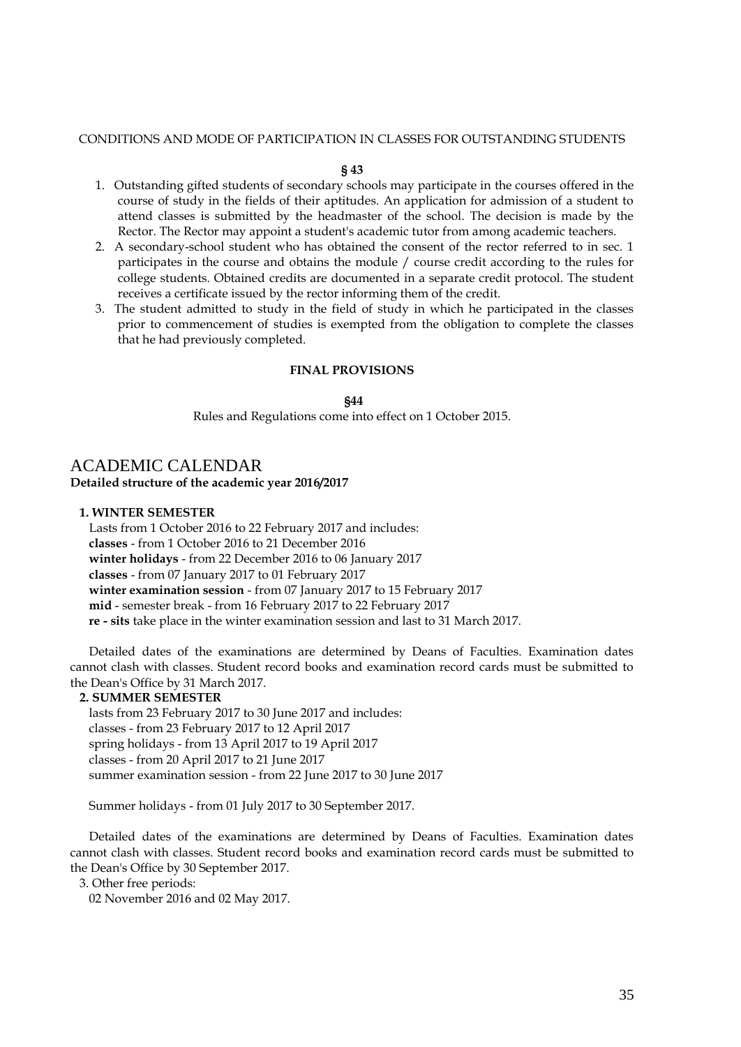CONDITIONS AND MODE OF PARTICIPATION IN CLASSES FOR OUTSTANDING STUDENTS

**§ 43**

1. Outstanding gifted students of secondary schools may participate in the courses offered in the course of study in the fields of their aptitudes. An application for admission of a student to attend classes is submitted by the headmaster of the school. The decision is made by the Rector. The Rector may appoint a student's academic tutor from among academic teachers.
2. A secondary-school student who has obtained the consent of the rector referred to in sec. 1 participates in the course and obtains the module / course credit according to the rules for college students. Obtained credits are documented in a separate credit protocol. The student receives a certificate issued by the rector informing them of the credit.
3. The student admitted to study in the field of study in which he participated in the classes prior to commencement of studies is exempted from the obligation to complete the classes that he had previously completed.

**FINAL PROVISIONS**

**§44**

Rules and Regulations come into effect on 1 October 2015.

# ACADEMIC CALENDAR

**Detailed structure of the academic year 2016/2017**

**1. WINTER SEMESTER**

Lasts from 1 October 2016 to 22 February 2017 and includes:
**classes** - from 1 October 2016 to 21 December 2016
**winter holidays** - from 22 December 2016 to 06 January 2017
**classes** - from 07 January 2017 to 01 February 2017
**winter examination session** - from 07 January 2017 to 15 February 2017
**mid** - semester break - from 16 February 2017 to 22 February 2017
**re - sits** take place in the winter examination session and last to 31 March 2017.

Detailed dates of the examinations are determined by Deans of Faculties. Examination dates cannot clash with classes. Student record books and examination record cards must be submitted to the Dean's Office by 31 March 2017.

**2. SUMMER SEMESTER**

lasts from 23 February 2017 to 30 June 2017 and includes:
classes - from 23 February 2017 to 12 April 2017
spring holidays - from 13 April 2017 to 19 April 2017
classes - from 20 April 2017 to 21 June 2017
summer examination session - from 22 June 2017 to 30 June 2017

Summer holidays - from 01 July 2017 to 30 September 2017.

Detailed dates of the examinations are determined by Deans of Faculties. Examination dates cannot clash with classes. Student record books and examination record cards must be submitted to the Dean's Office by 30 September 2017.

3. Other free periods:
02 November 2016 and 02 May 2017.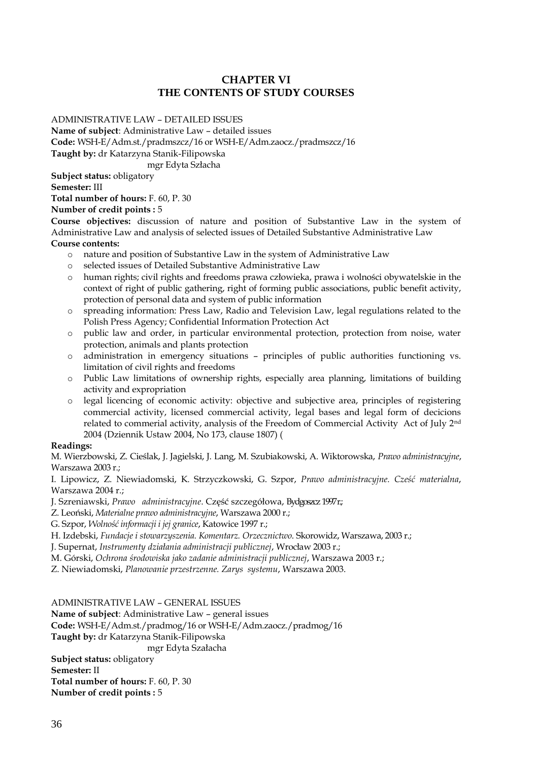# CHAPTER VI
# THE CONTENTS OF STUDY COURSES

ADMINISTRATIVE LAW – DETAILED ISSUES

**Name of subject**: Administrative Law – detailed issues

**Code:** WSH-E/Adm.st./pradmszcz/16 or WSH-E/Adm.zaocz./pradmszcz/16

**Taught by:** dr Katarzyna Stanik-Filipowska
mgr Edyta Szłacha

**Subject status:** obligatory

**Semester:** III

**Total number of hours:** F. 60, P. 30

**Number of credit points :** 5

**Course objectives:** discussion of nature and position of Substantive Law in the system of Administrative Law and analysis of selected issues of Detailed Substantive Administrative Law

**Course contents:**

- nature and position of Substantive Law in the system of Administrative Law
- selected issues of Detailed Substantive Administrative Law
- human rights; civil rights and freedoms prawa człowieka, prawa i wolności obywatelskie in the context of right of public gathering, right of forming public associations, public benefit activity, protection of personal data and system of public information
- spreading information: Press Law, Radio and Television Law, legal regulations related to the Polish Press Agency; Confidential Information Protection Act
- public law and order, in particular environmental protection, protection from noise, water protection, animals and plants protection
- administration in emergency situations – principles of public authorities functioning vs. limitation of civil rights and freedoms
- Public Law limitations of ownership rights, especially area planning, limitations of building activity and expropriation
- legal licencing of economic activity: objective and subjective area, principles of registering commercial activity, licensed commercial activity, legal bases and legal form of decicions related to commerial activity, analysis of the Freedom of Commercial Activity Act of July 2nd 2004 (Dziennik Ustaw 2004, No 173, clause 1807) (

**Readings:**

M. Wierzbowski, Z. Cieślak, J. Jagielski, J. Lang, M. Szubiakowski, A. Wiktorowska, *Prawo administracyjne*, Warszawa 2003 r.;

I. Lipowicz, Z. Niewiadomski, K. Strzyczkowski, G. Szpor, *Prawo administracyjne. Cześć materialna*, Warszawa 2004 r.;

J. Szreniawski, *Prawo administracyjne*. Część szczegółowa, Bydgoszcz 1997r.;

Z. Leoński, *Materialne prawo administracyjne*, Warszawa 2000 r.;

G. Szpor, *Wolność informacji i jej granice*, Katowice 1997 r.;

H. Izdebski, *Fundacje i stowarzyszenia. Komentarz. Orzecznictwo*. Skorowidz, Warszawa, 2003 r.;

J. Supernat, *Instrumenty działania administracji publicznej*, Wrocław 2003 r.;

M. Górski, *Ochrona środowiska jako zadanie administracji publicznej*, Warszawa 2003 r.;

Z. Niewiadomski, *Planowanie przestrzenne. Zarys systemu*, Warszawa 2003.

ADMINISTRATIVE LAW – GENERAL ISSUES

**Name of subject**: Administrative Law – general issues

**Code:** WSH-E/Adm.st./pradmog/16 or WSH-E/Adm.zaocz./pradmog/16

**Taught by:** dr Katarzyna Stanik-Filipowska
mgr Edyta Szałacha

**Subject status:** obligatory

**Semester:** II

**Total number of hours:** F. 60, P. 30

**Number of credit points :** 5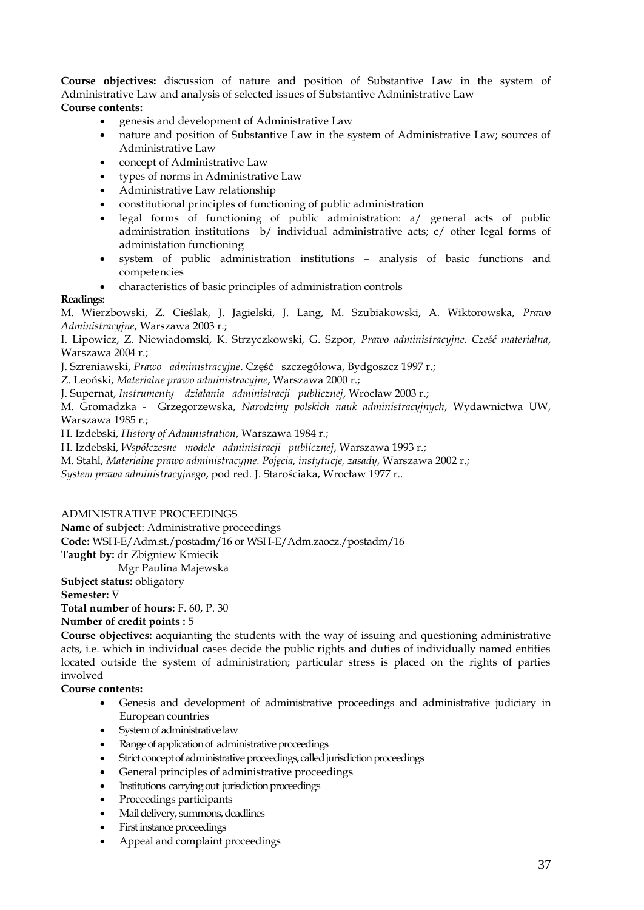**Course objectives:** discussion of nature and position of Substantive Law in the system of Administrative Law and analysis of selected issues of Substantive Administrative Law

**Course contents:**

- genesis and development of Administrative Law
- nature and position of Substantive Law in the system of Administrative Law; sources of Administrative Law
- concept of Administrative Law
- types of norms in Administrative Law
- Administrative Law relationship
- constitutional principles of functioning of public administration
- legal forms of functioning of public administration: a/ general acts of public administration institutions b/ individual administrative acts; c/ other legal forms of administation functioning
- system of public administration institutions – analysis of basic functions and competencies
- characteristics of basic principles of administration controls

**Readings:**

M. Wierzbowski, Z. Cieślak, J. Jagielski, J. Lang, M. Szubiakowski, A. Wiktorowska, *Prawo Administracyjne*, Warszawa 2003 r.;

I. Lipowicz, Z. Niewiadomski, K. Strzyczkowski, G. Szpor, *Prawo administracyjne. Cześć materialna*, Warszawa 2004 r.;

J. Szreniawski, *Prawo administracyjne*. Część szczegółowa, Bydgoszcz 1997 r.;

Z. Leoński, *Materialne prawo administracyjne*, Warszawa 2000 r.;

J. Supernat, *Instrumenty działania administracji publicznej*, Wrocław 2003 r.;

M. Gromadzka - Grzegorzewska, *Narodziny polskich nauk administracyjnych*, Wydawnictwa UW, Warszawa 1985 r.;

H. Izdebski, *History of Administration*, Warszawa 1984 r.;

H. Izdebski, *Współczesne modele administracji publicznej*, Warszawa 1993 r.;

M. Stahl, *Materialne prawo administracyjne. Pojęcia, instytucje, zasady*, Warszawa 2002 r.;

*System prawa administracyjnego*, pod red. J. Starościaka, Wrocław 1977 r..

## ADMINISTRATIVE PROCEEDINGS

**Name of subject**: Administrative proceedings

**Code:** WSH-E/Adm.st./postadm/16 or WSH-E/Adm.zaocz./postadm/16

**Taught by:** dr Zbigniew Kmiecik
Mgr Paulina Majewska

**Subject status:** obligatory

**Semester:** V

**Total number of hours:** F. 60, P. 30

**Number of credit points :** 5

**Course objectives:** acquianting the students with the way of issuing and questioning administrative acts, i.e. which in individual cases decide the public rights and duties of individually named entities located outside the system of administration; particular stress is placed on the rights of parties involved

**Course contents:**

- Genesis and development of administrative proceedings and administrative judiciary in European countries
- System of administrative law
- Range of application of administrative proceedings
- Strict concept of administrative proceedings, called jurisdiction proceedings
- General principles of administrative proceedings
- Institutions carrying out jurisdiction proceedings
- Proceedings participants
- Mail delivery, summons, deadlines
- First instance proceedings
- Appeal and complaint proceedings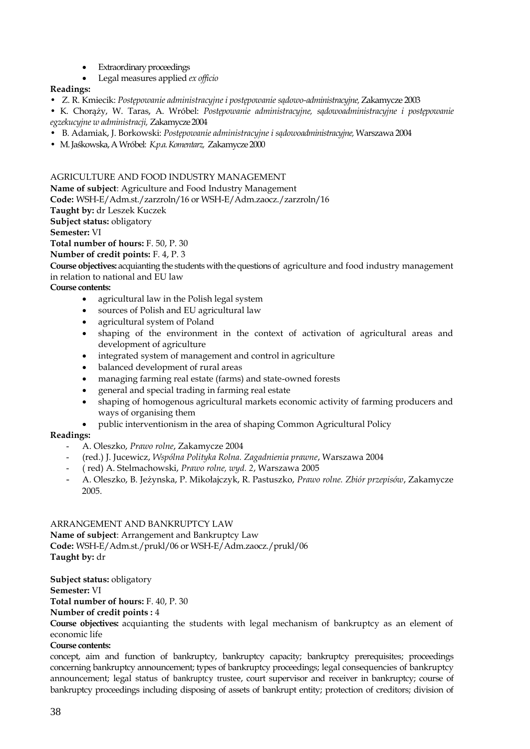- Extraordinary proceedings
- Legal measures applied *ex officio*

**Readings:**

- Z. R. Kmiecik: *Postępowanie administracyjne i postępowanie sądowo-administracyjne,* Zakamycze 2003
- K. Chorąży, W. Taras, A. Wróbel: *Postępowanie administracyjne, sądowoadministracyjne i postępowanie egzekucyjne w administracji,* Zakamycze 2004
- B. Adamiak, J. Borkowski: *Postępowanie administracyjne i sądowoadministracyjne,* Warszawa 2004
- M. Jaśkowska, A Wróbel: *K.p.a. Komentarz,* Zakamycze 2000

AGRICULTURE AND FOOD INDUSTRY MANAGEMENT

**Name of subject**: Agriculture and Food Industry Management
**Code:** WSH-E/Adm.st./zarzroln/16 or WSH-E/Adm.zaocz./zarzroln/16
**Taught by:** dr Leszek Kuczek
**Subject status:** obligatory
**Semester:** VI
**Total number of hours:** F. 50, P. 30
**Number of credit points:** F. 4, P. 3
**Course objectives:** acquianting the students with the questions of agriculture and food industry management in relation to national and EU law
**Course contents:**

- agricultural law in the Polish legal system
- sources of Polish and EU agricultural law
- agricultural system of Poland
- shaping of the environment in the context of activation of agricultural areas and development of agriculture
- integrated system of management and control in agriculture
- balanced development of rural areas
- managing farming real estate (farms) and state-owned forests
- general and special trading in farming real estate
- shaping of homogenous agricultural markets economic activity of farming producers and ways of organising them
- public interventionism in the area of shaping Common Agricultural Policy

**Readings:**

- A. Oleszko, *Prawo rolne*, Zakamycze 2004
- (red.) J. Jucewicz, *Wspólna Polityka Rolna. Zagadnienia prawne*, Warszawa 2004
- ( red) A. Stelmachowski, *Prawo rolne, wyd. 2*, Warszawa 2005
- A. Oleszko, B. Jeżynska, P. Mikołajczyk, R. Pastuszko, *Prawo rolne. Zbiór przepisów*, Zakamycze 2005.

ARRANGEMENT AND BANKRUPTCY LAW

**Name of subject**: Arrangement and Bankruptcy Law
**Code:** WSH-E/Adm.st./prukl/06 or WSH-E/Adm.zaocz./prukl/06
**Taught by:** dr

**Subject status:** obligatory
**Semester:** VI
**Total number of hours:** F. 40, P. 30
**Number of credit points :** 4
**Course objectives:** acquianting the students with legal mechanism of bankruptcy as an element of economic life
**Course contents:**
concept, aim and function of bankruptcy, bankruptcy capacity; bankruptcy prerequisites; proceedings concerning bankruptcy announcement; types of bankruptcy proceedings; legal consequencies of bankruptcy announcement; legal status of bankruptcy trustee, court supervisor and receiver in bankruptcy; course of bankruptcy proceedings including disposing of assets of bankrupt entity; protection of creditors; division of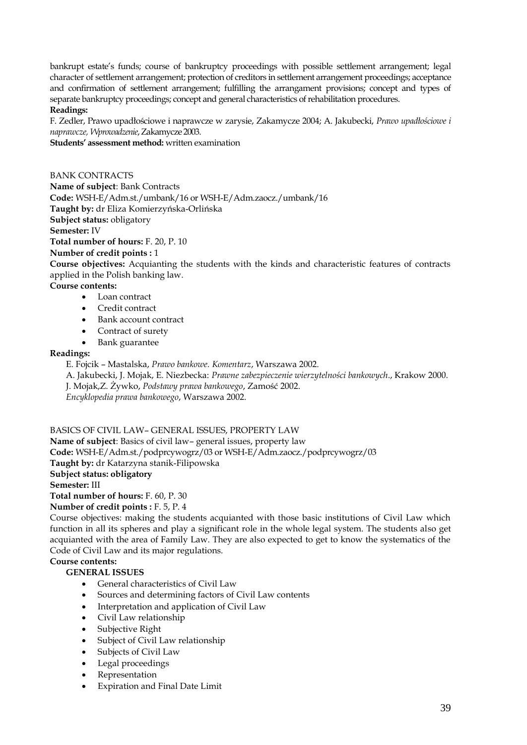bankrupt estate's funds; course of bankruptcy proceedings with possible settlement arrangement; legal character of settlement arrangement; protection of creditors in settlement arrangement proceedings; acceptance and confirmation of settlement arrangement; fulfilling the arrangament provisions; concept and types of separate bankruptcy proceedings; concept and general characteristics of rehabilitation procedures.

**Readings:**

F. Zedler, Prawo upadłościowe i naprawcze w zarysie, Zakamycze 2004; A. Jakubecki, *Prawo upadłościowe i naprawcze, Wprowadzenie*, Zakamycze 2003.

**Students' assessment method:** written examination

BANK CONTRACTS

**Name of subject**: Bank Contracts

**Code:** WSH-E/Adm.st./umbank/16 or WSH-E/Adm.zaocz./umbank/16

**Taught by:** dr Eliza Komierzyńska-Orlińska

**Subject status:** obligatory

**Semester:** IV

**Total number of hours:** F. 20, P. 10

**Number of credit points :** 1

**Course objectives:** Acquianting the students with the kinds and characteristic features of contracts applied in the Polish banking law.

**Course contents:**

- Loan contract
- Credit contract
- Bank account contract
- Contract of surety
- Bank guarantee

**Readings:**

E. Fojcik – Mastalska, *Prawo bankowe. Komentarz*, Warszawa 2002.

A. Jakubecki, J. Mojak, E. Niezbecka: *Prawne zabezpieczenie wierzytelności bankowych*., Krakow 2000.

J. Mojak,Z. Żywko, *Podstawy prawa bankowego*, Zamość 2002.

*Encyklopedia prawa bankowego*, Warszawa 2002.

BASICS OF CIVIL LAW– GENERAL ISSUES, PROPERTY LAW

**Name of subject**: Basics of civil law– general issues, property law

**Code:** WSH-E/Adm.st./podprcywogrz/03 or WSH-E/Adm.zaocz./podprcywogrz/03

**Taught by:** dr Katarzyna stanik-Filipowska

**Subject status: obligatory**

**Semester:** III

**Total number of hours:** F. 60, P. 30

**Number of credit points :** F. 5, P. 4

Course objectives: making the students acquianted with those basic institutions of Civil Law which function in all its spheres and play a significant role in the whole legal system. The students also get acquianted with the area of Family Law. They are also expected to get to know the systematics of the Code of Civil Law and its major regulations.

**Course contents:**

**GENERAL ISSUES**

- General characteristics of Civil Law
- Sources and determining factors of Civil Law contents
- Interpretation and application of Civil Law
- Civil Law relationship
- Subjective Right
- Subject of Civil Law relationship
- Subjects of Civil Law
- Legal proceedings
- Representation
- Expiration and Final Date Limit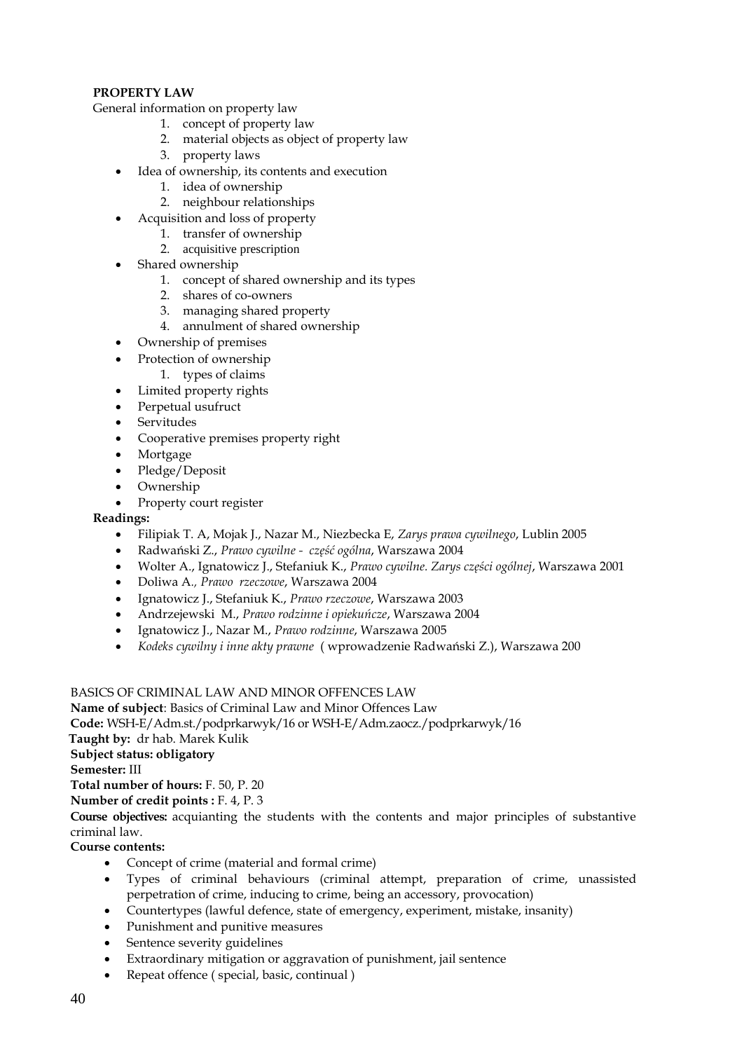**PROPERTY LAW**

General information on property law

1. concept of property law
2. material objects as object of property law
3. property laws

- Idea of ownership, its contents and execution
    1. idea of ownership
    2. neighbour relationships
- Acquisition and loss of property
    1. transfer of ownership
    2. acquisitive prescription
- Shared ownership
    1. concept of shared ownership and its types
    2. shares of co-owners
    3. managing shared property
    4. annulment of shared ownership
- Ownership of premises
- Protection of ownership
    1. types of claims
- Limited property rights
- Perpetual usufruct
- Servitudes
- Cooperative premises property right
- Mortgage
- Pledge/Deposit
- Ownership
- Property court register

**Readings:**

- Filipiak T. A, Mojak J., Nazar M., Niezbecka E, *Zarys prawa cywilnego*, Lublin 2005
- Radwański Z., *Prawo cywilne - część ogólna*, Warszawa 2004
- Wolter A., Ignatowicz J., Stefaniuk K., *Prawo cywilne. Zarys części ogólnej*, Warszawa 2001
- Doliwa A., *Prawo rzeczowe*, Warszawa 2004
- Ignatowicz J., Stefaniuk K., *Prawo rzeczowe*, Warszawa 2003
- Andrzejewski M., *Prawo rodzinne i opiekuńcze*, Warszawa 2004
- Ignatowicz J., Nazar M., *Prawo rodzinne*, Warszawa 2005
- *Kodeks cywilny i inne akty prawne* ( wprowadzenie Radwański Z.), Warszawa 200

BASICS OF CRIMINAL LAW AND MINOR OFFENCES LAW

**Name of subject**: Basics of Criminal Law and Minor Offences Law

**Code:** WSH-E/Adm.st./podprkarwyk/16 or WSH-E/Adm.zaocz./podprkarwyk/16

**Taught by:** dr hab. Marek Kulik

**Subject status: obligatory**

**Semester:** III

**Total number of hours:** F. 50, P. 20

**Number of credit points :** F. 4, P. 3

**Course objectives:** acquianting the students with the contents and major principles of substantive criminal law.

**Course contents:**

- Concept of crime (material and formal crime)
- Types of criminal behaviours (criminal attempt, preparation of crime, unassisted perpetration of crime, inducing to crime, being an accessory, provocation)
- Countertypes (lawful defence, state of emergency, experiment, mistake, insanity)
- Punishment and punitive measures
- Sentence severity guidelines
- Extraordinary mitigation or aggravation of punishment, jail sentence
- Repeat offence ( special, basic, continual )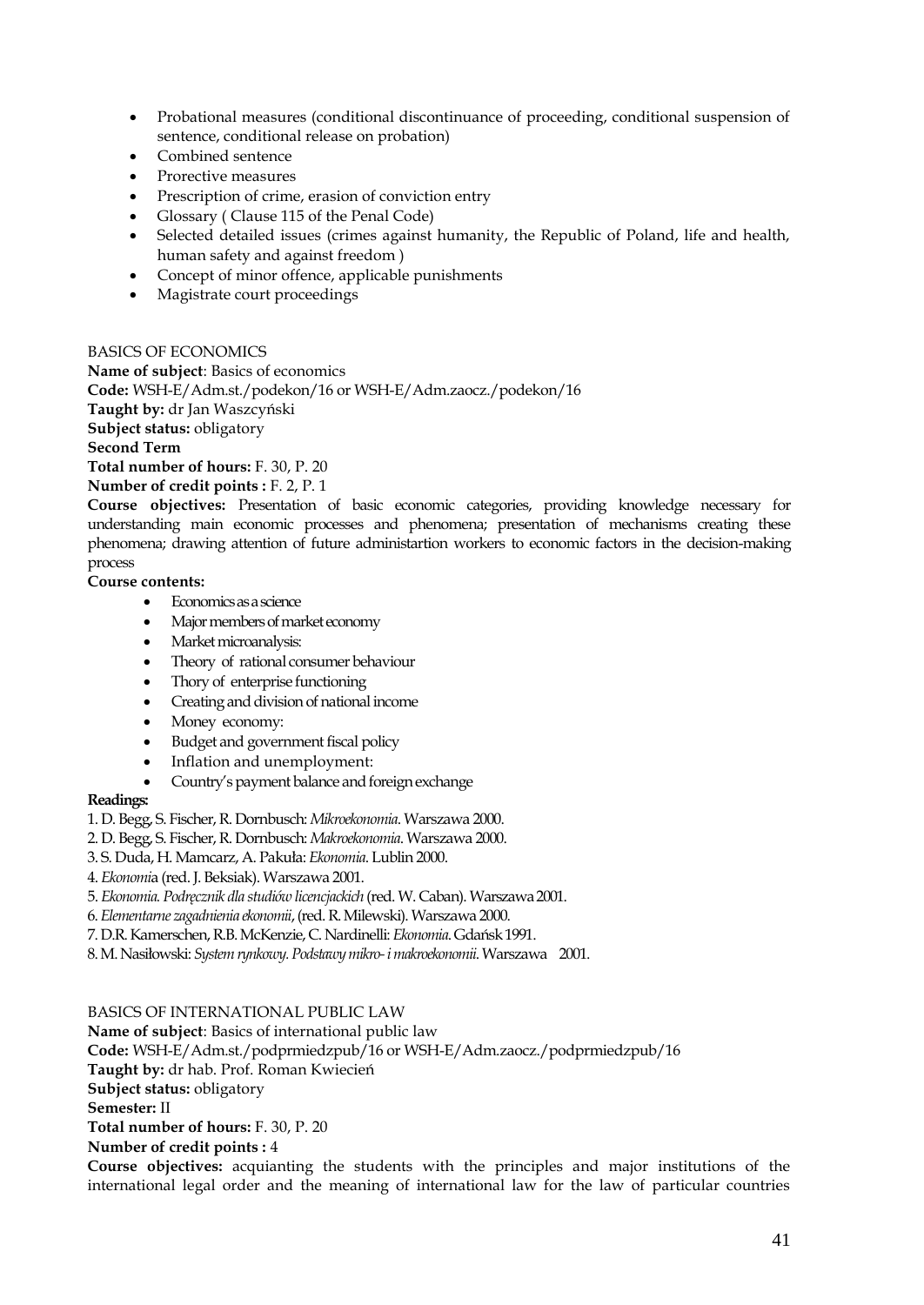- Probational measures (conditional discontinuance of proceeding, conditional suspension of sentence, conditional release on probation)
- Combined sentence
- Prorective measures
- Prescription of crime, erasion of conviction entry
- Glossary ( Clause 115 of the Penal Code)
- Selected detailed issues (crimes against humanity, the Republic of Poland, life and health, human safety and against freedom )
- Concept of minor offence, applicable punishments
- Magistrate court proceedings

BASICS OF ECONOMICS

**Name of subject**: Basics of economics
**Code:** WSH-E/Adm.st./podekon/16 or WSH-E/Adm.zaocz./podekon/16
**Taught by:** dr Jan Waszczyński
**Subject status:** obligatory
**Second Term**
**Total number of hours:** F. 30, P. 20
**Number of credit points :** F. 2, P. 1
**Course objectives:** Presentation of basic economic categories, providing knowledge necessary for understanding main economic processes and phenomena; presentation of mechanisms creating these phenomena; drawing attention of future administartion workers to economic factors in the decision-making process
**Course contents:**

- Economics as a science
- Major members of market economy
- Market microanalysis:
- Theory of rational consumer behaviour
- Thory of enterprise functioning
- Creating and division of national income
- Money economy:
- Budget and government fiscal policy
- Inflation and unemployment:
- Country's payment balance and foreign exchange

**Readings:**

1. D. Begg, S. Fischer, R. Dornbusch: *Mikroekonomia*. Warszawa 2000.
2. D. Begg, S. Fischer, R. Dornbusch: *Makroekonomia*. Warszawa 2000.
3. S. Duda, H. Mamcarz, A. Pakuła: *Ekonomia*. Lublin 2000.
4. *Ekonomi*a (red. J. Beksiak). Warszawa 2001.
5. *Ekonomia. Podręcznik dla studiów licencjackich* (red. W. Caban). Warszawa 2001.
6. *Elementarne zagadnienia ekonomii*, (red. R. Milewski). Warszawa 2000.
7. D.R. Kamerschen, R.B. McKenzie, C. Nardinelli: *Ekonomia*. Gdańsk 1991.
8. M. Nasiłowski: *System rynkowy. Podstawy mikro- i makroekonomii*. Warszawa 2001.

BASICS OF INTERNATIONAL PUBLIC LAW

**Name of subject**: Basics of international public law
**Code:** WSH-E/Adm.st./podprmiedzpub/16 or WSH-E/Adm.zaocz./podprmiedzpub/16
**Taught by:** dr hab. Prof. Roman Kwiecień
**Subject status:** obligatory
**Semester:** II
**Total number of hours:** F. 30, P. 20
**Number of credit points :** 4
**Course objectives:** acquianting the students with the principles and major institutions of the international legal order and the meaning of international law for the law of particular countries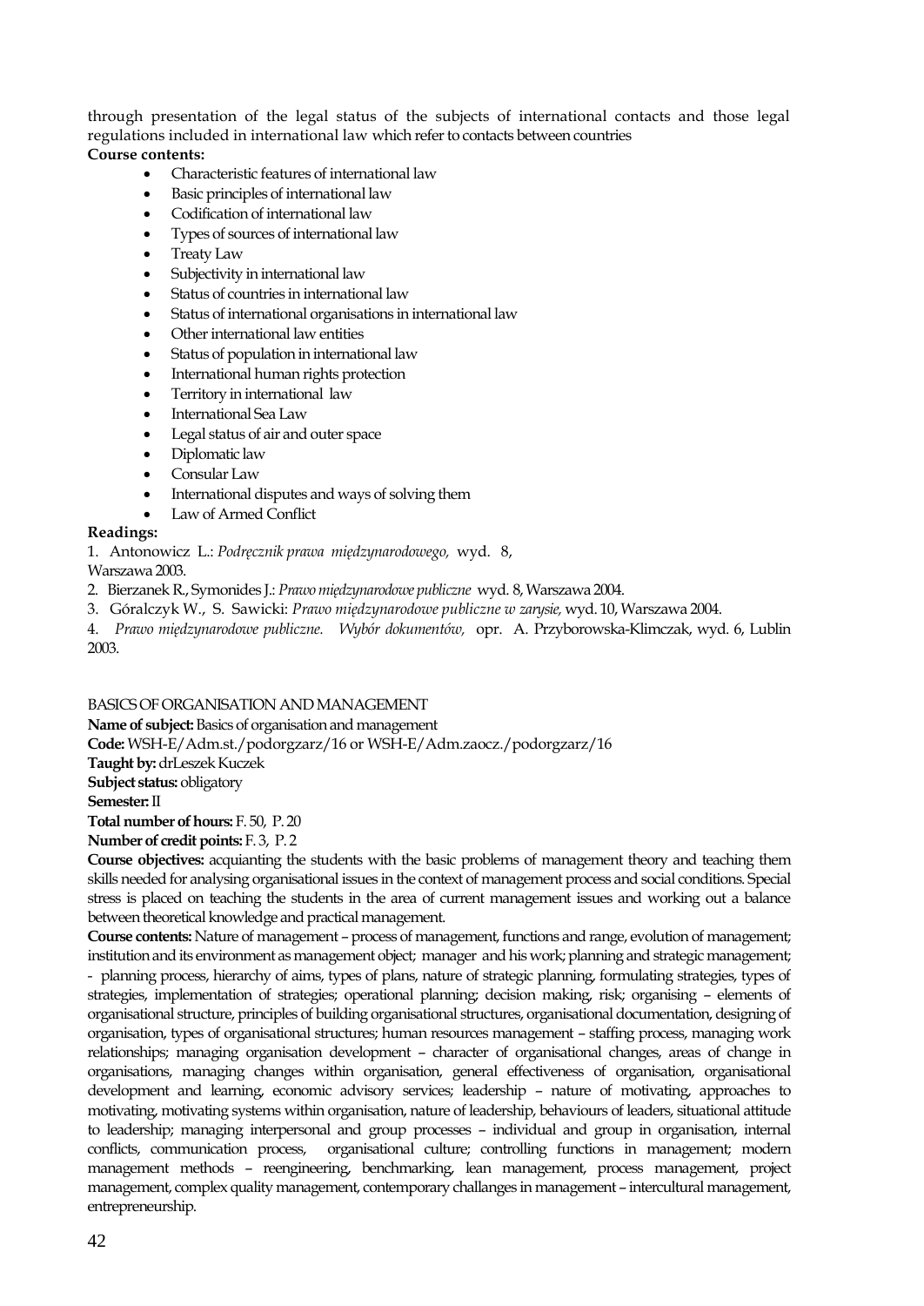through presentation of the legal status of the subjects of international contacts and those legal regulations included in international law which refer to contacts between countries

**Course contents:**

- Characteristic features of international law
- Basic principles of international law
- Codification of international law
- Types of sources of international law
- Treaty Law
- Subjectivity in international law
- Status of countries in international law
- Status of international organisations in international law
- Other international law entities
- Status of population in international law
- International human rights protection
- Territory in international law
- International Sea Law
- Legal status of air and outer space
- Diplomatic law
- Consular Law
- International disputes and ways of solving them
- Law of Armed Conflict

**Readings:**

1. Antonowicz L.: *Podręcznik prawa międzynarodowego,* wyd. 8, Warszawa 2003.
2. Bierzanek R., Symonides J.: *Prawo międzynarodowe publiczne* wyd. 8, Warszawa 2004.
3. Góralczyk W., S. Sawicki: *Prawo międzynarodowe publiczne w zarysie,* wyd. 10, Warszawa 2004.
4. *Prawo międzynarodowe publiczne. Wybór dokumentów,* opr. A. Przyborowska-Klimczak, wyd. 6, Lublin 2003.

## BASICS OF ORGANISATION AND MANAGEMENT

**Name of subject:** Basics of organisation and management

**Code:** WSH-E/Adm.st./podorgzarz/16 or WSH-E/Adm.zaocz./podorgzarz/16

**Taught by:** drLeszek Kuczek

**Subject status:** obligatory

**Semester:** II

**Total number of hours:** F. 50, P. 20

**Number of credit points:** F. 3, P. 2

**Course objectives:** acquianting the students with the basic problems of management theory and teaching them skills needed for analysing organisational issues in the context of management process and social conditions. Special stress is placed on teaching the students in the area of current management issues and working out a balance between theoretical knowledge and practical management.

**Course contents:** Nature of management – process of management, functions and range, evolution of management; institution and its environment as management object; manager and his work; planning and strategic management; - planning process, hierarchy of aims, types of plans, nature of strategic planning, formulating strategies, types of strategies, implementation of strategies; operational planning; decision making, risk; organising – elements of organisational structure, principles of building organisational structures, organisational documentation, designing of organisation, types of organisational structures; human resources management – staffing process, managing work relationships; managing organisation development – character of organisational changes, areas of change in organisations, managing changes within organisation, general effectiveness of organisation, organisational development and learning, economic advisory services; leadership – nature of motivating, approaches to motivating, motivating systems within organisation, nature of leadership, behaviours of leaders, situational attitude to leadership; managing interpersonal and group processes – individual and group in organisation, internal conflicts, communication process, organisational culture; controlling functions in management; modern management methods – reengineering, benchmarking, lean management, process management, project management, complex quality management, contemporary challanges in management – intercultural management, entrepreneurship.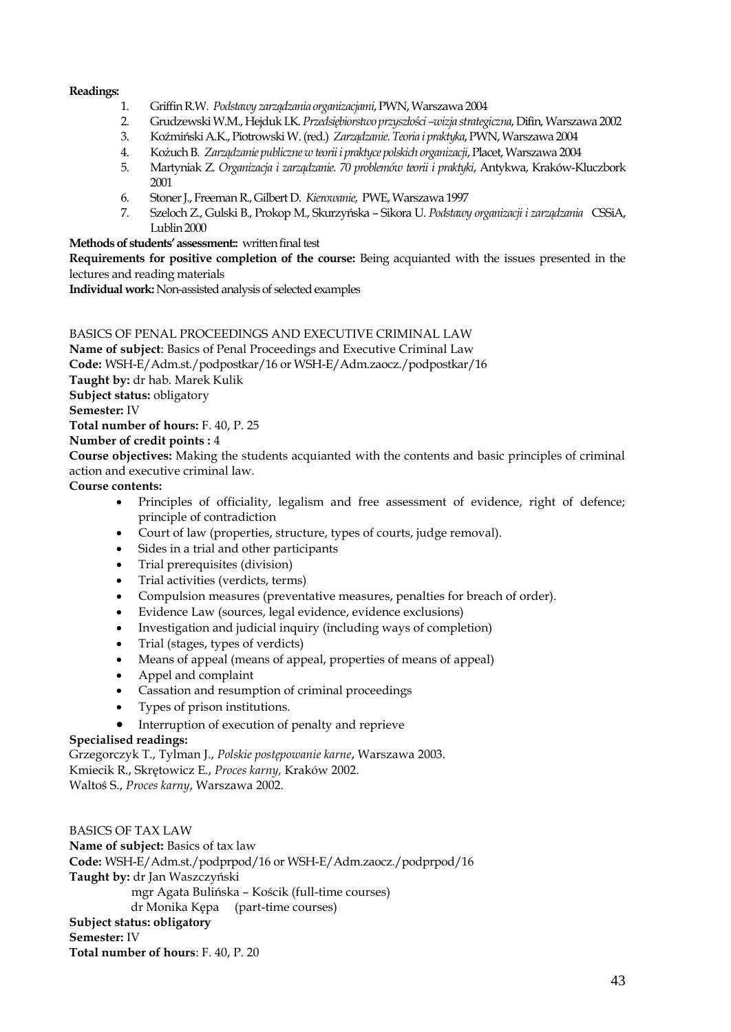**Readings:**

1. Griffin R.W. *Podstawy zarządzania organizacjami*, PWN, Warszawa 2004
2. Grudzewski W.M., Hejduk I.K. *Przedsiębiorstwo przyszłości –wizja strategiczna*, Difin, Warszawa 2002
3. Koźmiński A.K., Piotrowski W. (red.) *Zarządzanie. Teoria i praktyka*, PWN, Warszawa 2004
4. Kożuch B. *Zarządzanie publiczne w teorii i praktyce polskich organizacji*, Placet, Warszawa 2004
5. Martyniak Z. *Organizacja i zarządzanie. 70 problemów teorii i praktyki*, Antykwa, Kraków-Kluczbork 2001
6. Stoner J., Freeman R., Gilbert D. *Kierowanie*, PWE, Warszawa 1997
7. Szeloch Z., Gulski B., Prokop M., Skurzyńska – Sikora U. *Podstawy organizacji i zarządzania* CSSiA, Lublin 2000

**Methods of students' assessment::** written final test

**Requirements for positive completion of the course:** Being acquianted with the issues presented in the lectures and reading materials

**Individual work:** Non-assisted analysis of selected examples

BASICS OF PENAL PROCEEDINGS AND EXECUTIVE CRIMINAL LAW

**Name of subject**: Basics of Penal Proceedings and Executive Criminal Law

**Code:** WSH-E/Adm.st./podpostkar/16 or WSH-E/Adm.zaocz./podpostkar/16

**Taught by:** dr hab. Marek Kulik

**Subject status:** obligatory

**Semester:** IV

**Total number of hours:** F. 40, P. 25

**Number of credit points :** 4

**Course objectives:** Making the students acquianted with the contents and basic principles of criminal action and executive criminal law.

**Course contents:**

- Principles of officiality, legalism and free assessment of evidence, right of defence; principle of contradiction
- Court of law (properties, structure, types of courts, judge removal).
- Sides in a trial and other participants
- Trial prerequisites (division)
- Trial activities (verdicts, terms)
- Compulsion measures (preventative measures, penalties for breach of order).
- Evidence Law (sources, legal evidence, evidence exclusions)
- Investigation and judicial inquiry (including ways of completion)
- Trial (stages, types of verdicts)
- Means of appeal (means of appeal, properties of means of appeal)
- Appel and complaint
- Cassation and resumption of criminal proceedings
- Types of prison institutions.
- Interruption of execution of penalty and reprieve

**Specialised readings:**

Grzegorczyk T., Tylman J., *Polskie postępowanie karne*, Warszawa 2003.

Kmiecik R., Skrętowicz E., *Proces karny,* Kraków 2002.

Waltoś S., *Proces karny*, Warszawa 2002.

BASICS OF TAX LAW

**Name of subject:** Basics of tax law

**Code:** WSH-E/Adm.st./podprpod/16 or WSH-E/Adm.zaocz./podprpod/16

**Taught by:** dr Jan Waszczyński

mgr Agata Bulińska – Kościk (full-time courses)

dr Monika Kępa (part-time courses)

**Subject status: obligatory**

**Semester:** IV

**Total number of hours**: F. 40, P. 20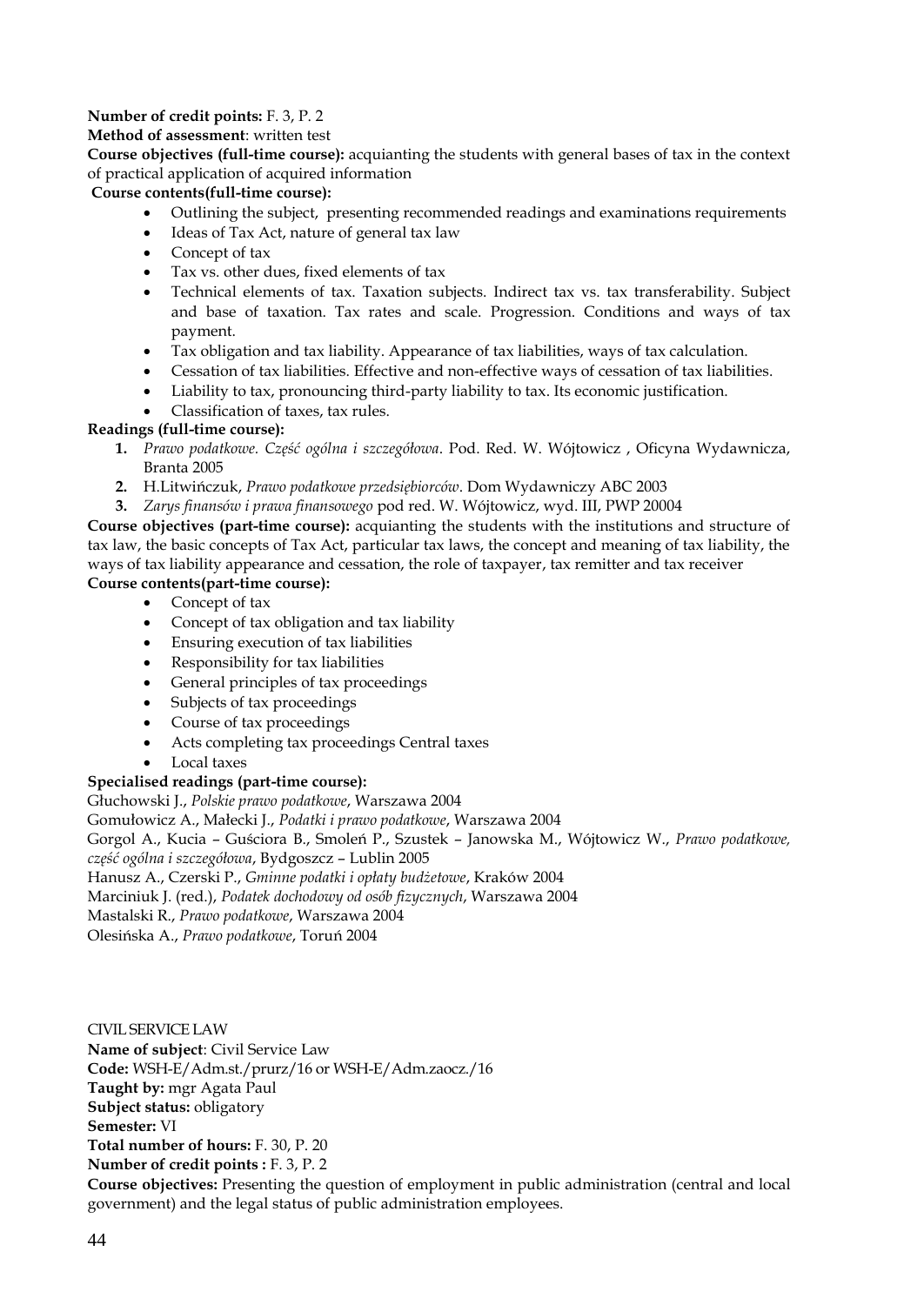**Number of credit points:** F. 3, P. 2

**Method of assessment**: written test

**Course objectives (full-time course):** acquianting the students with general bases of tax in the context of practical application of acquired information

**Course contents(full-time course):**

- Outlining the subject, presenting recommended readings and examinations requirements
- Ideas of Tax Act, nature of general tax law
- Concept of tax
- Tax vs. other dues, fixed elements of tax
- Technical elements of tax. Taxation subjects. Indirect tax vs. tax transferability. Subject and base of taxation. Tax rates and scale. Progression. Conditions and ways of tax payment.
- Tax obligation and tax liability. Appearance of tax liabilities, ways of tax calculation.
- Cessation of tax liabilities. Effective and non-effective ways of cessation of tax liabilities.
- Liability to tax, pronouncing third-party liability to tax. Its economic justification.
- Classification of taxes, tax rules.

**Readings (full-time course):**

1. *Prawo podatkowe. Część ogólna i szczegółowa*. Pod. Red. W. Wójtowicz , Oficyna Wydawnicza, Branta 2005
2. H.Litwińczuk, *Prawo podatkowe przedsiębiorców*. Dom Wydawniczy ABC 2003
3. *Zarys finansów i prawa finansowego* pod red. W. Wójtowicz, wyd. III, PWP 20004

**Course objectives (part-time course):** acquianting the students with the institutions and structure of tax law, the basic concepts of Tax Act, particular tax laws, the concept and meaning of tax liability, the ways of tax liability appearance and cessation, the role of taxpayer, tax remitter and tax receiver

**Course contents(part-time course):**

- Concept of tax
- Concept of tax obligation and tax liability
- Ensuring execution of tax liabilities
- Responsibility for tax liabilities
- General principles of tax proceedings
- Subjects of tax proceedings
- Course of tax proceedings
- Acts completing tax proceedings Central taxes
- Local taxes

**Specialised readings (part-time course):**

Głuchowski J., *Polskie prawo podatkowe*, Warszawa 2004

Gomułowicz A., Małecki J., *Podatki i prawo podatkowe*, Warszawa 2004

Gorgol A., Kucia – Guściora B., Smoleń P., Szustek – Janowska M., Wójtowicz W., *Prawo podatkowe, część ogólna i szczegółowa*, Bydgoszcz – Lublin 2005

Hanusz A., Czerski P., *Gminne podatki i opłaty budżetowe*, Kraków 2004

Marciniuk J. (red.), *Podatek dochodowy od osób fizycznych*, Warszawa 2004

Mastalski R., *Prawo podatkowe*, Warszawa 2004

Olesińska A., *Prawo podatkowe*, Toruń 2004

CIVIL SERVICE LAW

**Name of subject**: Civil Service Law

**Code:** WSH-E/Adm.st./prurz/16 or WSH-E/Adm.zaocz./16

**Taught by:** mgr Agata Paul

**Subject status:** obligatory

**Semester:** VI

**Total number of hours:** F. 30, P. 20

**Number of credit points :** F. 3, P. 2

**Course objectives:** Presenting the question of employment in public administration (central and local government) and the legal status of public administration employees.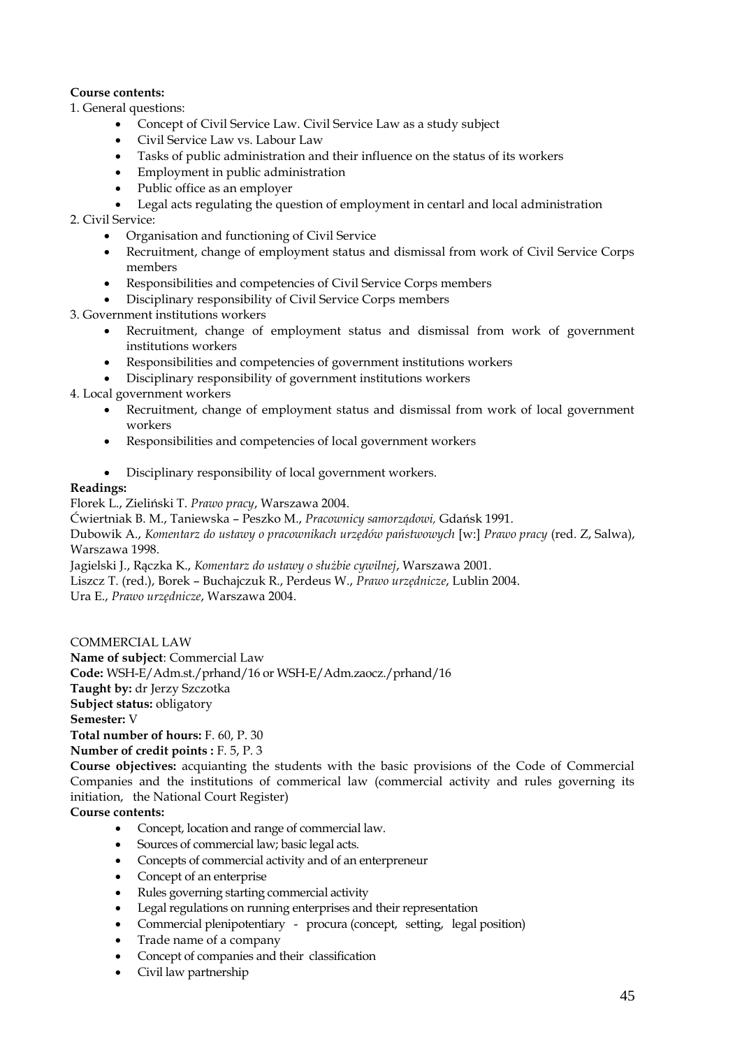**Course contents:**

1. General questions:
   - Concept of Civil Service Law. Civil Service Law as a study subject
   - Civil Service Law vs. Labour Law
   - Tasks of public administration and their influence on the status of its workers
   - Employment in public administration
   - Public office as an employer
   - Legal acts regulating the question of employment in centarl and local administration
2. Civil Service:
   - Organisation and functioning of Civil Service
   - Recruitment, change of employment status and dismissal from work of Civil Service Corps members
   - Responsibilities and competencies of Civil Service Corps members
   - Disciplinary responsibility of Civil Service Corps members
3. Government institutions workers
   - Recruitment, change of employment status and dismissal from work of government institutions workers
   - Responsibilities and competencies of government institutions workers
   - Disciplinary responsibility of government institutions workers
4. Local government workers
   - Recruitment, change of employment status and dismissal from work of local government workers
   - Responsibilities and competencies of local government workers
   - Disciplinary responsibility of local government workers.

**Readings:**

Florek L., Zieliński T. *Prawo pracy*, Warszawa 2004.

Ćwiertniak B. M., Taniewska – Peszko M., *Pracownicy samorządowi,* Gdańsk 1991.

Dubowik A., *Komentarz do ustawy o pracownikach urzędów państwowych* [w:] *Prawo pracy* (red. Z, Salwa), Warszawa 1998.

Jagielski J., Rączka K., *Komentarz do ustawy o służbie cywilnej*, Warszawa 2001.

Liszcz T. (red.), Borek – Buchajczuk R., Perdeus W., *Prawo urzędnicze*, Lublin 2004.

Ura E., *Prawo urzędnicze*, Warszawa 2004.

COMMERCIAL LAW

**Name of subject**: Commercial Law

**Code:** WSH-E/Adm.st./prhand/16 or WSH-E/Adm.zaocz./prhand/16

**Taught by:** dr Jerzy Szczotka

**Subject status:** obligatory

**Semester:** V

**Total number of hours:** F. 60, P. 30

**Number of credit points :** F. 5, P. 3

**Course objectives:** acquianting the students with the basic provisions of the Code of Commercial Companies and the institutions of commerical law (commercial activity and rules governing its initiation, the National Court Register)

**Course contents:**

- Concept, location and range of commercial law.
- Sources of commercial law; basic legal acts.
- Concepts of commercial activity and of an enterpreneur
- Concept of an enterprise
- Rules governing starting commercial activity
- Legal regulations on running enterprises and their representation
- Commercial plenipotentiary - procura (concept, setting, legal position)
- Trade name of a company
- Concept of companies and their classification
- Civil law partnership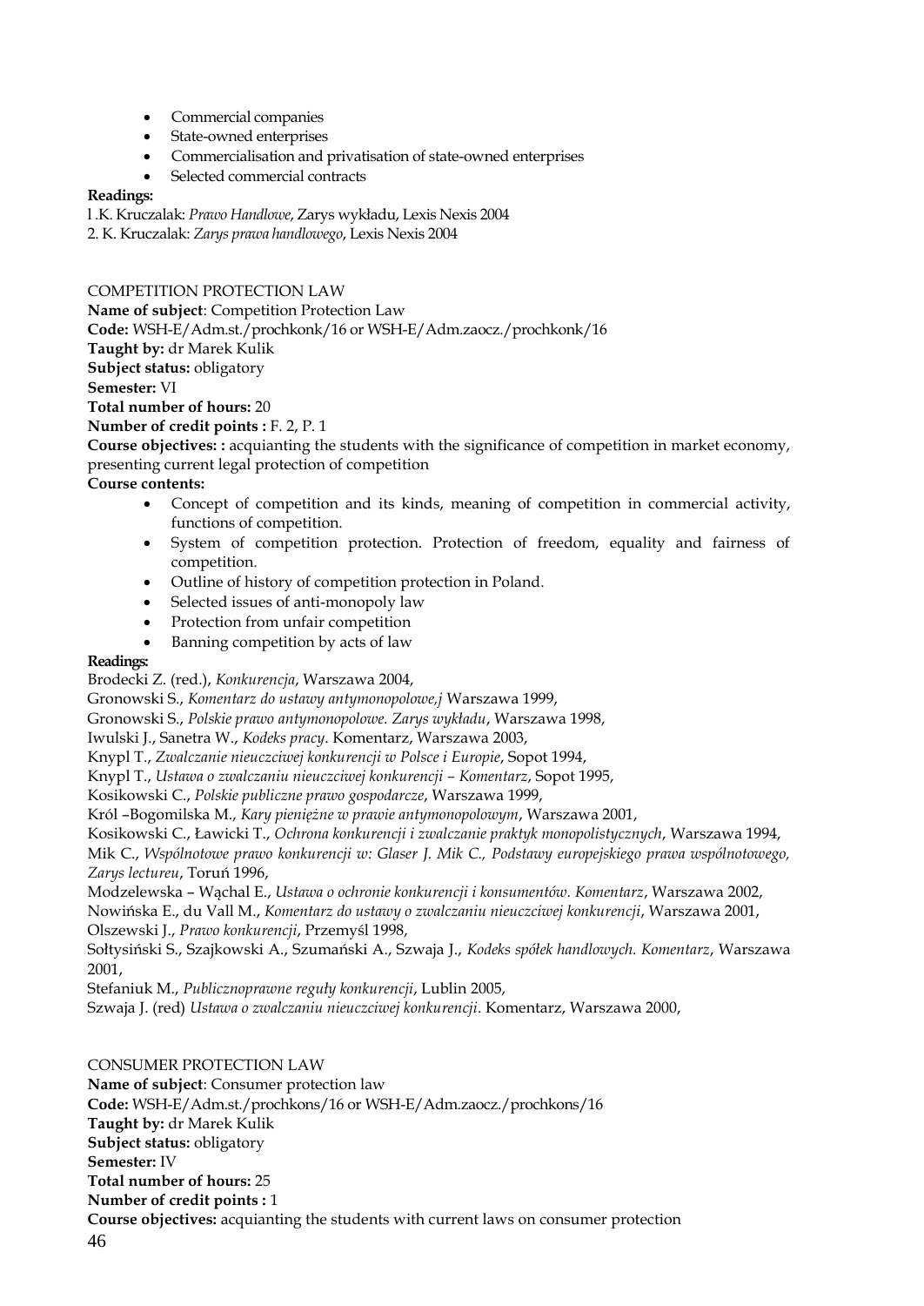- Commercial companies
- State-owned enterprises
- Commercialisation and privatisation of state-owned enterprises
- Selected commercial contracts

**Readings:**

l .K. Kruczalak: *Prawo Handlowe*, Zarys wykładu, Lexis Nexis 2004

2. K. Kruczalak: *Zarys prawa handlowego*, Lexis Nexis 2004

COMPETITION PROTECTION LAW

**Name of subject**: Competition Protection Law

**Code:** WSH-E/Adm.st./prochkonk/16 or WSH-E/Adm.zaocz./prochkonk/16

**Taught by:** dr Marek Kulik

**Subject status:** obligatory

**Semester:** VI

**Total number of hours:** 20

**Number of credit points :** F. 2, P. 1

**Course objectives: :** acquianting the students with the significance of competition in market economy, presenting current legal protection of competition

**Course contents:**

- Concept of competition and its kinds, meaning of competition in commercial activity, functions of competition.
- System of competition protection. Protection of freedom, equality and fairness of competition.
- Outline of history of competition protection in Poland.
- Selected issues of anti-monopoly law
- Protection from unfair competition
- Banning competition by acts of law

**Readings:**

Brodecki Z. (red.), *Konkurencja*, Warszawa 2004,

Gronowski S., *Komentarz do ustawy antymonopolowe,j* Warszawa 1999,

Gronowski S., *Polskie prawo antymonopolowe. Zarys wykładu*, Warszawa 1998,

Iwulski J., Sanetra W., *Kodeks pracy*. Komentarz, Warszawa 2003,

Knypl T., *Zwalczanie nieuczciwej konkurencji w Polsce i Europie*, Sopot 1994,

Knypl T., *Ustawa o zwalczaniu nieuczciwej konkurencji – Komentarz*, Sopot 1995,

Kosikowski C., *Polskie publiczne prawo gospodarcze*, Warszawa 1999,

Król –Bogomilska M., *Kary pieniężne w prawie antymonopolowym*, Warszawa 2001,

Kosikowski C., Ławicki T., *Ochrona konkurencji i zwalczanie praktyk monopolistycznych*, Warszawa 1994,

Mik C., *Wspólnotowe prawo konkurencji w: Glaser J. Mik C., Podstawy europejskiego prawa wspólnotowego, Zarys lectureu*, Toruń 1996,

Modzelewska – Wąchal E., *Ustawa o ochronie konkurencji i konsumentów. Komentarz*, Warszawa 2002,

Nowińska E., du Vall M., *Komentarz do ustawy o zwalczaniu nieuczciwej konkurencji*, Warszawa 2001,

Olszewski J., *Prawo konkurencji*, Przemyśl 1998,

Sołtysiński S., Szajkowski A., Szumański A., Szwaja J., *Kodeks spółek handlowych. Komentarz*, Warszawa 2001,

Stefaniuk M., *Publicznoprawne reguły konkurencji*, Lublin 2005,

Szwaja J. (red) *Ustawa o zwalczaniu nieuczciwej konkurencji*. Komentarz, Warszawa 2000,

CONSUMER PROTECTION LAW

**Name of subject**: Consumer protection law

**Code:** WSH-E/Adm.st./prochkons/16 or WSH-E/Adm.zaocz./prochkons/16

**Taught by:** dr Marek Kulik

**Subject status:** obligatory

**Semester:** IV

**Total number of hours:** 25

**Number of credit points :** 1

**Course objectives:** acquianting the students with current laws on consumer protection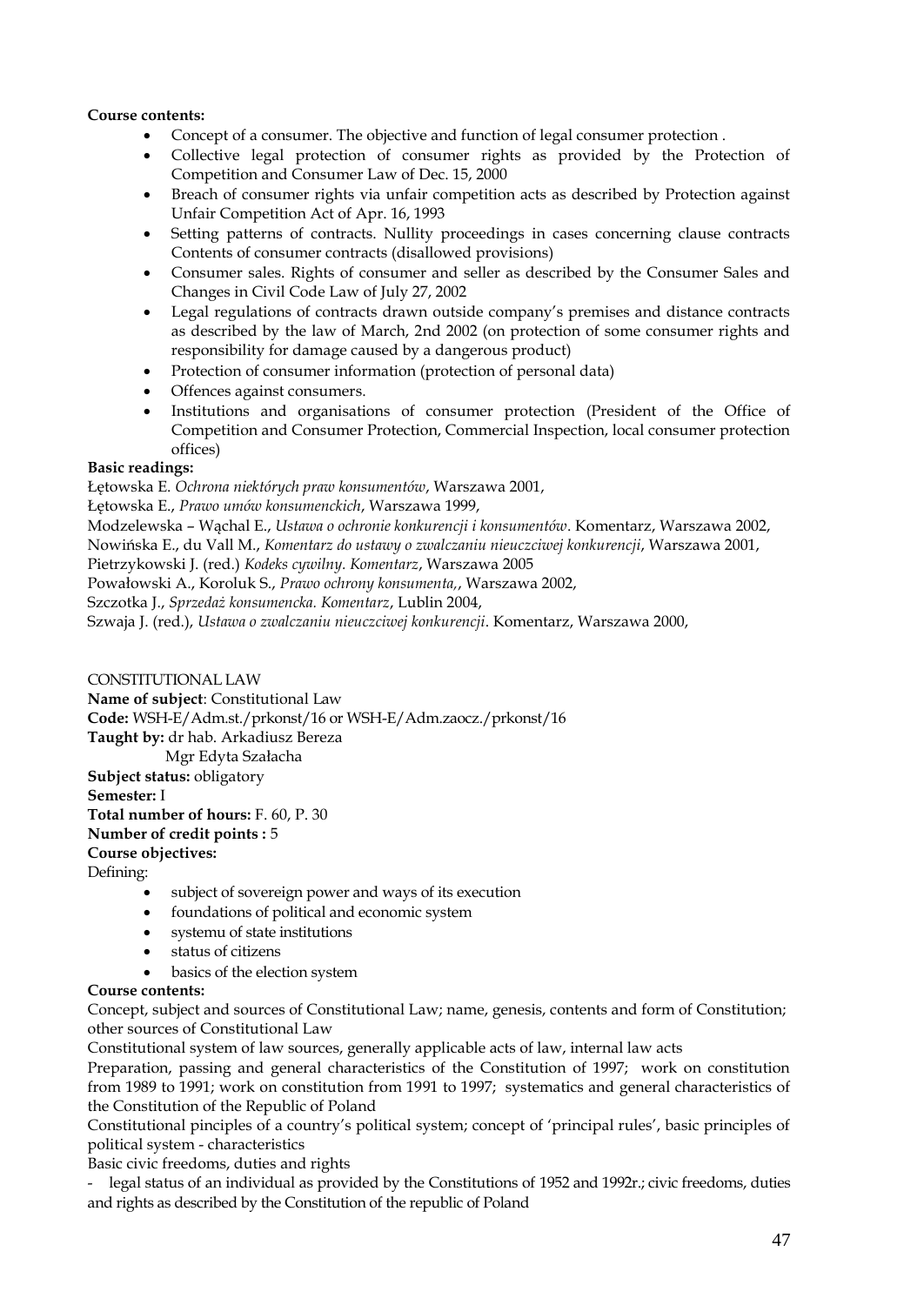**Course contents:**

- Concept of a consumer. The objective and function of legal consumer protection .
- Collective legal protection of consumer rights as provided by the Protection of Competition and Consumer Law of Dec. 15, 2000
- Breach of consumer rights via unfair competition acts as described by Protection against Unfair Competition Act of Apr. 16, 1993
- Setting patterns of contracts. Nullity proceedings in cases concerning clause contracts Contents of consumer contracts (disallowed provisions)
- Consumer sales. Rights of consumer and seller as described by the Consumer Sales and Changes in Civil Code Law of July 27, 2002
- Legal regulations of contracts drawn outside company's premises and distance contracts as described by the law of March, 2nd 2002 (on protection of some consumer rights and responsibility for damage caused by a dangerous product)
- Protection of consumer information (protection of personal data)
- Offences against consumers.
- Institutions and organisations of consumer protection (President of the Office of Competition and Consumer Protection, Commercial Inspection, local consumer protection offices)

**Basic readings:**

Łętowska E. *Ochrona niektórych praw konsumentów*, Warszawa 2001,

Łętowska E., *Prawo umów konsumenckich*, Warszawa 1999,

Modzelewska – Wąchal E., *Ustawa o ochronie konkurencji i konsumentów*. Komentarz, Warszawa 2002,

Nowińska E., du Vall M., *Komentarz do ustawy o zwalczaniu nieuczciwej konkurencji*, Warszawa 2001,

Pietrzykowski J. (red.) *Kodeks cywilny. Komentarz*, Warszawa 2005

Powałowski A., Koroluk S., *Prawo ochrony konsumenta,*, Warszawa 2002,

Szczotka J., *Sprzedaż konsumencka. Komentarz*, Lublin 2004,

Szwaja J. (red.), *Ustawa o zwalczaniu nieuczciwej konkurencji*. Komentarz, Warszawa 2000,

CONSTITUTIONAL LAW

**Name of subject**: Constitutional Law

**Code:** WSH-E/Adm.st./prkonst/16 or WSH-E/Adm.zaocz./prkonst/16

**Taught by:** dr hab. Arkadiusz Bereza
Mgr Edyta Szałacha

**Subject status:** obligatory

**Semester:** I

**Total number of hours:** F. 60, P. 30

**Number of credit points :** 5

**Course objectives:**

Defining:

- subject of sovereign power and ways of its execution
- foundations of political and economic system
- systemu of state institutions
- status of citizens
- basics of the election system

**Course contents:**

Concept, subject and sources of Constitutional Law; name, genesis, contents and form of Constitution; other sources of Constitutional Law

Constitutional system of law sources, generally applicable acts of law, internal law acts

Preparation, passing and general characteristics of the Constitution of 1997; work on constitution from 1989 to 1991; work on constitution from 1991 to 1997; systematics and general characteristics of the Constitution of the Republic of Poland

Constitutional pinciples of a country's political system; concept of 'principal rules', basic principles of political system - characteristics

Basic civic freedoms, duties and rights

- legal status of an individual as provided by the Constitutions of 1952 and 1992r.; civic freedoms, duties and rights as described by the Constitution of the republic of Poland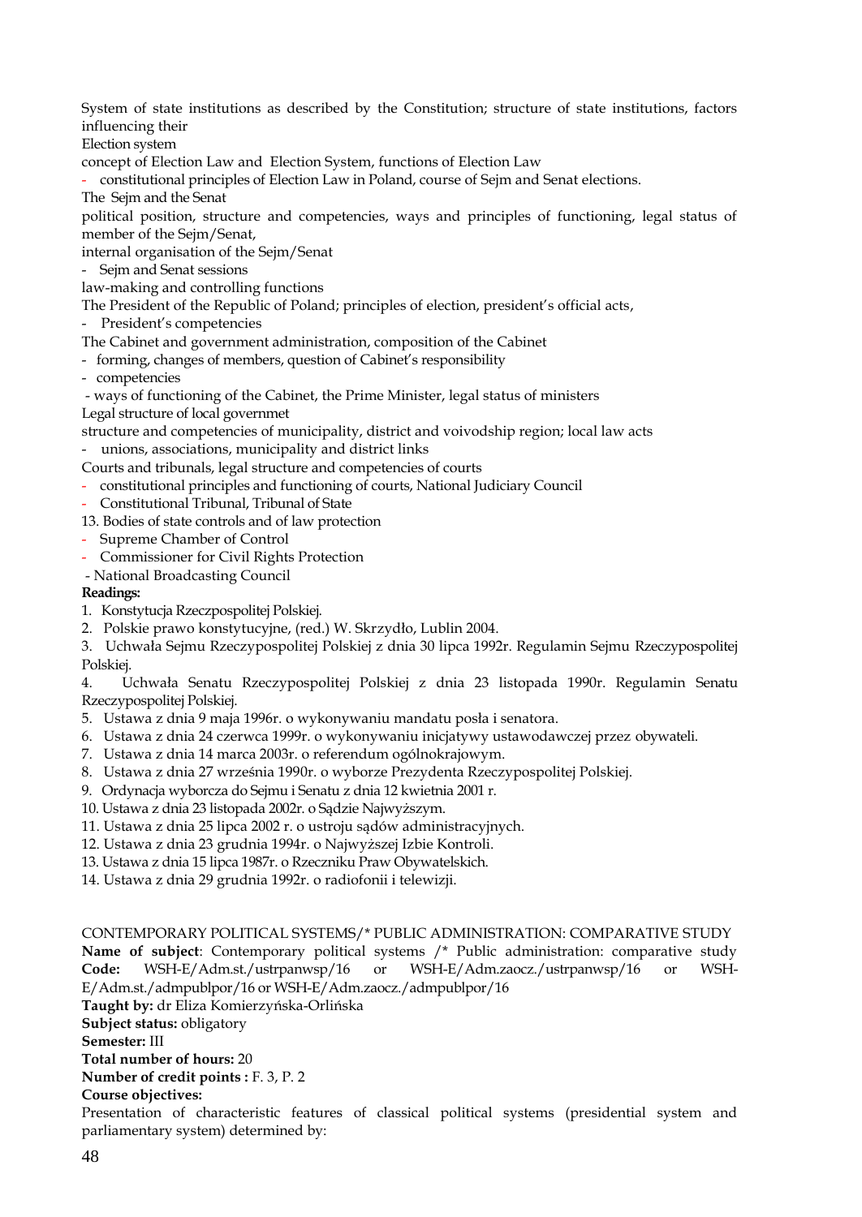System of state institutions as described by the Constitution; structure of state institutions, factors influencing their

Election system

concept of Election Law and Election System, functions of Election Law

- constitutional principles of Election Law in Poland, course of Sejm and Senat elections.

The Sejm and the Senat

political position, structure and competencies, ways and principles of functioning, legal status of member of the Sejm/Senat,

internal organisation of the Sejm/Senat

- Sejm and Senat sessions

law-making and controlling functions

The President of the Republic of Poland; principles of election, president's official acts,

- President's competencies

The Cabinet and government administration, composition of the Cabinet

- forming, changes of members, question of Cabinet's responsibility
- competencies
- ways of functioning of the Cabinet, the Prime Minister, legal status of ministers

Legal structure of local governmet

structure and competencies of municipality, district and voivodship region; local law acts

- unions, associations, municipality and district links

Courts and tribunals, legal structure and competencies of courts

- constitutional principles and functioning of courts, National Judiciary Council
- Constitutional Tribunal, Tribunal of State

13. Bodies of state controls and of law protection

- Supreme Chamber of Control
- Commissioner for Civil Rights Protection
- National Broadcasting Council

**Readings:**

1. Konstytucja Rzeczpospolitej Polskiej.
2. Polskie prawo konstytucyjne, (red.) W. Skrzydło, Lublin 2004.
3. Uchwała Sejmu Rzeczypospolitej Polskiej z dnia 30 lipca 1992r. Regulamin Sejmu Rzeczypospolitej Polskiej.
4. Uchwała Senatu Rzeczypospolitej Polskiej z dnia 23 listopada 1990r. Regulamin Senatu Rzeczypospolitej Polskiej.
5. Ustawa z dnia 9 maja 1996r. o wykonywaniu mandatu posła i senatora.
6. Ustawa z dnia 24 czerwca 1999r. o wykonywaniu inicjatywy ustawodawczej przez obywateli.
7. Ustawa z dnia 14 marca 2003r. o referendum ogólnokrajowym.
8. Ustawa z dnia 27 września 1990r. o wyborze Prezydenta Rzeczypospolitej Polskiej.
9. Ordynacja wyborcza do Sejmu i Senatu z dnia 12 kwietnia 2001 r.
10. Ustawa z dnia 23 listopada 2002r. o Sądzie Najwyższym.
11. Ustawa z dnia 25 lipca 2002 r. o ustroju sądów administracyjnych.
12. Ustawa z dnia 23 grudnia 1994r. o Najwyższej Izbie Kontroli.
13. Ustawa z dnia 15 lipca 1987r. o Rzeczniku Praw Obywatelskich.
14. Ustawa z dnia 29 grudnia 1992r. o radiofonii i telewizji.

CONTEMPORARY POLITICAL SYSTEMS/* PUBLIC ADMINISTRATION: COMPARATIVE STUDY

**Name of subject**: Contemporary political systems /* Public administration: comparative study

**Code:** WSH-E/Adm.st./ustrpanwsp/16 or WSH-E/Adm.zaocz./ustrpanwsp/16 or WSH-E/Adm.st./admpublpor/16 or WSH-E/Adm.zaocz./admpublpor/16

**Taught by:** dr Eliza Komierzyńska-Orlińska

**Subject status:** obligatory

**Semester:** III

**Total number of hours:** 20

**Number of credit points :** F. 3, P. 2

**Course objectives:**

Presentation of characteristic features of classical political systems (presidential system and parliamentary system) determined by: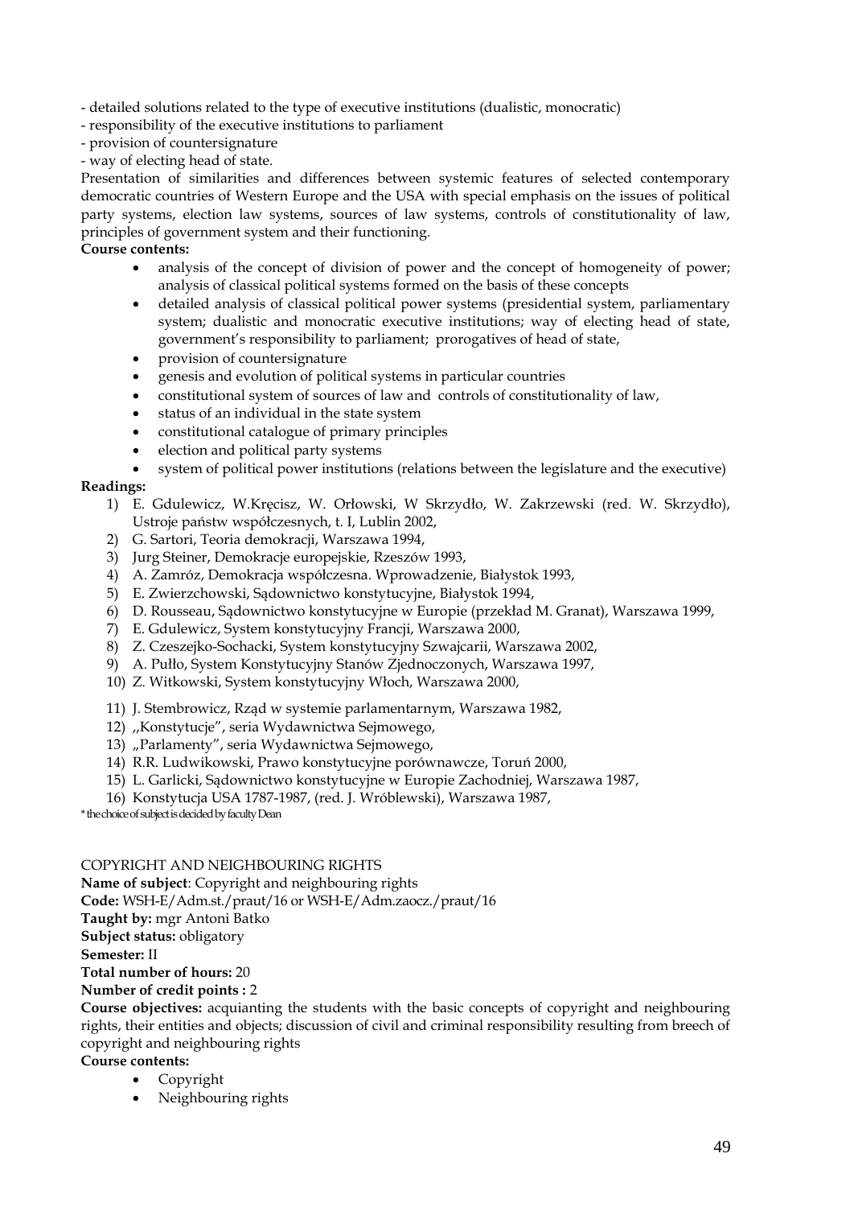- detailed solutions related to the type of executive institutions (dualistic, monocratic)
- responsibility of the executive institutions to parliament
- provision of countersignature
- way of electing head of state.

Presentation of similarities and differences between systemic features of selected contemporary democratic countries of Western Europe and the USA with special emphasis on the issues of political party systems, election law systems, sources of law systems, controls of constitutionality of law, principles of government system and their functioning.

**Course contents:**

- analysis of the concept of division of power and the concept of homogeneity of power; analysis of classical political systems formed on the basis of these concepts
- detailed analysis of classical political power systems (presidential system, parliamentary system; dualistic and monocratic executive institutions; way of electing head of state, government's responsibility to parliament; prorogatives of head of state,
- provision of countersignature
- genesis and evolution of political systems in particular countries
- constitutional system of sources of law and controls of constitutionality of law,
- status of an individual in the state system
- constitutional catalogue of primary principles
- election and political party systems
- system of political power institutions (relations between the legislature and the executive)

**Readings:**

1) E. Gdulewicz, W.Kręcisz, W. Orłowski, W Skrzydło, W. Zakrzewski (red. W. Skrzydło), Ustroje państw współczesnych, t. I, Lublin 2002,
2) G. Sartori, Teoria demokracji, Warszawa 1994,
3) Jurg Steiner, Demokracje europejskie, Rzeszów 1993,
4) A. Zamróz, Demokracja współczesna. Wprowadzenie, Białystok 1993,
5) E. Zwierzchowski, Sądownictwo konstytucyjne, Białystok 1994,
6) D. Rousseau, Sądownictwo konstytucyjne w Europie (przekład M. Granat), Warszawa 1999,
7) E. Gdulewicz, System konstytucyjny Francji, Warszawa 2000,
8) Z. Czeszejko-Sochacki, System konstytucyjny Szwajcarii, Warszawa 2002,
9) A. Pułło, System Konstytucyjny Stanów Zjednoczonych, Warszawa 1997,
10) Z. Witkowski, System konstytucyjny Włoch, Warszawa 2000,
11) J. Stembrowicz, Rząd w systemie parlamentarnym, Warszawa 1982,
12) ,,Konstytucje", seria Wydawnictwa Sejmowego,
13) „Parlamenty", seria Wydawnictwa Sejmowego,
14) R.R. Ludwikowski, Prawo konstytucyjne porównawcze, Toruń 2000,
15) L. Garlicki, Sądownictwo konstytucyjne w Europie Zachodniej, Warszawa 1987,
16) Konstytucja USA 1787-1987, (red. J. Wróblewski), Warszawa 1987,

* the choice of subject is decided by faculty Dean

COPYRIGHT AND NEIGHBOURING RIGHTS

**Name of subject**: Copyright and neighbouring rights
**Code:** WSH-E/Adm.st./praut/16 or WSH-E/Adm.zaocz./praut/16
**Taught by:** mgr Antoni Batko
**Subject status:** obligatory
**Semester:** II
**Total number of hours:** 20
**Number of credit points :** 2
**Course objectives:** acquianting the students with the basic concepts of copyright and neighbouring rights, their entities and objects; discussion of civil and criminal responsibility resulting from breech of copyright and neighbouring rights
**Course contents:**

- Copyright
- Neighbouring rights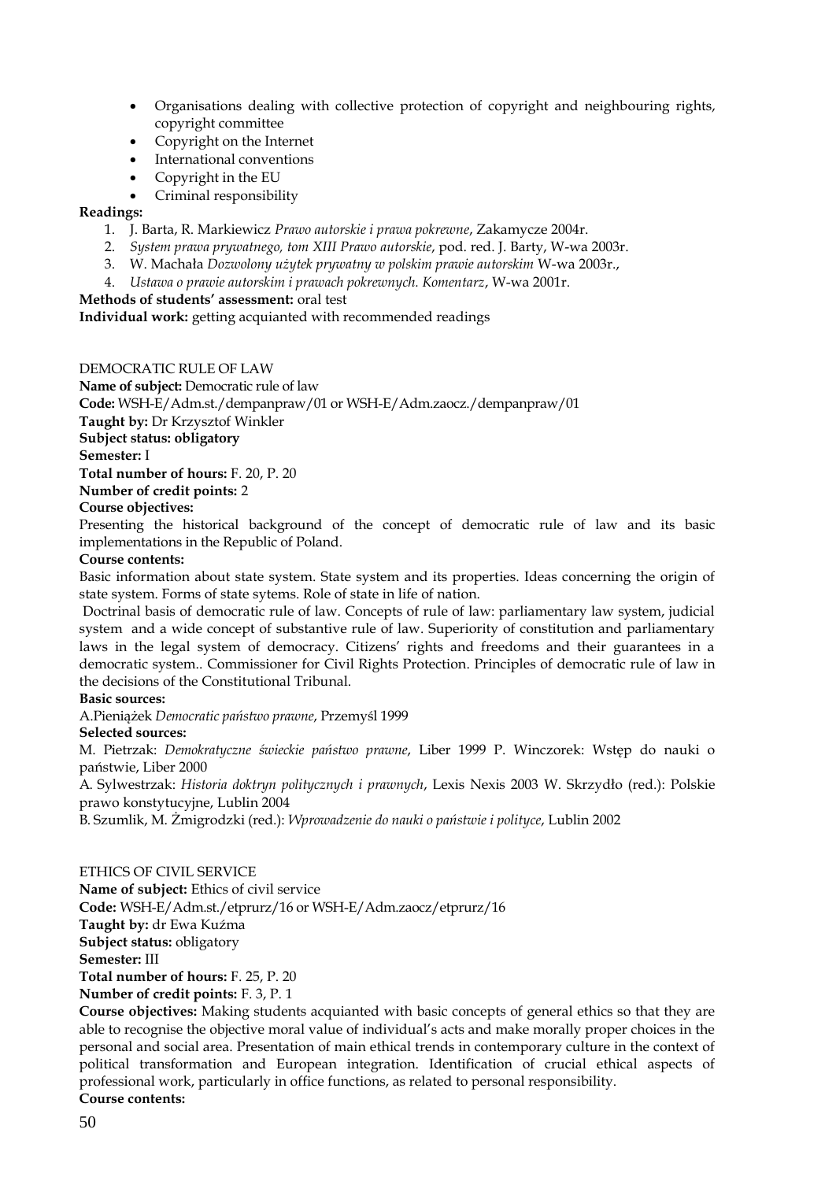- Organisations dealing with collective protection of copyright and neighbouring rights, copyright committee
- Copyright on the Internet
- International conventions
- Copyright in the EU
- Criminal responsibility

**Readings:**

1. J. Barta, R. Markiewicz *Prawo autorskie i prawa pokrewne*, Zakamycze 2004r.
2. *System prawa prywatnego, tom XIII Prawo autorskie*, pod. red. J. Barty, W-wa 2003r.
3. W. Machała *Dozwolony użytek prywatny w polskim prawie autorskim* W-wa 2003r.,
4. *Ustawa o prawie autorskim i prawach pokrewnych. Komentarz*, W-wa 2001r.

**Methods of students' assessment:** oral test

**Individual work:** getting acquianted with recommended readings

DEMOCRATIC RULE OF LAW

**Name of subject:** Democratic rule of law

**Code:** WSH-E/Adm.st./dempanpraw/01 or WSH-E/Adm.zaocz./dempanpraw/01

**Taught by:** Dr Krzysztof Winkler

**Subject status: obligatory**

**Semester:** I

**Total number of hours:** F. 20, P. 20

**Number of credit points:** 2

**Course objectives:**

Presenting the historical background of the concept of democratic rule of law and its basic implementations in the Republic of Poland.

**Course contents:**

Basic information about state system. State system and its properties. Ideas concerning the origin of state system. Forms of state sytems. Role of state in life of nation.

Doctrinal basis of democratic rule of law. Concepts of rule of law: parliamentary law system, judicial system and a wide concept of substantive rule of law. Superiority of constitution and parliamentary laws in the legal system of democracy. Citizens' rights and freedoms and their guarantees in a democratic system.. Commissioner for Civil Rights Protection. Principles of democratic rule of law in the decisions of the Constitutional Tribunal.

**Basic sources:**

A.Pieniążek *Democratic państwo prawne*, Przemyśl 1999

**Selected sources:**

M. Pietrzak: *Demokratyczne świeckie państwo prawne*, Liber 1999 P. Winczorek: Wstęp do nauki o państwie, Liber 2000

A. Sylwestrzak: *Historia doktryn politycznych i prawnych*, Lexis Nexis 2003 W. Skrzydło (red.): Polskie prawo konstytucyjne, Lublin 2004

B. Szumlik, M. Żmigrodzki (red.): *Wprowadzenie do nauki o państwie i polityce*, Lublin 2002

ETHICS OF CIVIL SERVICE

**Name of subject:** Ethics of civil service

**Code:** WSH-E/Adm.st./etprurz/16 or WSH-E/Adm.zaocz/etprurz/16

**Taught by:** dr Ewa Kuźma

**Subject status:** obligatory

**Semester:** III

**Total number of hours:** F. 25, P. 20

**Number of credit points:** F. 3, P. 1

**Course objectives:** Making students acquianted with basic concepts of general ethics so that they are able to recognise the objective moral value of individual's acts and make morally proper choices in the personal and social area. Presentation of main ethical trends in contemporary culture in the context of political transformation and European integration. Identification of crucial ethical aspects of professional work, particularly in office functions, as related to personal responsibility.

**Course contents:**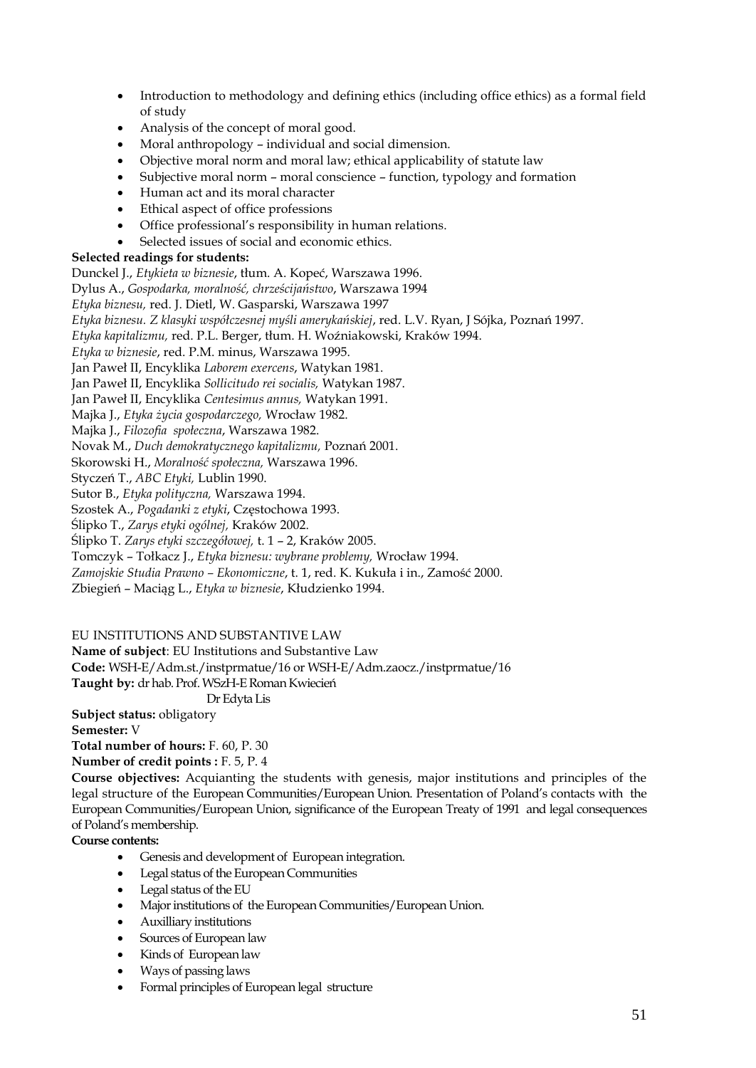- Introduction to methodology and defining ethics (including office ethics) as a formal field of study
- Analysis of the concept of moral good.
- Moral anthropology – individual and social dimension.
- Objective moral norm and moral law; ethical applicability of statute law
- Subjective moral norm – moral conscience – function, typology and formation
- Human act and its moral character
- Ethical aspect of office professions
- Office professional's responsibility in human relations.
- Selected issues of social and economic ethics.

**Selected readings for students:**

Dunckel J., *Etykieta w biznesie*, tłum. A. Kopeć, Warszawa 1996.
Dylus A., *Gospodarka, moralność, chrześcijaństwo*, Warszawa 1994
*Etyka biznesu,* red. J. Dietl, W. Gasparski, Warszawa 1997
*Etyka biznesu. Z klasyki współczesnej myśli amerykańskiej*, red. L.V. Ryan, J Sójka, Poznań 1997.
*Etyka kapitalizmu,* red. P.L. Berger, tłum. H. Woźniakowski, Kraków 1994.
*Etyka w biznesie*, red. P.M. minus, Warszawa 1995.
Jan Paweł II, Encyklika *Laborem exercens*, Watykan 1981.
Jan Paweł II, Encyklika *Sollicitudo rei socialis,* Watykan 1987.
Jan Paweł II, Encyklika *Centesimus annus,* Watykan 1991.
Majka J., *Etyka życia gospodarczego,* Wrocław 1982.
Majka J., *Filozofia społeczna*, Warszawa 1982.
Novak M., *Duch demokratycznego kapitalizmu,* Poznań 2001.
Skorowski H., *Moralność społeczna,* Warszawa 1996.
Styczeń T., *ABC Etyki,* Lublin 1990.
Sutor B., *Etyka polityczna,* Warszawa 1994.
Szostek A., *Pogadanki z etyki*, Częstochowa 1993.
Ślipko T., *Zarys etyki ogólnej,* Kraków 2002.
Ślipko T. *Zarys etyki szczegółowej,* t. 1 – 2, Kraków 2005.
Tomczyk – Tołkacz J., *Etyka biznesu: wybrane problemy,* Wrocław 1994.
*Zamojskie Studia Prawno – Ekonomiczne*, t. 1, red. K. Kukuła i in., Zamość 2000.
Zbiegień – Maciąg L., *Etyka w biznesie*, Kłudzienko 1994.

## EU INSTITUTIONS AND SUBSTANTIVE LAW

**Name of subject**: EU Institutions and Substantive Law
**Code:** WSH-E/Adm.st./instprmatue/16 or WSH-E/Adm.zaocz./instprmatue/16
**Taught by:** dr hab. Prof. WSzH-E Roman Kwiecień
Dr Edyta Lis
**Subject status:** obligatory
**Semester:** V
**Total number of hours:** F. 60, P. 30
**Number of credit points :** F. 5, P. 4
**Course objectives:** Acquianting the students with genesis, major institutions and principles of the legal structure of the European Communities/European Union. Presentation of Poland's contacts with the European Communities/European Union, significance of the European Treaty of 1991 and legal consequences of Poland's membership.
**Course contents:**

- Genesis and development of European integration.
- Legal status of the European Communities
- Legal status of the EU
- Major institutions of the European Communities/European Union.
- Auxilliary institutions
- Sources of European law
- Kinds of European law
- Ways of passing laws
- Formal principles of European legal structure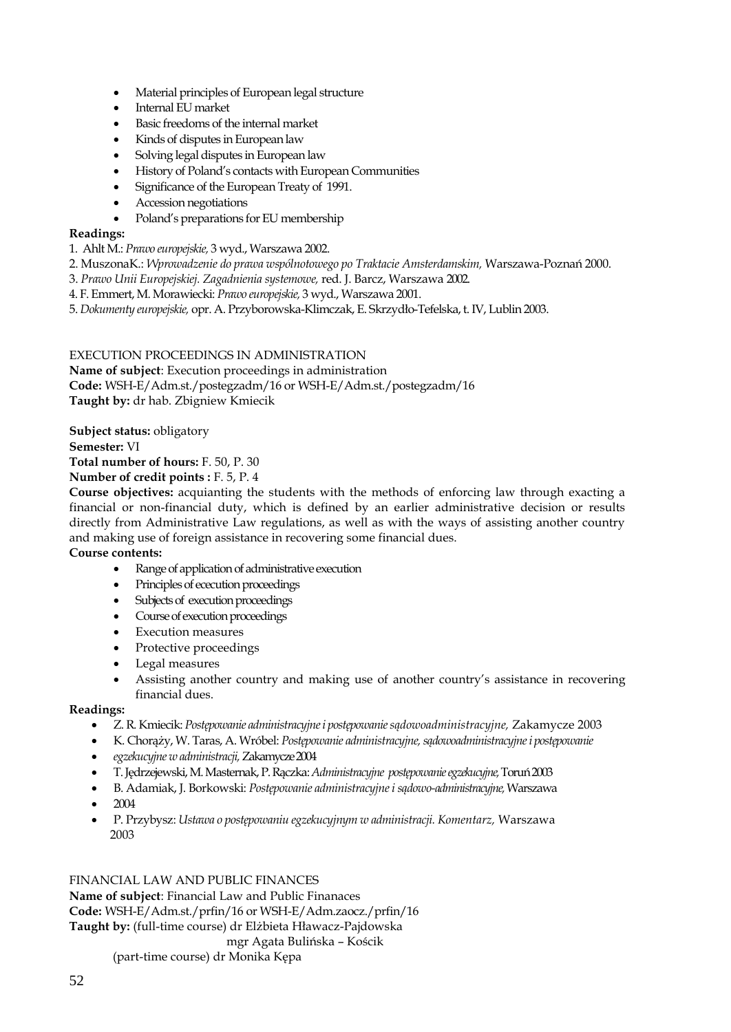- Material principles of European legal structure
- Internal EU market
- Basic freedoms of the internal market
- Kinds of disputes in European law
- Solving legal disputes in European law
- History of Poland's contacts with European Communities
- Significance of the European Treaty of 1991.
- Accession negotiations
- Poland's preparations for EU membership

**Readings:**

1. Ahlt M.: *Prawo europejskie,* 3 wyd., Warszawa 2002.
2. MuszonaK.: *Wprowadzenie do prawa wspólnotowego po Traktacie Amsterdamskim,* Warszawa-Poznań 2000.
3. *Prawo Unii Europejskiej. Zagadnienia systemowe,* red. J. Barcz, Warszawa 2002.
4. F. Emmert, M. Morawiecki: *Prawo europejskie,* 3 wyd., Warszawa 2001.
5. *Dokumenty europejskie,* opr. A. Przyborowska-Klimczak, E. Skrzydło-Tefelska, t. IV, Lublin 2003.

EXECUTION PROCEEDINGS IN ADMINISTRATION

**Name of subject**: Execution proceedings in administration
**Code:** WSH-E/Adm.st./postegzadm/16 or WSH-E/Adm.st./postegzadm/16
**Taught by:** dr hab. Zbigniew Kmiecik

**Subject status:** obligatory
**Semester:** VI
**Total number of hours:** F. 50, P. 30
**Number of credit points :** F. 5, P. 4
**Course objectives:** acquianting the students with the methods of enforcing law through exacting a financial or non-financial duty, which is defined by an earlier administrative decision or results directly from Administrative Law regulations, as well as with the ways of assisting another country and making use of foreign assistance in recovering some financial dues.
**Course contents:**

- Range of application of administrative execution
- Principles of ececution proceedings
- Subjects of execution proceedings
- Course of execution proceedings
- Execution measures
- Protective proceedings
- Legal measures
- Assisting another country and making use of another country's assistance in recovering financial dues.

**Readings:**

- Z. R. Kmiecik: *Postępowanie administracyjne i postępowanie sądowoadministracyjne,* Zakamycze 2003
- K. Chorąży, W. Taras, A. Wróbel: *Postępowanie administracyjne, sądowoadministracyjne i postępowanie*
- *egzekucyjne w administracji,* Zakamycze 2004
- T. Jędrzejewski, M. Masternak, P. Rączka: *Administracyjne postępowanie egzekucyjne,* Toruń 2003
- B. Adamiak, J. Borkowski: *Postępowanie administracyjne i sądowo-administracyjne,* Warszawa
- 2004
- P. Przybysz: *Ustawa o postępowaniu egzekucyjnym w administracji. Komentarz,* Warszawa 2003

FINANCIAL LAW AND PUBLIC FINANCES

**Name of subject**: Financial Law and Public Finanaces
**Code:** WSH-E/Adm.st./prfin/16 or WSH-E/Adm.zaocz./prfin/16
**Taught by:** (full-time course) dr Elżbieta Hławacz-Pajdowska
mgr Agata Bulińska – Kościk
(part-time course) dr Monika Kępa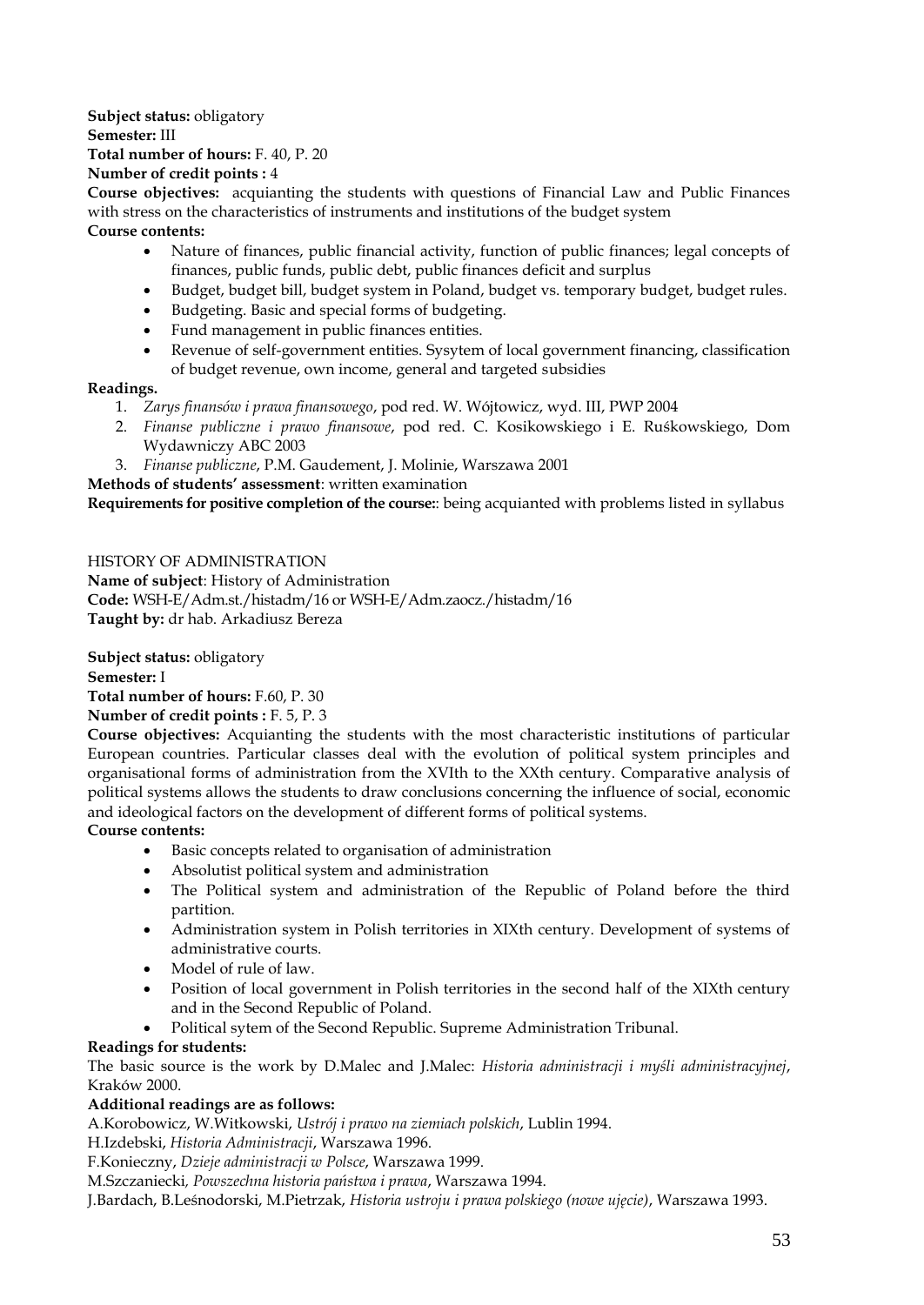**Subject status:** obligatory
**Semester:** III
**Total number of hours:** F. 40, P. 20
**Number of credit points :** 4
**Course objectives:** acquianting the students with questions of Financial Law and Public Finances with stress on the characteristics of instruments and institutions of the budget system
**Course contents:**

- Nature of finances, public financial activity, function of public finances; legal concepts of finances, public funds, public debt, public finances deficit and surplus
- Budget, budget bill, budget system in Poland, budget vs. temporary budget, budget rules.
- Budgeting. Basic and special forms of budgeting.
- Fund management in public finances entities.
- Revenue of self-government entities. Sysytem of local government financing, classification of budget revenue, own income, general and targeted subsidies

**Readings.**

1. *Zarys finansów i prawa finansowego*, pod red. W. Wójtowicz, wyd. III, PWP 2004
2. *Finanse publiczne i prawo finansowe*, pod red. C. Kosikowskiego i E. Ruśkowskiego, Dom Wydawniczy ABC 2003
3. *Finanse publiczne*, P.M. Gaudement, J. Molinie, Warszawa 2001

**Methods of students' assessment**: written examination
**Requirements for positive completion of the course:**: being acquianted with problems listed in syllabus

HISTORY OF ADMINISTRATION

**Name of subject**: History of Administration
**Code:** WSH-E/Adm.st./histadm/16 or WSH-E/Adm.zaocz./histadm/16
**Taught by:** dr hab. Arkadiusz Bereza

**Subject status:** obligatory
**Semester:** I
**Total number of hours:** F.60, P. 30
**Number of credit points :** F. 5, P. 3
**Course objectives:** Acquianting the students with the most characteristic institutions of particular European countries. Particular classes deal with the evolution of political system principles and organisational forms of administration from the XVIth to the XXth century. Comparative analysis of political systems allows the students to draw conclusions concerning the influence of social, economic and ideological factors on the development of different forms of political systems.
**Course contents:**

- Basic concepts related to organisation of administration
- Absolutist political system and administration
- The Political system and administration of the Republic of Poland before the third partition.
- Administration system in Polish territories in XIXth century. Development of systems of administrative courts.
- Model of rule of law.
- Position of local government in Polish territories in the second half of the XIXth century and in the Second Republic of Poland.
- Political sytem of the Second Republic. Supreme Administration Tribunal.

**Readings for students:**
The basic source is the work by D.Malec and J.Malec: *Historia administracji i myśli administracyjnej*, Kraków 2000.

**Additional readings are as follows:**

A.Korobowicz, W.Witkowski, *Ustrój i prawo na ziemiach polskich*, Lublin 1994.
H.Izdebski, *Historia Administracji*, Warszawa 1996.
F.Konieczny, *Dzieje administracji w Polsce*, Warszawa 1999.
M.Szczaniecki, *Powszechna historia państwa i prawa*, Warszawa 1994.
J.Bardach, B.Leśnodorski, M.Pietrzak, *Historia ustroju i prawa polskiego (nowe ujęcie)*, Warszawa 1993.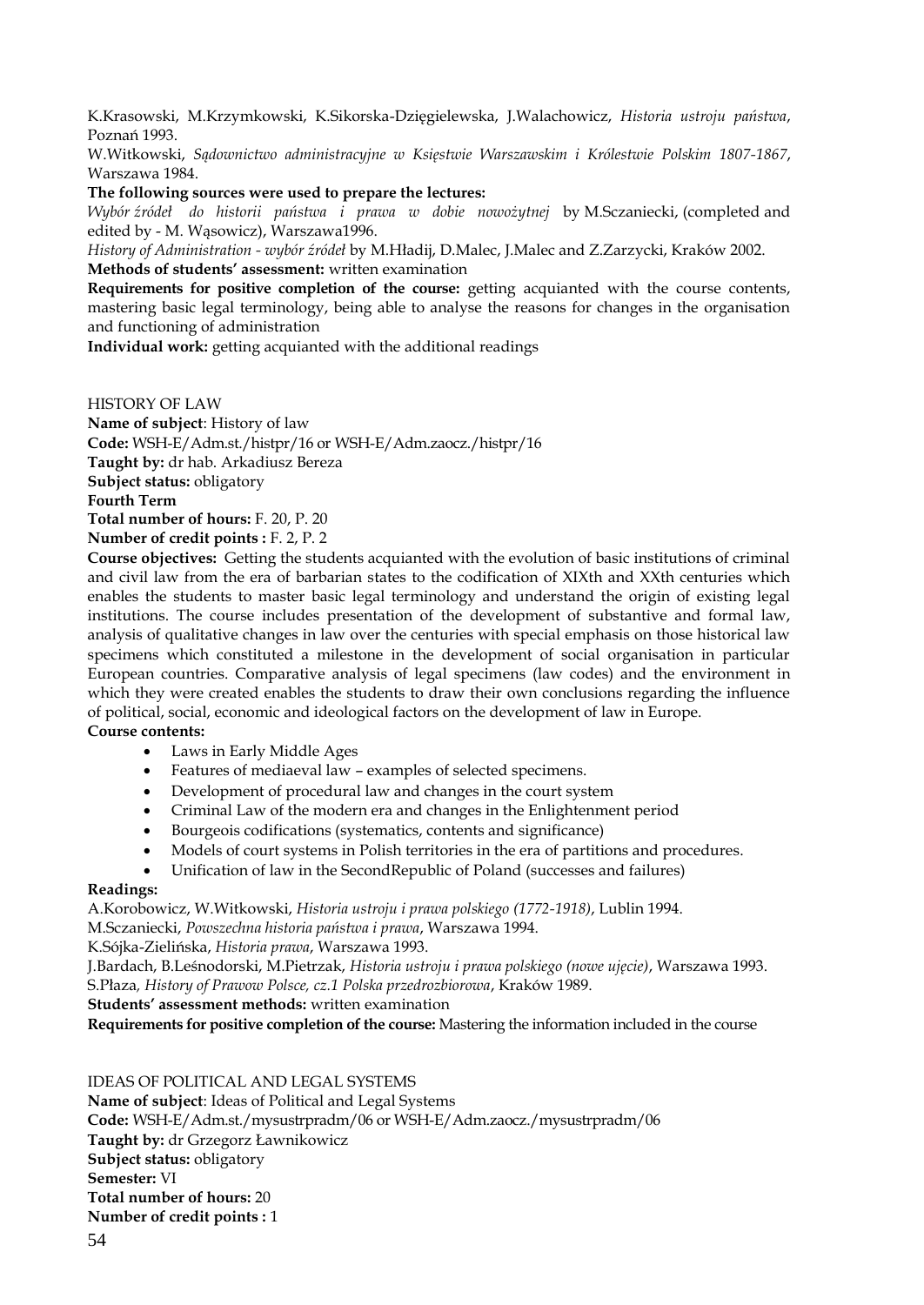K.Krasowski, M.Krzymkowski, K.Sikorska-Dzięgielewska, J.Walachowicz, *Historia ustroju państwa*, Poznań 1993.

W.Witkowski, *Sądownictwo administracyjne w Księstwie Warszawskim i Królestwie Polskim 1807-1867*, Warszawa 1984.

**The following sources were used to prepare the lectures:**

*Wybór źródeł do historii państwa i prawa w dobie nowożytnej* by M.Sczaniecki, (completed and edited by - M. Wąsowicz), Warszawa1996.

*History of Administration - wybór źródeł* by M.Hładij, D.Malec, J.Malec and Z.Zarzycki, Kraków 2002.

**Methods of students' assessment:** written examination

**Requirements for positive completion of the course:** getting acquianted with the course contents, mastering basic legal terminology, being able to analyse the reasons for changes in the organisation and functioning of administration

**Individual work:** getting acquianted with the additional readings

HISTORY OF LAW

**Name of subject**: History of law

**Code:** WSH-E/Adm.st./histpr/16 or WSH-E/Adm.zaocz./histpr/16

**Taught by:** dr hab. Arkadiusz Bereza

**Subject status:** obligatory

**Fourth Term**

**Total number of hours:** F. 20, P. 20

**Number of credit points :** F. 2, P. 2

**Course objectives:** Getting the students acquianted with the evolution of basic institutions of criminal and civil law from the era of barbarian states to the codification of XIXth and XXth centuries which enables the students to master basic legal terminology and understand the origin of existing legal institutions. The course includes presentation of the development of substantive and formal law, analysis of qualitative changes in law over the centuries with special emphasis on those historical law specimens which constituted a milestone in the development of social organisation in particular European countries. Comparative analysis of legal specimens (law codes) and the environment in which they were created enables the students to draw their own conclusions regarding the influence of political, social, economic and ideological factors on the development of law in Europe.

**Course contents:**

- Laws in Early Middle Ages
- Features of mediaeval law – examples of selected specimens.
- Development of procedural law and changes in the court system
- Criminal Law of the modern era and changes in the Enlightenment period
- Bourgeois codifications (systematics, contents and significance)
- Models of court systems in Polish territories in the era of partitions and procedures.
- Unification of law in the SecondRepublic of Poland (successes and failures)

**Readings:**

A.Korobowicz, W.Witkowski, *Historia ustroju i prawa polskiego (1772-1918)*, Lublin 1994.

M.Sczaniecki, *Powszechna historia państwa i prawa*, Warszawa 1994.

K.Sójka-Zielińska, *Historia prawa*, Warszawa 1993.

J.Bardach, B.Leśnodorski, M.Pietrzak, *Historia ustroju i prawa polskiego (nowe ujęcie)*, Warszawa 1993.

S.Płaza*, History of Prawow Polsce, cz.1 Polska przedrozbiorowa*, Kraków 1989.

**Students' assessment methods:** written examination

**Requirements for positive completion of the course:** Mastering the information included in the course

IDEAS OF POLITICAL AND LEGAL SYSTEMS

**Name of subject**: Ideas of Political and Legal Systems

**Code:** WSH-E/Adm.st./mysustrpradm/06 or WSH-E/Adm.zaocz./mysustrpradm/06

**Taught by:** dr Grzegorz Ławnikowicz

**Subject status:** obligatory

**Semester:** VI

**Total number of hours:** 20

**Number of credit points :** 1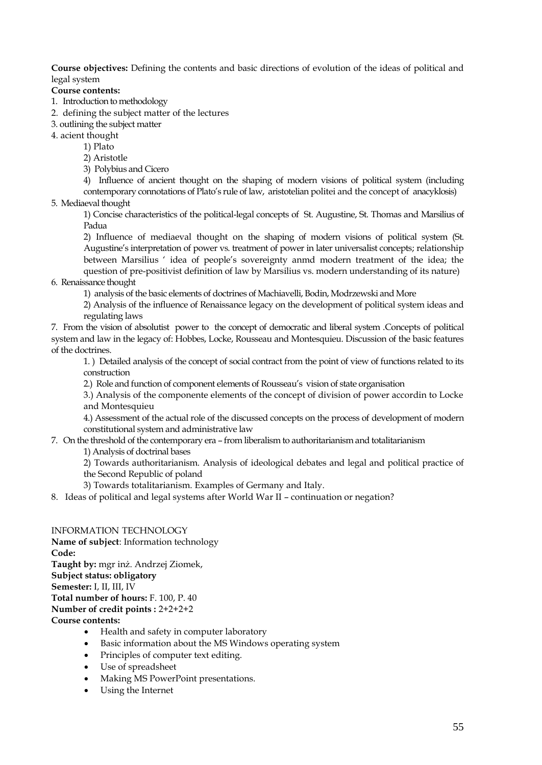**Course objectives:** Defining the contents and basic directions of evolution of the ideas of political and legal system

**Course contents:**

1. Introduction to methodology
2. defining the subject matter of the lectures
3. outlining the subject matter
4. acient thought
    1) Plato
    2) Aristotle
    3) Polybius and Cicero
    4) Influence of ancient thought on the shaping of modern visions of political system (including contemporary connotations of Plato's rule of law, aristotelian politei and the concept of anacyklosis)
5. Mediaeval thought
    1) Concise characteristics of the political-legal concepts of St. Augustine, St. Thomas and Marsilius of Padua
    2) Influence of mediaeval thought on the shaping of modern visions of political system (St. Augustine's interpretation of power vs. treatment of power in later universalist concepts; relationship between Marsilius ' idea of people's sovereignty anmd modern treatment of the idea; the question of pre-positivist definition of law by Marsilius vs. modern understanding of its nature)
6. Renaissance thought
    1) analysis of the basic elements of doctrines of Machiavelli, Bodin, Modrzewski and More
    2) Analysis of the influence of Renaissance legacy on the development of political system ideas and regulating laws
7. From the vision of absolutist power to the concept of democratic and liberal system .Concepts of political system and law in the legacy of: Hobbes, Locke, Rousseau and Montesquieu. Discussion of the basic features of the doctrines.
    1.) Detailed analysis of the concept of social contract from the point of view of functions related to its construction
    2.) Role and function of component elements of Rousseau's vision of state organisation
    3.) Analysis of the componente elements of the concept of division of power accordin to Locke and Montesquieu
    4.) Assessment of the actual role of the discussed concepts on the process of development of modern constitutional system and administrative law
7. On the threshold of the contemporary era – from liberalism to authoritarianism and totalitarianism
    1) Analysis of doctrinal bases
    2) Towards authoritarianism. Analysis of ideological debates and legal and political practice of the Second Republic of poland
    3) Towards totalitarianism. Examples of Germany and Italy.
8. Ideas of political and legal systems after World War II – continuation or negation?

INFORMATION TECHNOLOGY

**Name of subject**: Information technology
**Code:**
**Taught by:** mgr inż. Andrzej Ziomek,
**Subject status: obligatory**
**Semester:** I, II, III, IV
**Total number of hours:** F. 100, P. 40
**Number of credit points :** 2+2+2+2
**Course contents:**

- Health and safety in computer laboratory
- Basic information about the MS Windows operating system
- Principles of computer text editing.
- Use of spreadsheet
- Making MS PowerPoint presentations.
- Using the Internet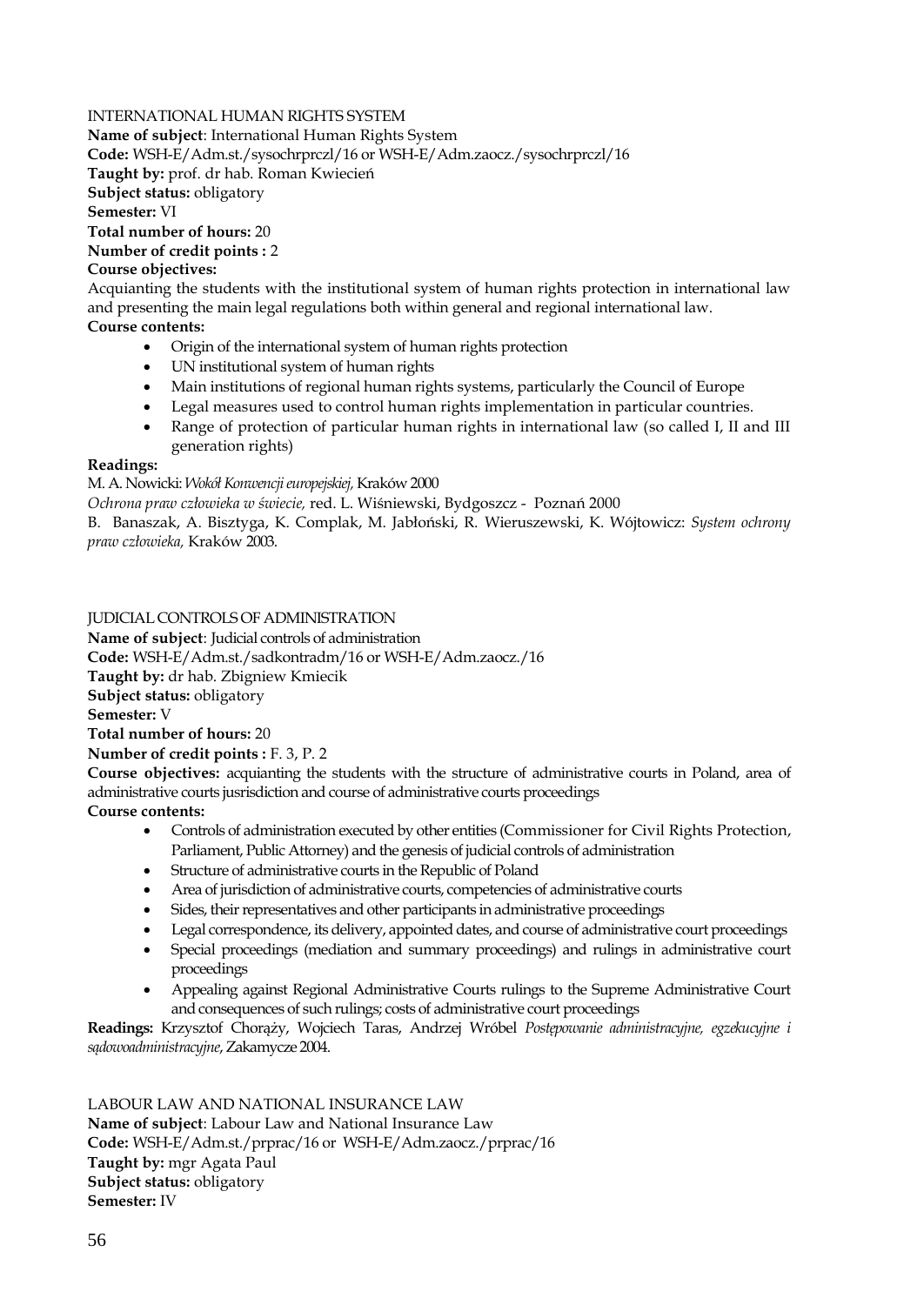## INTERNATIONAL HUMAN RIGHTS SYSTEM

**Name of subject**: International Human Rights System
**Code:** WSH-E/Adm.st./sysochrprczl/16 or WSH-E/Adm.zaocz./sysochrprczl/16
**Taught by:** prof. dr hab. Roman Kwiecień
**Subject status:** obligatory
**Semester:** VI
**Total number of hours:** 20
**Number of credit points :** 2
**Course objectives:**
Acquianting the students with the institutional system of human rights protection in international law and presenting the main legal regulations both within general and regional international law.
**Course contents:**

- Origin of the international system of human rights protection
- UN institutional system of human rights
- Main institutions of regional human rights systems, particularly the Council of Europe
- Legal measures used to control human rights implementation in particular countries.
- Range of protection of particular human rights in international law (so called I, II and III generation rights)

**Readings:**
M. A. Nowicki: *Wokół Konwencji europejskiej,* Kraków 2000
*Ochrona praw człowieka w świecie,* red. L. Wiśniewski, Bydgoszcz - Poznań 2000
B. Banaszak, A. Bisztyga, K. Complak, M. Jabłoński, R. Wieruszewski, K. Wójtowicz: *System ochrony praw człowieka,* Kraków 2003.

## JUDICIAL CONTROLS OF ADMINISTRATION

**Name of subject**: Judicial controls of administration
**Code:** WSH-E/Adm.st./sadkontradm/16 or WSH-E/Adm.zaocz./16
**Taught by:** dr hab. Zbigniew Kmiecik
**Subject status:** obligatory
**Semester:** V
**Total number of hours:** 20
**Number of credit points :** F. 3, P. 2
**Course objectives:** acquianting the students with the structure of administrative courts in Poland, area of administrative courts jusrisdiction and course of administrative courts proceedings
**Course contents:**

- Controls of administration executed by other entities (Commissioner for Civil Rights Protection, Parliament, Public Attorney) and the genesis of judicial controls of administration
- Structure of administrative courts in the Republic of Poland
- Area of jurisdiction of administrative courts, competencies of administrative courts
- Sides, their representatives and other participants in administrative proceedings
- Legal correspondence, its delivery, appointed dates, and course of administrative court proceedings
- Special proceedings (mediation and summary proceedings) and rulings in administrative court proceedings
- Appealing against Regional Administrative Courts rulings to the Supreme Administrative Court and consequences of such rulings; costs of administrative court proceedings

**Readings:** Krzysztof Chorąży, Wojciech Taras, Andrzej Wróbel *Postępowanie administracyjne, egzekucyjne i sądowoadministracyjne*, Zakamycze 2004.

## LABOUR LAW AND NATIONAL INSURANCE LAW

**Name of subject**: Labour Law and National Insurance Law
**Code:** WSH-E/Adm.st./prprac/16 or WSH-E/Adm.zaocz./prprac/16
**Taught by:** mgr Agata Paul
**Subject status:** obligatory
**Semester:** IV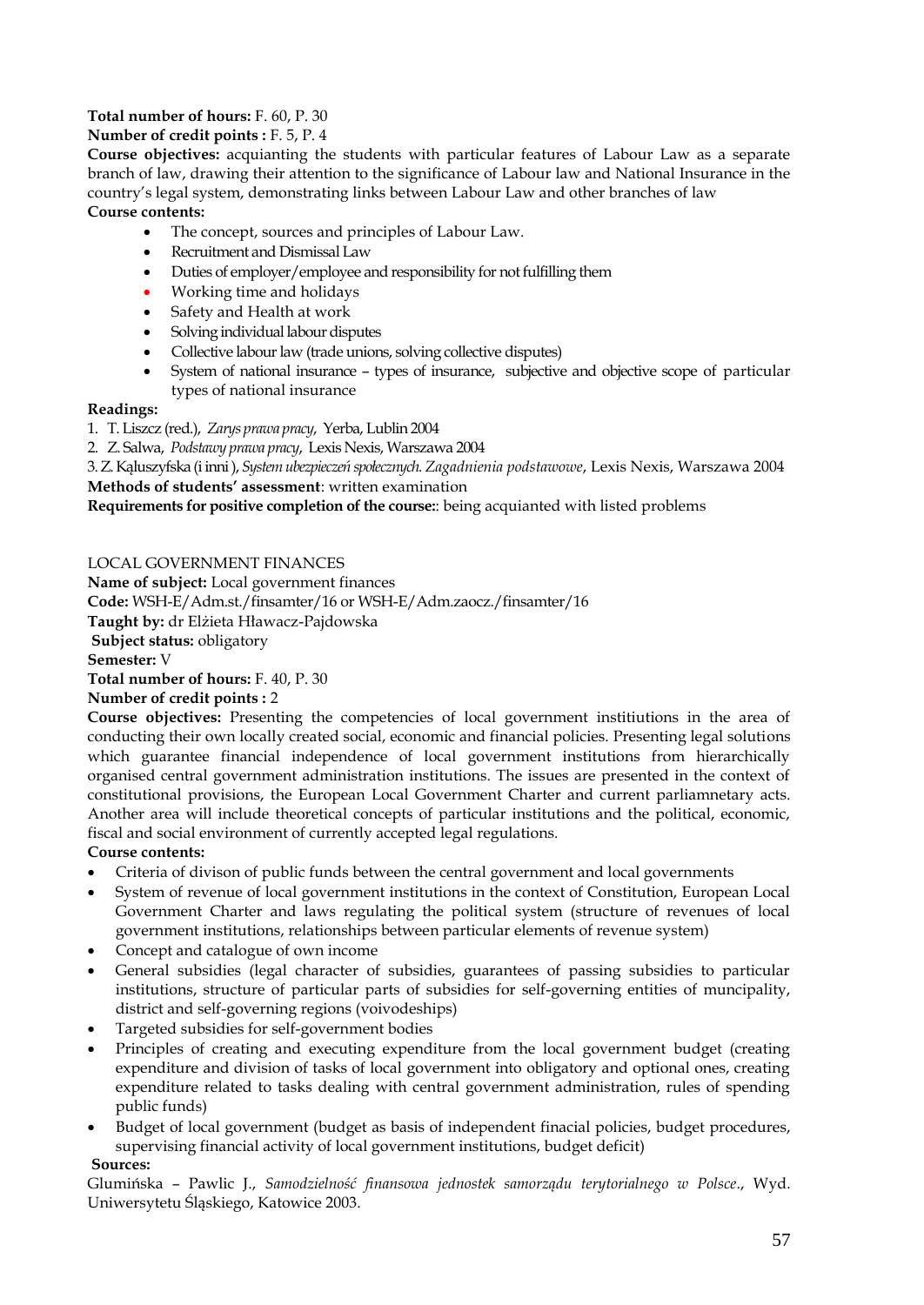**Total number of hours:** F. 60, P. 30
**Number of credit points :** F. 5, P. 4
**Course objectives:** acquianting the students with particular features of Labour Law as a separate branch of law, drawing their attention to the significance of Labour law and National Insurance in the country's legal system, demonstrating links between Labour Law and other branches of law
**Course contents:**

- The concept, sources and principles of Labour Law.
- Recruitment and Dismissal Law
- Duties of employer/employee and responsibility for not fulfilling them
- Working time and holidays
- Safety and Health at work
- Solving individual labour disputes
- Collective labour law (trade unions, solving collective disputes)
- System of national insurance – types of insurance, subjective and objective scope of particular types of national insurance

**Readings:**

1. T. Liszcz (red.), *Zarys prawa pracy*, Yerba, Lublin 2004
2. Z. Salwa, *Podstawy prawa pracy*, Lexis Nexis, Warszawa 2004
3. Z. Kąluszyfska (i inni ), *System ubezpieczeń społecznych. Zagadnienia podstawowe*, Lexis Nexis, Warszawa 2004

**Methods of students' assessment**: written examination
**Requirements for positive completion of the course:**: being acquianted with listed problems

LOCAL GOVERNMENT FINANCES

**Name of subject:** Local government finances
**Code:** WSH-E/Adm.st./finsamter/16 or WSH-E/Adm.zaocz./finsamter/16
**Taught by:** dr Elżieta Hławacz-Pajdowska
**Subject status:** obligatory
**Semester:** V
**Total number of hours:** F. 40, P. 30
**Number of credit points :** 2
**Course objectives:** Presenting the competencies of local government institiutions in the area of conducting their own locally created social, economic and financial policies. Presenting legal solutions which guarantee financial independence of local government institutions from hierarchically organised central government administration institutions. The issues are presented in the context of constitutional provisions, the European Local Government Charter and current parliamnetary acts. Another area will include theoretical concepts of particular institutions and the political, economic, fiscal and social environment of currently accepted legal regulations.
**Course contents:**

- Criteria of divison of public funds between the central government and local governments
- System of revenue of local government institutions in the context of Constitution, European Local Government Charter and laws regulating the political system (structure of revenues of local government institutions, relationships between particular elements of revenue system)
- Concept and catalogue of own income
- General subsidies (legal character of subsidies, guarantees of passing subsidies to particular institutions, structure of particular parts of subsidies for self-governing entities of muncipality, district and self-governing regions (voivodeships)
- Targeted subsidies for self-government bodies
- Principles of creating and executing expenditure from the local government budget (creating expenditure and division of tasks of local government into obligatory and optional ones, creating expenditure related to tasks dealing with central government administration, rules of spending public funds)
- Budget of local government (budget as basis of independent finacial policies, budget procedures, supervising financial activity of local government institutions, budget deficit)

**Sources:**

Glumińska – Pawlic J., *Samodzielność finansowa jednostek samorządu terytorialnego w Polsce.*, Wyd. Uniwersytetu Śląskiego, Katowice 2003.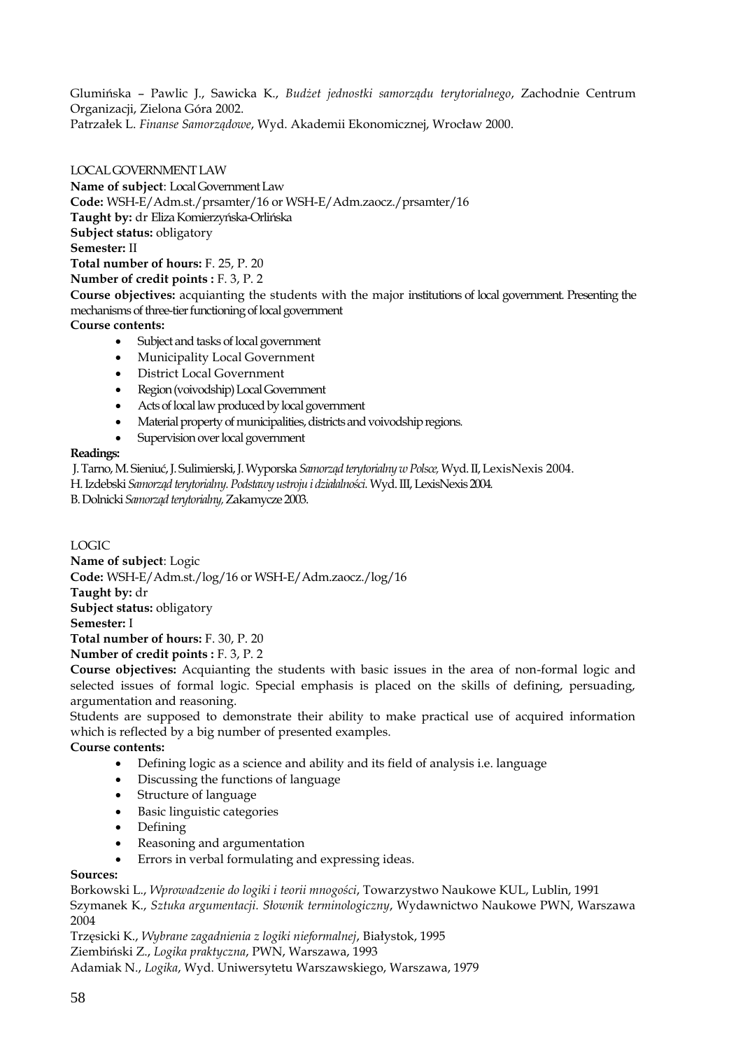Glumińska – Pawlic J., Sawicka K., *Budżet jednostki samorządu terytorialnego*, Zachodnie Centrum Organizacji, Zielona Góra 2002.
Patrzałek L. *Finanse Samorządowe*, Wyd. Akademii Ekonomicznej, Wrocław 2000.

LOCAL GOVERNMENT LAW

**Name of subject**: Local Government Law
**Code:** WSH-E/Adm.st./prsamter/16 or WSH-E/Adm.zaocz./prsamter/16
**Taught by:** dr Eliza Komierzyńska-Orlińska
**Subject status:** obligatory
**Semester:** II
**Total number of hours:** F. 25, P. 20
**Number of credit points :** F. 3, P. 2
**Course objectives:** acquianting the students with the major institutions of local government. Presenting the mechanisms of three-tier functioning of local government
**Course contents:**

- Subject and tasks of local government
- Municipality Local Government
- District Local Government
- Region (voivodship) Local Government
- Acts of local law produced by local government
- Material property of municipalities, districts and voivodship regions.
- Supervision over local government

**Readings:**

J. Tarno, M. Sieniuć, J. Sulimierski, J. Wyporska *Samorząd terytorialny w Polsce,* Wyd. II, LexisNexis 2004.
H. Izdebski *Samorząd terytorialny. Podstawy ustroju i działalności.* Wyd. III, LexisNexis 2004.
B. Dolnicki *Samorząd terytorialny,* Zakamycze 2003.

LOGIC

**Name of subject**: Logic
**Code:** WSH-E/Adm.st./log/16 or WSH-E/Adm.zaocz./log/16
**Taught by:** dr
**Subject status:** obligatory
**Semester:** I
**Total number of hours:** F. 30, P. 20
**Number of credit points :** F. 3, P. 2
**Course objectives:** Acquianting the students with basic issues in the area of non-formal logic and selected issues of formal logic. Special emphasis is placed on the skills of defining, persuading, argumentation and reasoning.
Students are supposed to demonstrate their ability to make practical use of acquired information which is reflected by a big number of presented examples.
**Course contents:**

- Defining logic as a science and ability and its field of analysis i.e. language
- Discussing the functions of language
- Structure of language
- Basic linguistic categories
- Defining
- Reasoning and argumentation
- Errors in verbal formulating and expressing ideas.

**Sources:**

Borkowski L., *Wprowadzenie do logiki i teorii mnogości*, Towarzystwo Naukowe KUL, Lublin, 1991
Szymanek K., *Sztuka argumentacji. Słownik terminologiczny*, Wydawnictwo Naukowe PWN, Warszawa 2004
Trzęsicki K., *Wybrane zagadnienia z logiki nieformalnej*, Białystok, 1995
Ziembiński Z., *Logika praktyczna*, PWN, Warszawa, 1993
Adamiak N., *Logika*, Wyd. Uniwersytetu Warszawskiego, Warszawa, 1979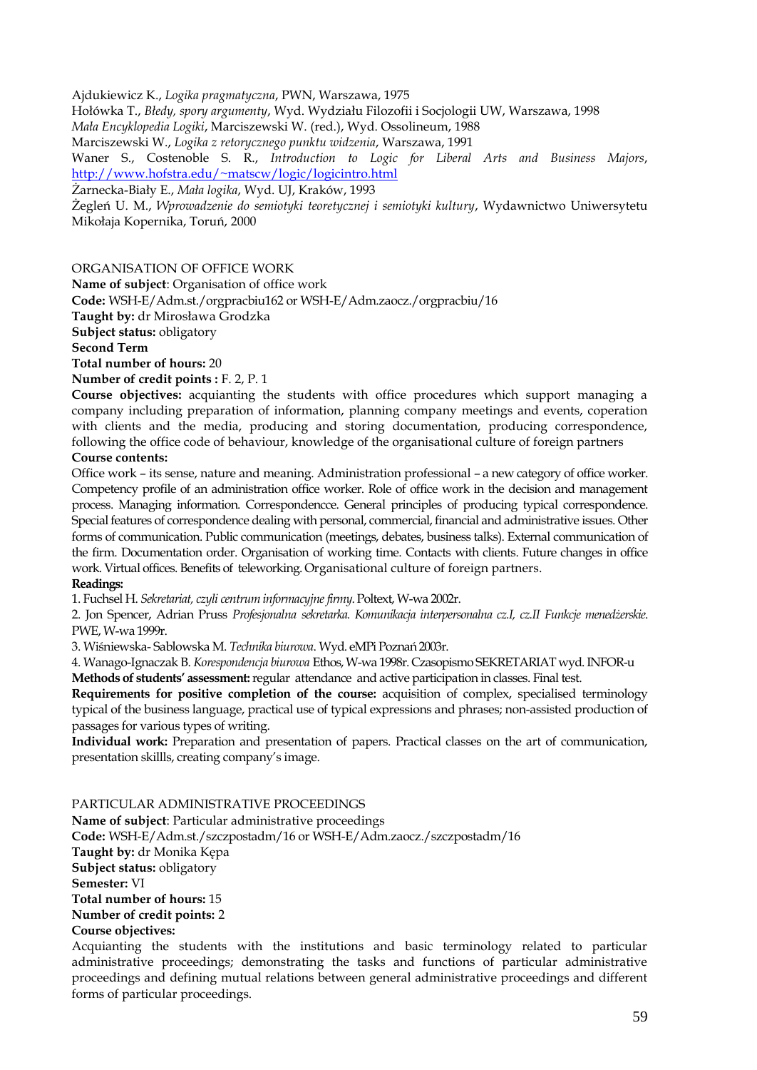Ajdukiewicz K., *Logika pragmatyczna*, PWN, Warszawa, 1975

Hołówka T., *Błędy, spory argumenty*, Wyd. Wydziału Filozofii i Socjologii UW, Warszawa, 1998

*Mała Encyklopedia Logiki*, Marciszewski W. (red.), Wyd. Ossolineum, 1988

Marciszewski W., *Logika z retorycznego punktu widzenia*, Warszawa, 1991

Waner S., Costenoble S. R., *Introduction to Logic for Liberal Arts and Business Majors*, http://www.hofstra.edu/~matscw/logic/logicintro.html

Żarnecka-Biały E., *Mała logika*, Wyd. UJ, Kraków, 1993

Żegleń U. M., *Wprowadzenie do semiotyki teoretycznej i semiotyki kultury*, Wydawnictwo Uniwersytetu Mikołaja Kopernika, Toruń, 2000

## ORGANISATION OF OFFICE WORK

**Name of subject**: Organisation of office work

**Code:** WSH-E/Adm.st./orgpracbiu162 or WSH-E/Adm.zaocz./orgpracbiu/16

**Taught by:** dr Mirosława Grodzka

**Subject status:** obligatory

**Second Term**

**Total number of hours:** 20

**Number of credit points :** F. 2, P. 1

**Course objectives:** acquianting the students with office procedures which support managing a company including preparation of information, planning company meetings and events, coperation with clients and the media, producing and storing documentation, producing correspondence, following the office code of behaviour, knowledge of the organisational culture of foreign partners

**Course contents:**

Office work – its sense, nature and meaning. Administration professional – a new category of office worker. Competency profile of an administration office worker. Role of office work in the decision and management process. Managing information. Correspondencce. General principles of producing typical correspondence. Special features of correspondence dealing with personal, commercial, financial and administrative issues. Other forms of communication. Public communication (meetings, debates, business talks). External communication of the firm. Documentation order. Organisation of working time. Contacts with clients. Future changes in office work. Virtual offices. Benefits of teleworking. Organisational culture of foreign partners.

**Readings:**

1. Fuchsel H. *Sekretariat, czyli centrum informacyjne firmy*. Poltext, W-wa 2002r.
2. Jon Spencer, Adrian Pruss *Profesjonalna sekretarka. Komunikacja interpersonalna cz.I, cz.II Funkcje menedżerskie*. PWE, W-wa 1999r.
3. Wiśniewska- Sablowska M. *Technika biurowa*. Wyd. eMPi Poznań 2003r.
4. Wanago-Ignaczak B. *Korespondencja biurowa* Ethos, W-wa 1998r. Czasopismo SEKRETARIAT wyd. INFOR-u

**Methods of students' assessment:** regular attendance and active participation in classes. Final test.

**Requirements for positive completion of the course:** acquisition of complex, specialised terminology typical of the business language, practical use of typical expressions and phrases; non-assisted production of passages for various types of writing.

**Individual work:** Preparation and presentation of papers. Practical classes on the art of communication, presentation skillls, creating company's image.

## PARTICULAR ADMINISTRATIVE PROCEEDINGS

**Name of subject**: Particular administrative proceedings

**Code:** WSH-E/Adm.st./szczpostadm/16 or WSH-E/Adm.zaocz./szczpostadm/16

**Taught by:** dr Monika Kępa

**Subject status:** obligatory

**Semester:** VI

**Total number of hours:** 15

**Number of credit points:** 2

**Course objectives:**

Acquianting the students with the institutions and basic terminology related to particular administrative proceedings; demonstrating the tasks and functions of particular administrative proceedings and defining mutual relations between general administrative proceedings and different forms of particular proceedings.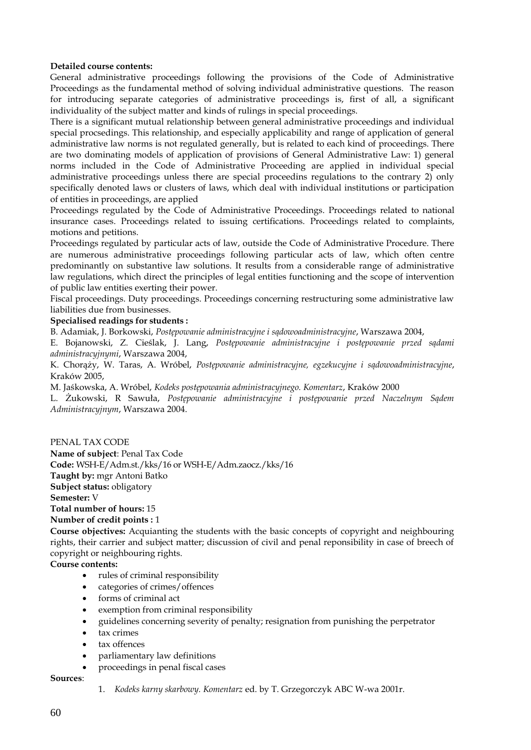**Detailed course contents:**
General administrative proceedings following the provisions of the Code of Administrative Proceedings as the fundamental method of solving individual administrative questions. The reason for introducing separate categories of administrative proceedings is, first of all, a significant individuality of the subject matter and kinds of rulings in special proceedings.
There is a significant mutual relationship between general administrative proceedings and individual special procsedings. This relationship, and especially applicability and range of application of general administrative law norms is not regulated generally, but is related to each kind of proceedings. There are two dominating models of application of provisions of General Administrative Law: 1) general norms included in the Code of Administrative Proceeding are applied in individual special administrative proceedings unless there are special proceedins regulations to the contrary 2) only specifically denoted laws or clusters of laws, which deal with individual institutions or participation of entities in proceedings, are applied
Proceedings regulated by the Code of Administrative Proceedings. Proceedings related to national insurance cases. Proceedings related to issuing certifications. Proceedings related to complaints, motions and petitions.
Proceedings regulated by particular acts of law, outside the Code of Administrative Procedure. There are numerous administrative proceedings following particular acts of law, which often centre predominantly on substantive law solutions. It results from a considerable range of administrative law regulations, which direct the principles of legal entities functioning and the scope of intervention of public law entities exerting their power.
Fiscal proceedings. Duty proceedings. Proceedings concerning restructuring some administrative law liabilities due from businesses.

**Specialised readings for students :**
B. Adamiak, J. Borkowski, *Postępowanie administracyjne i sądowoadministracyjne*, Warszawa 2004,
E. Bojanowski, Z. Cieślak, J. Lang, *Postępowanie administracyjne i postępowanie przed sądami administracyjnymi*, Warszawa 2004,
K. Chorąży, W. Taras, A. Wróbel, *Postępowanie administracyjne, egzekucyjne i sądowoadministracyjne*, Kraków 2005,
M. Jaśkowska, A. Wróbel, *Kodeks postępowania administracyjnego. Komentarz*, Kraków 2000
L. Żukowski, R Sawuła, *Postępowanie administracyjne i postępowanie przed Naczelnym Sądem Administracyjnym*, Warszawa 2004.

PENAL TAX CODE

**Name of subject**: Penal Tax Code
**Code:** WSH-E/Adm.st./kks/16 or WSH-E/Adm.zaocz./kks/16
**Taught by:** mgr Antoni Batko
**Subject status:** obligatory
**Semester:** V
**Total number of hours:** 15
**Number of credit points :** 1
**Course objectives:** Acquianting the students with the basic concepts of copyright and neighbouring rights, their carrier and subject matter; discussion of civil and penal reponsibility in case of breech of copyright or neighbouring rights.
**Course contents:**

- rules of criminal responsibility
- categories of crimes/offences
- forms of criminal act
- exemption from criminal responsibility
- guidelines concerning severity of penalty; resignation from punishing the perpetrator
- tax crimes
- tax offences
- parliamentary law definitions
- proceedings in penal fiscal cases

**Sources**:

1. *Kodeks karny skarbowy. Komentarz* ed. by T. Grzegorczyk ABC W-wa 2001r.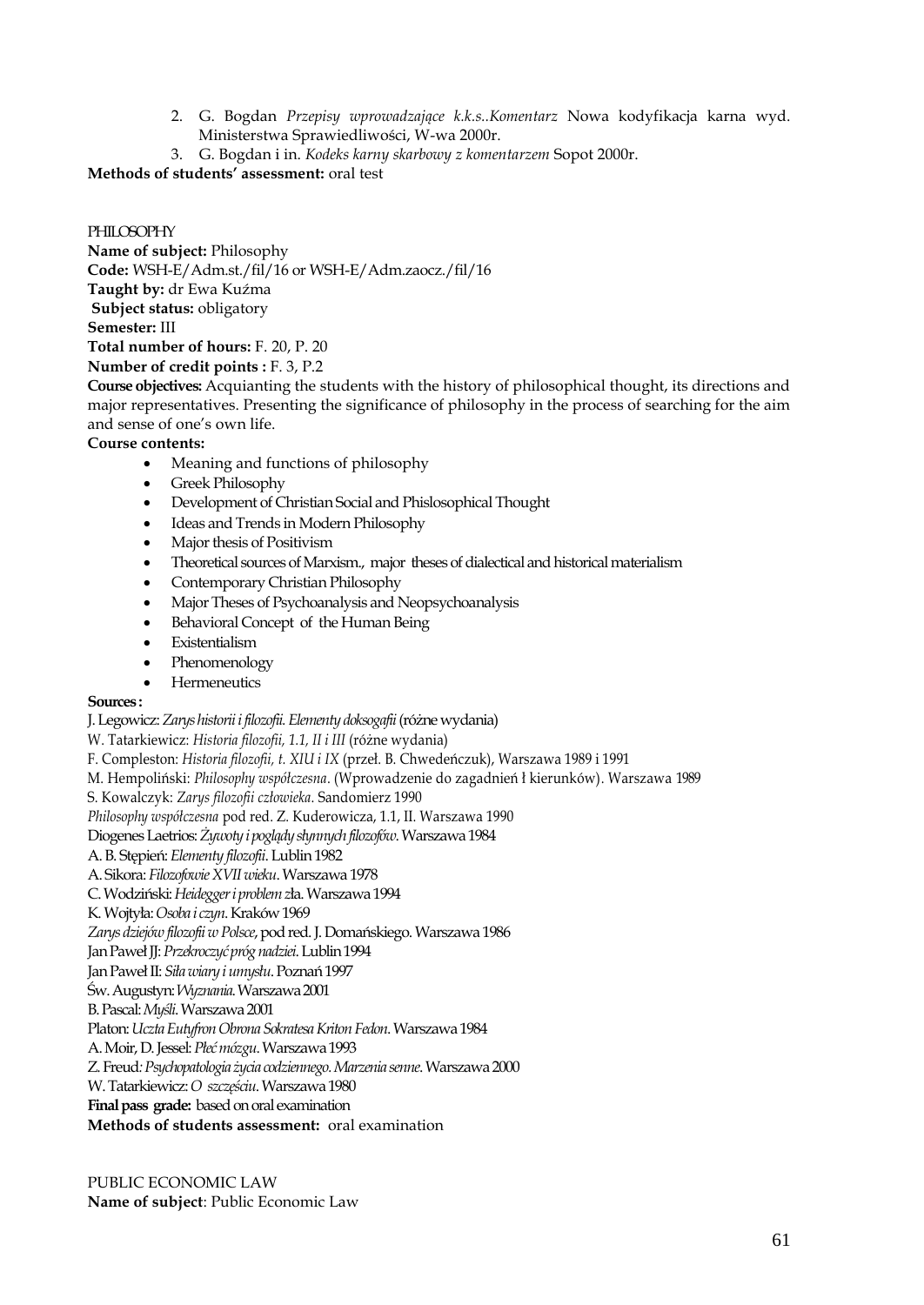2. G. Bogdan *Przepisy wprowadzające k.k.s..Komentarz* Nowa kodyfikacja karna wyd. Ministerstwa Sprawiedliwości, W-wa 2000r.
3. G. Bogdan i in. *Kodeks karny skarbowy z komentarzem* Sopot 2000r.

**Methods of students' assessment:** oral test

PHILOSOPHY

**Name of subject:** Philosophy
**Code:** WSH-E/Adm.st./fil/16 or WSH-E/Adm.zaocz./fil/16
**Taught by:** dr Ewa Kuźma
**Subject status:** obligatory
**Semester:** III
**Total number of hours:** F. 20, P. 20
**Number of credit points :** F. 3, P.2
**Course objectives:** Acquianting the students with the history of philosophical thought, its directions and major representatives. Presenting the significance of philosophy in the process of searching for the aim and sense of one's own life.
**Course contents:**

- Meaning and functions of philosophy
- Greek Philosophy
- Development of Christian Social and Phislosophical Thought
- Ideas and Trends in Modern Philosophy
- Major thesis of Positivism
- Theoretical sources of Marxism., major theses of dialectical and historical materialism
- Contemporary Christian Philosophy
- Major Theses of Psychoanalysis and Neopsychoanalysis
- Behavioral Concept of the Human Being
- Existentialism
- Phenomenology
- Hermeneutics

**Sources :**
J. Legowicz: *Zarys historii i filozofii. Elementy doksogafii* (różne wydania)
W. Tatarkiewicz: *Historia filozofii, 1.1, II i III* (różne wydania)
F. Compleston: *Historia filozofii, t. XIU i IX* (przeł. B. Chwedeńczuk), Warszawa 1989 i 1991
M. Hempoliński: *Philosophy współczesna*. (Wprowadzenie do zagadnień ł kierunków). Warszawa 1989
S. Kowalczyk: *Zarys filozofii człowieka*. Sandomierz 1990
*Philosophy współczesna* pod red. Z. Kuderowicza, 1.1, II. Warszawa 1990
Diogenes Laetrios: *Żywoty i poglądy słynnych filozofów*. Warszawa 1984
A. B. Stępień: *Elementy filozofii*. Lublin 1982
A. Sikora: *Filozofowie XVII wieku*. Warszawa 1978
C. Wodziński: *Heidegger i problem* zła. Warszawa 1994
K. Wojtyła: *Osoba i czyn*. Kraków 1969
*Zarys dziejów filozofii w Polsce*, pod red. J. Domańskiego. Warszawa 1986
Jan Paweł JJ: *Przekroczyć próg nadziei*. Lublin 1994
Jan Paweł II: *Siła wiary i umysłu*. Poznań 1997
Św. Augustyn: *Wyznania*. Warszawa 2001
B. Pascal: *Myśli*. Warszawa 2001
Platon: *Uczta Eutyfron Obrona Sokratesa Kriton Fedon*. Warszawa 1984
A. Moir, D. Jessel: *Płeć mózgu*. Warszawa 1993
Z. Freud*: Psychopatologia życia codziennego. Marzenia senne*. Warszawa 2000
W. Tatarkiewicz: *O szczęściu*. Warszawa 1980
**Final pass grade:** based on oral examination
**Methods of students assessment:** oral examination

PUBLIC ECONOMIC LAW

**Name of subject**: Public Economic Law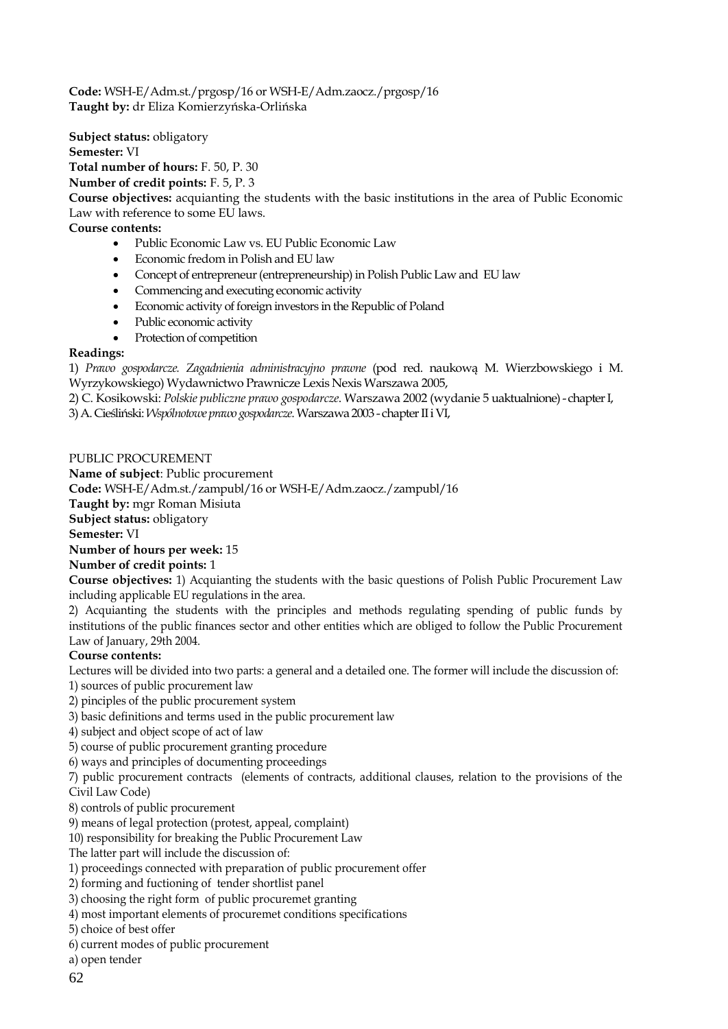**Code:** WSH-E/Adm.st./prgosp/16 or WSH-E/Adm.zaocz./prgosp/16
**Taught by:** dr Eliza Komierzyńska-Orlińska

**Subject status:** obligatory
**Semester:** VI
**Total number of hours:** F. 50, P. 30
**Number of credit points:** F. 5, P. 3
**Course objectives:** acquianting the students with the basic institutions in the area of Public Economic Law with reference to some EU laws.
**Course contents:**

- Public Economic Law vs. EU Public Economic Law
- Economic fredom in Polish and EU law
- Concept of entrepreneur (entrepreneurship) in Polish Public Law and EU law
- Commencing and executing economic activity
- Economic activity of foreign investors in the Republic of Poland
- Public economic activity
- Protection of competition

**Readings:**
1) *Prawo gospodarcze. Zagadnienia administracyjno prawne* (pod red. naukową M. Wierzbowskiego i M. Wyrzykowskiego) Wydawnictwo Prawnicze Lexis Nexis Warszawa 2005,
2) C. Kosikowski: *Polskie publiczne prawo gospodarcze*. Warszawa 2002 (wydanie 5 uaktualnione) - chapter I,
3) A. Cieśliński: *Wspólnotowe prawo gospodarcze*. Warszawa 2003 - chapter II i VI,

PUBLIC PROCUREMENT
**Name of subject**: Public procurement
**Code:** WSH-E/Adm.st./zampubl/16 or WSH-E/Adm.zaocz./zampubl/16
**Taught by:** mgr Roman Misiuta
**Subject status:** obligatory
**Semester:** VI
**Number of hours per week:** 15
**Number of credit points:** 1
**Course objectives:** 1) Acquianting the students with the basic questions of Polish Public Procurement Law including applicable EU regulations in the area.
2) Acquianting the students with the principles and methods regulating spending of public funds by institutions of the public finances sector and other entities which are obliged to follow the Public Procurement Law of January, 29th 2004.
**Course contents:**
Lectures will be divided into two parts: a general and a detailed one. The former will include the discussion of:
1) sources of public procurement law
2) pinciples of the public procurement system
3) basic definitions and terms used in the public procurement law
4) subject and object scope of act of law
5) course of public procurement granting procedure
6) ways and principles of documenting proceedings
7) public procurement contracts (elements of contracts, additional clauses, relation to the provisions of the Civil Law Code)
8) controls of public procurement
9) means of legal protection (protest, appeal, complaint)
10) responsibility for breaking the Public Procurement Law
The latter part will include the discussion of:
1) proceedings connected with preparation of public procurement offer
2) forming and fuctioning of tender shortlist panel
3) choosing the right form of public procuremet granting
4) most important elements of procuremet conditions specifications
5) choice of best offer
6) current modes of public procurement
a) open tender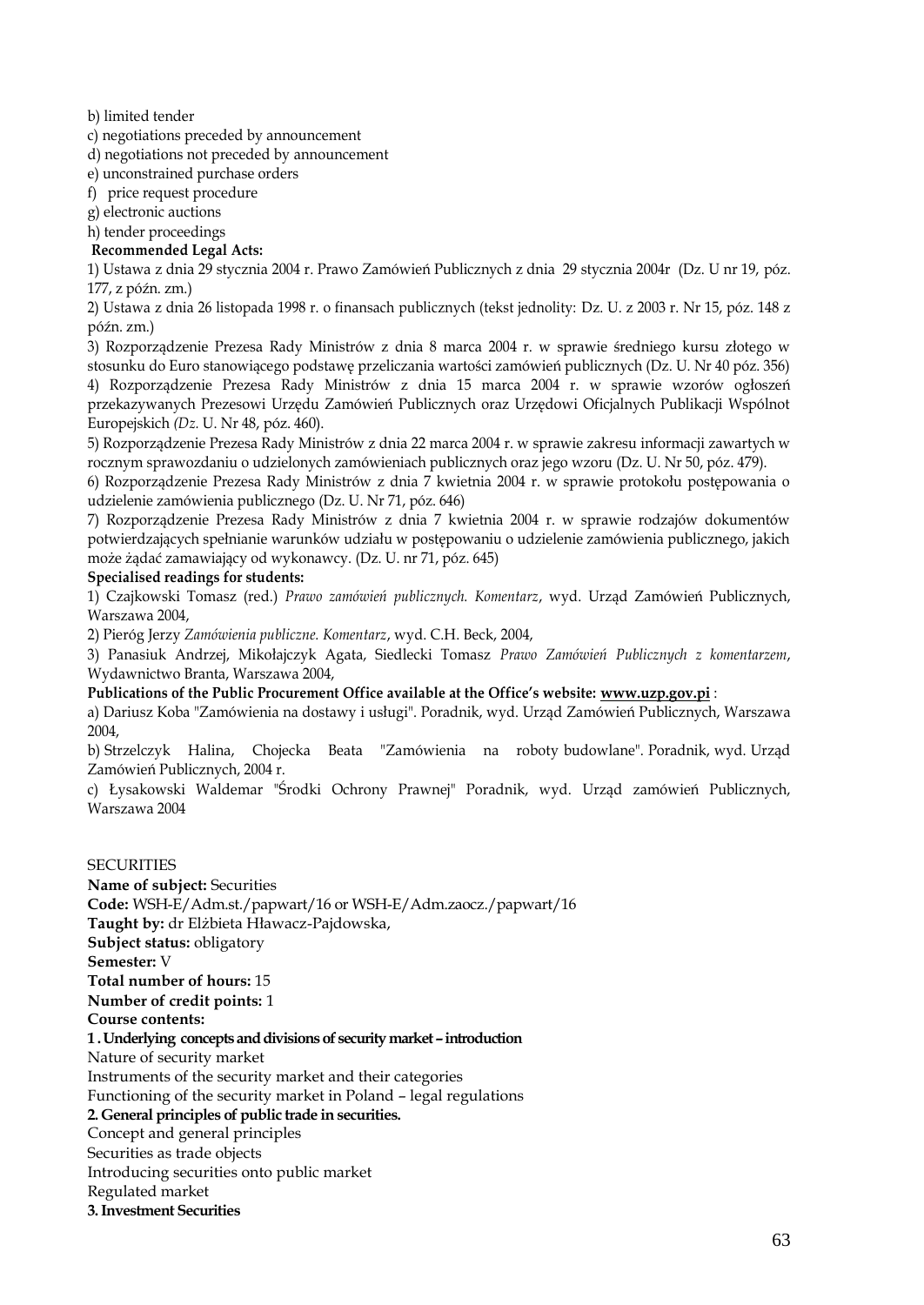b) limited tender
c) negotiations preceded by announcement
d) negotiations not preceded by announcement
e) unconstrained purchase orders
f) price request procedure
g) electronic auctions
h) tender proceedings

**Recommended Legal Acts:**

1) Ustawa z dnia 29 stycznia 2004 r. Prawo Zamówień Publicznych z dnia 29 stycznia 2004r (Dz. U nr 19, póz. 177, z późn. zm.)
2) Ustawa z dnia 26 listopada 1998 r. o finansach publicznych (tekst jednolity: Dz. U. z 2003 r. Nr 15, póz. 148 z późn. zm.)
3) Rozporządzenie Prezesa Rady Ministrów z dnia 8 marca 2004 r. w sprawie średniego kursu złotego w stosunku do Euro stanowiącego podstawę przeliczania wartości zamówień publicznych (Dz. U. Nr 40 póz. 356)
4) Rozporządzenie Prezesa Rady Ministrów z dnia 15 marca 2004 r. w sprawie wzorów ogłoszeń przekazywanych Prezesowi Urzędu Zamówień Publicznych oraz Urzędowi Oficjalnych Publikacji Wspólnot Europejskich *(Dz.* U. Nr 48, póz. 460).
5) Rozporządzenie Prezesa Rady Ministrów z dnia 22 marca 2004 r. w sprawie zakresu informacji zawartych w rocznym sprawozdaniu o udzielonych zamówieniach publicznych oraz jego wzoru (Dz. U. Nr 50, póz. 479).
6) Rozporządzenie Prezesa Rady Ministrów z dnia 7 kwietnia 2004 r. w sprawie protokołu postępowania o udzielenie zamówienia publicznego (Dz. U. Nr 71, póz. 646)
7) Rozporządzenie Prezesa Rady Ministrów z dnia 7 kwietnia 2004 r. w sprawie rodzajów dokumentów potwierdzających spełnianie warunków udziału w postępowaniu o udzielenie zamówienia publicznego, jakich może żądać zamawiający od wykonawcy. (Dz. U. nr 71, póz. 645)

**Specialised readings for students:**

1) Czajkowski Tomasz (red.) *Prawo zamówień publicznych. Komentarz*, wyd. Urząd Zamówień Publicznych, Warszawa 2004,
2) Pieróg Jerzy *Zamówienia publiczne. Komentarz*, wyd. C.H. Beck, 2004,
3) Panasiuk Andrzej, Mikołajczyk Agata, Siedlecki Tomasz *Prawo Zamówień Publicznych z komentarzem*, Wydawnictwo Branta, Warszawa 2004,

**Publications of the Public Procurement Office available at the Office's website: www.uzp.gov.pi** :

a) Dariusz Koba "Zamówienia na dostawy i usługi". Poradnik, wyd. Urząd Zamówień Publicznych, Warszawa 2004,
b) Strzelczyk Halina, Chojecka Beata "Zamówienia na roboty budowlane". Poradnik, wyd. Urząd Zamówień Publicznych, 2004 r.
c) Łysakowski Waldemar "Środki Ochrony Prawnej" Poradnik, wyd. Urząd zamówień Publicznych, Warszawa 2004

## SECURITIES

**Name of subject:** Securities
**Code:** WSH-E/Adm.st./papwart/16 or WSH-E/Adm.zaocz./papwart/16
**Taught by:** dr Elżbieta Hławacz-Pajdowska,
**Subject status:** obligatory
**Semester:** V
**Total number of hours:** 15
**Number of credit points:** 1
**Course contents:**

**1 . Underlying concepts and divisions of security market – introduction**

Nature of security market
Instruments of the security market and their categories
Functioning of the security market in Poland – legal regulations

**2. General principles of public trade in securities.**

Concept and general principles
Securities as trade objects
Introducing securities onto public market
Regulated market

**3. Investment Securities**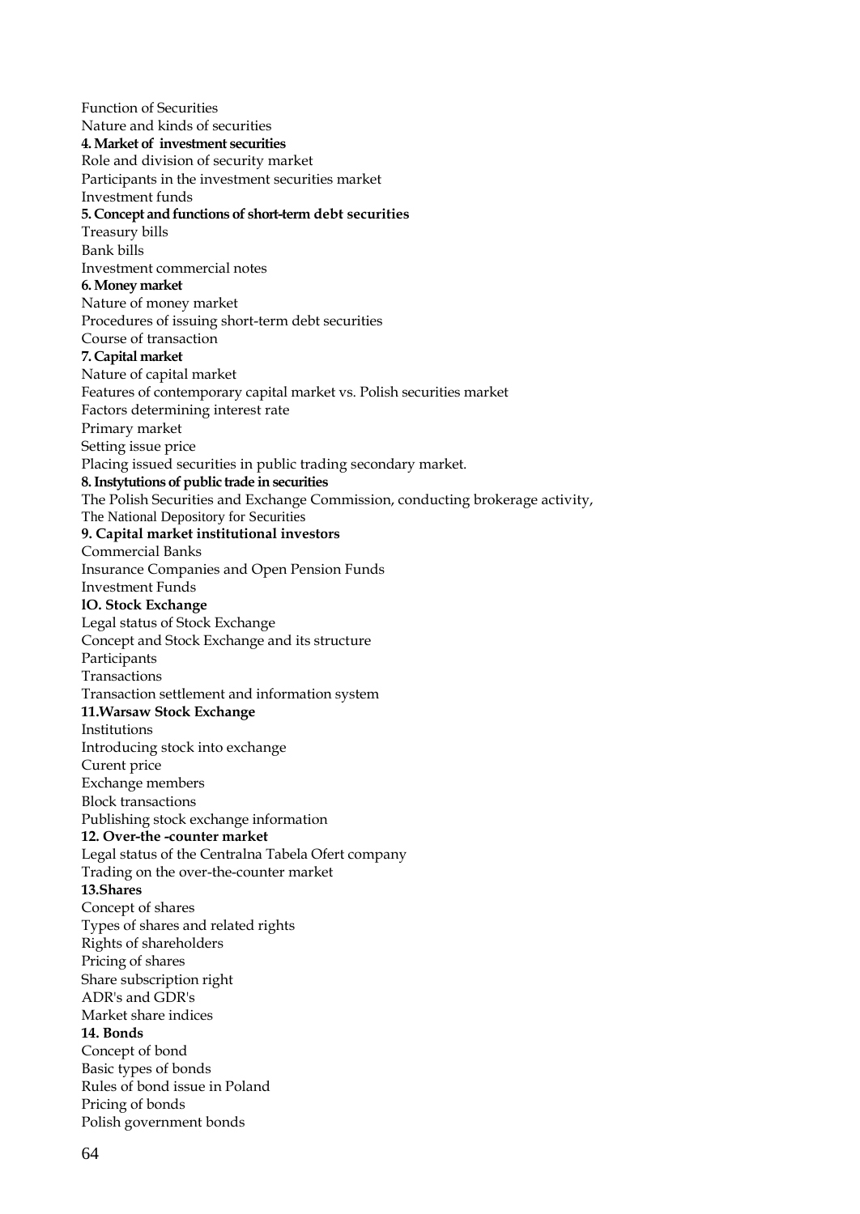Function of Securities
Nature and kinds of securities

**4. Market of investment securities**

Role and division of security market
Participants in the investment securities market
Investment funds

**5. Concept and functions of short-term debt securities**

Treasury bills
Bank bills
Investment commercial notes

**6. Money market**

Nature of money market
Procedures of issuing short-term debt securities
Course of transaction

**7. Capital market**

Nature of capital market
Features of contemporary capital market vs. Polish securities market
Factors determining interest rate
Primary market
Setting issue price
Placing issued securities in public trading secondary market.

**8. Instytutions of public trade in securities**

The Polish Securities and Exchange Commission, conducting brokerage activity,
The National Depository for Securities

**9. Capital market institutional investors**

Commercial Banks
Insurance Companies and Open Pension Funds
Investment Funds

**lO. Stock Exchange**

Legal status of Stock Exchange
Concept and Stock Exchange and its structure
Participants
Transactions
Transaction settlement and information system

**11.Warsaw Stock Exchange**

Institutions
Introducing stock into exchange
Curent price
Exchange members
Block transactions
Publishing stock exchange information

**12. Over-the -counter market**

Legal status of the Centralna Tabela Ofert company
Trading on the over-the-counter market

**13.Shares**

Concept of shares
Types of shares and related rights
Rights of shareholders
Pricing of shares
Share subscription right
ADR's and GDR's
Market share indices

**14. Bonds**

Concept of bond
Basic types of bonds
Rules of bond issue in Poland
Pricing of bonds
Polish government bonds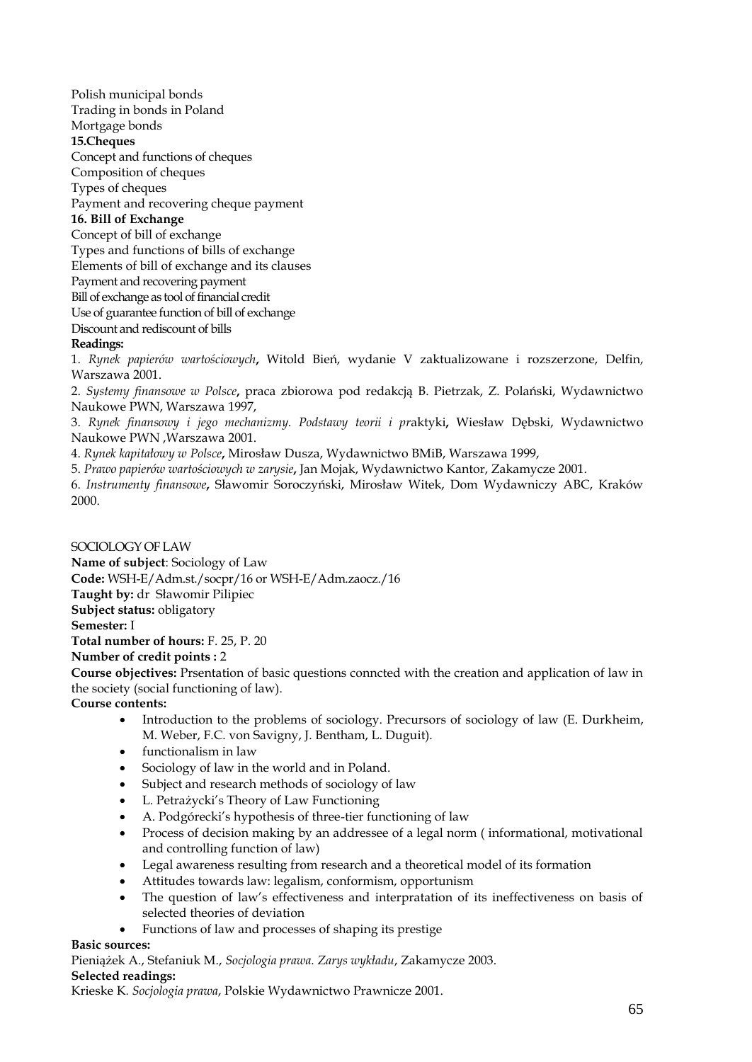Polish municipal bonds
Trading in bonds in Poland
Mortgage bonds

**15.Cheques**

Concept and functions of cheques
Composition of cheques
Types of cheques
Payment and recovering cheque payment

**16. Bill of Exchange**

Concept of bill of exchange
Types and functions of bills of exchange
Elements of bill of exchange and its clauses
Payment and recovering payment
Bill of exchange as tool of financial credit
Use of guarantee function of bill of exchange
Discount and rediscount of bills

**Readings:**

1. *Rynek papierów wartościowych*, Witold Bień, wydanie V zaktualizowane i rozszerzone, Delfin, Warszawa 2001.
2. *Systemy finansowe w Polsce*, praca zbiorowa pod redakcją B. Pietrzak, Z. Polański, Wydawnictwo Naukowe PWN, Warszawa 1997,
3. *Rynek finansowy i jego mechanizmy. Podstawy teorii i pr*aktyki, Wiesław Dębski, Wydawnictwo Naukowe PWN ,Warszawa 2001.
4. *Rynek kapitałowy w Polsce*, Mirosław Dusza, Wydawnictwo BMiB, Warszawa 1999,
5. *Prawo papierów wartościowych w zarysie*, Jan Mojak, Wydawnictwo Kantor, Zakamycze 2001.
6. *Instrumenty finansowe*, Sławomir Soroczyński, Mirosław Witek, Dom Wydawniczy ABC, Kraków 2000.

SOCIOLOGY OF LAW

**Name of subject**: Sociology of Law
**Code:** WSH-E/Adm.st./socpr/16 or WSH-E/Adm.zaocz./16
**Taught by:** dr Sławomir Pilipiec
**Subject status:** obligatory
**Semester:** I
**Total number of hours:** F. 25, P. 20
**Number of credit points :** 2
**Course objectives:** Prsentation of basic questions conncted with the creation and application of law in the society (social functioning of law).
**Course contents:**

- Introduction to the problems of sociology. Precursors of sociology of law (E. Durkheim, M. Weber, F.C. von Savigny, J. Bentham, L. Duguit).
- functionalism in law
- Sociology of law in the world and in Poland.
- Subject and research methods of sociology of law
- L. Petrażycki's Theory of Law Functioning
- A. Podgórecki's hypothesis of three-tier functioning of law
- Process of decision making by an addressee of a legal norm ( informational, motivational and controlling function of law)
- Legal awareness resulting from research and a theoretical model of its formation
- Attitudes towards law: legalism, conformism, opportunism
- The question of law's effectiveness and interpratation of its ineffectiveness on basis of selected theories of deviation
- Functions of law and processes of shaping its prestige

**Basic sources:**

Pieniążek A., Stefaniuk M., *Socjologia prawa. Zarys wykładu*, Zakamycze 2003.

**Selected readings:**

Krieske K. *Socjologia prawa*, Polskie Wydawnictwo Prawnicze 2001.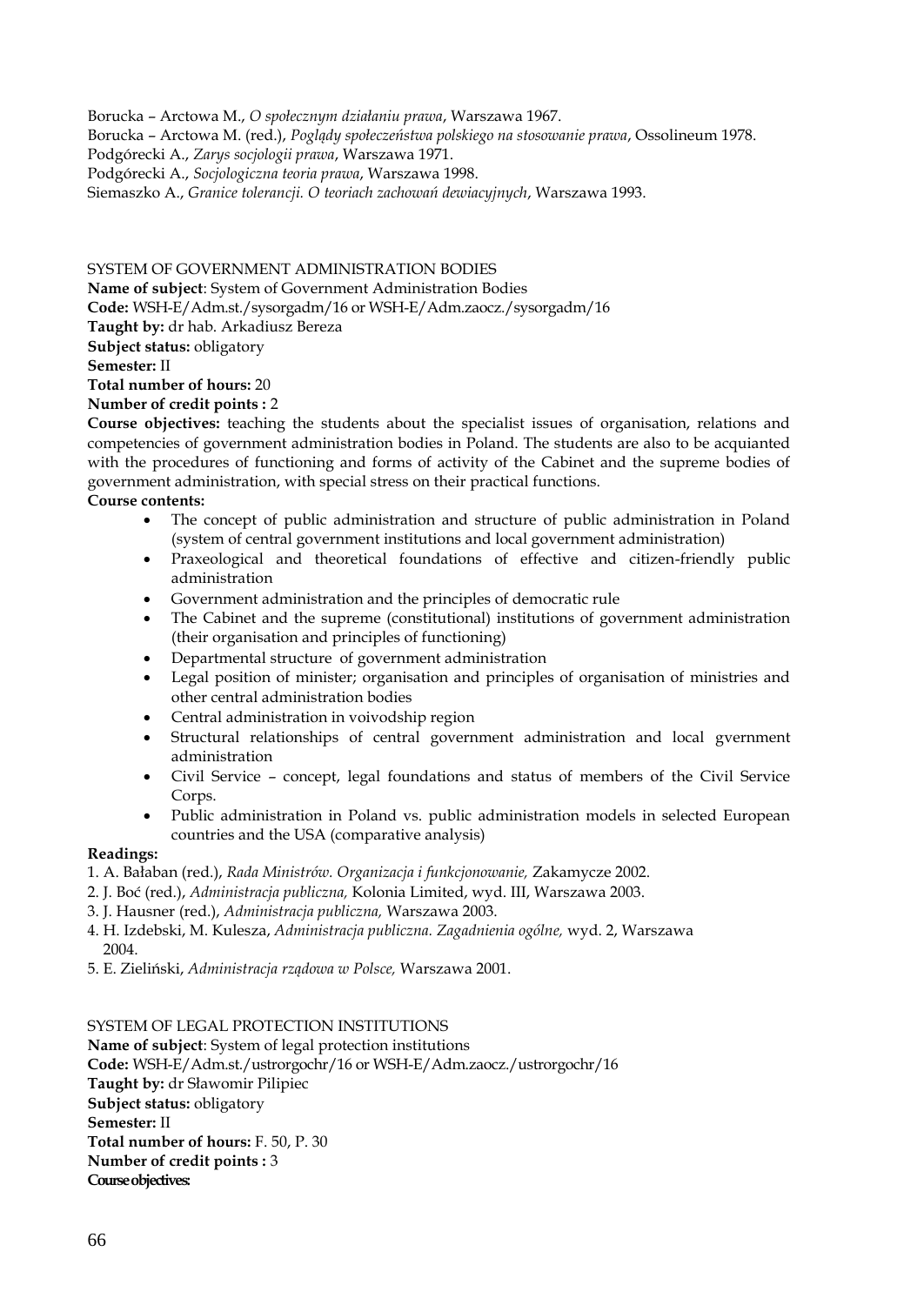Borucka – Arctowa M., *O społecznym działaniu prawa*, Warszawa 1967.
Borucka – Arctowa M. (red.), *Poglądy społeczeństwa polskiego na stosowanie prawa*, Ossolineum 1978.
Podgórecki A., *Zarys socjologii prawa*, Warszawa 1971.
Podgórecki A., *Socjologiczna teoria prawa*, Warszawa 1998.
Siemaszko A., *Granice tolerancji. O teoriach zachowań dewiacyjnych*, Warszawa 1993.

## SYSTEM OF GOVERNMENT ADMINISTRATION BODIES

**Name of subject**: System of Government Administration Bodies
**Code:** WSH-E/Adm.st./sysorgadm/16 or WSH-E/Adm.zaocz./sysorgadm/16
**Taught by:** dr hab. Arkadiusz Bereza
**Subject status:** obligatory
**Semester:** II
**Total number of hours:** 20
**Number of credit points :** 2
**Course objectives:** teaching the students about the specialist issues of organisation, relations and competencies of government administration bodies in Poland. The students are also to be acquianted with the procedures of functioning and forms of activity of the Cabinet and the supreme bodies of government administration, with special stress on their practical functions.
**Course contents:**

- The concept of public administration and structure of public administration in Poland (system of central government institutions and local government administration)
- Praxeological and theoretical foundations of effective and citizen-friendly public administration
- Government administration and the principles of democratic rule
- The Cabinet and the supreme (constitutional) institutions of government administration (their organisation and principles of functioning)
- Departmental structure of government administration
- Legal position of minister; organisation and principles of organisation of ministries and other central administration bodies
- Central administration in voivodship region
- Structural relationships of central government administration and local gvernment administration
- Civil Service – concept, legal foundations and status of members of the Civil Service Corps.
- Public administration in Poland vs. public administration models in selected European countries and the USA (comparative analysis)

**Readings:**

1. A. Bałaban (red.), *Rada Ministrów. Organizacja i funkcjonowanie,* Zakamycze 2002.
2. J. Boć (red.), *Administracja publiczna,* Kolonia Limited, wyd. III, Warszawa 2003.
3. J. Hausner (red.), *Administracja publiczna,* Warszawa 2003.
4. H. Izdebski, M. Kulesza, *Administracja publiczna. Zagadnienia ogólne,* wyd. 2, Warszawa 2004.
5. E. Zieliński, *Administracja rządowa w Polsce,* Warszawa 2001.

## SYSTEM OF LEGAL PROTECTION INSTITUTIONS

**Name of subject**: System of legal protection institutions
**Code:** WSH-E/Adm.st./ustrorgochr/16 or WSH-E/Adm.zaocz./ustrorgochr/16
**Taught by:** dr Sławomir Pilipiec
**Subject status:** obligatory
**Semester:** II
**Total number of hours:** F. 50, P. 30
**Number of credit points :** 3
**Course objectives:**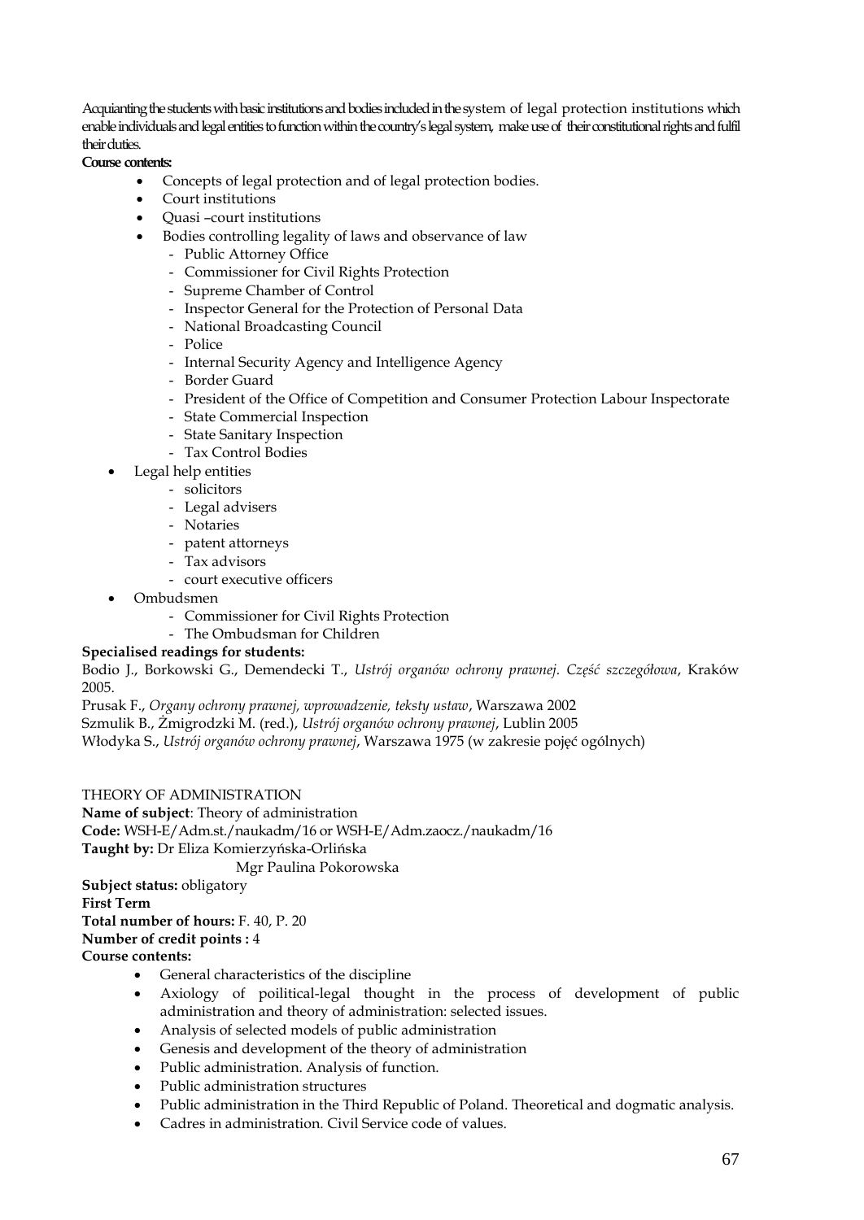Acquianting the students with basic institutions and bodies included in the system of legal protection institutions which enable individuals and legal entities to function within the country's legal system, make use of their constitutional rights and fulfil their duties.

**Course contents:**

- Concepts of legal protection and of legal protection bodies.
- Court institutions
- Quasi –court institutions
- Bodies controlling legality of laws and observance of law
  - Public Attorney Office
  - Commissioner for Civil Rights Protection
  - Supreme Chamber of Control
  - Inspector General for the Protection of Personal Data
  - National Broadcasting Council
  - Police
  - Internal Security Agency and Intelligence Agency
  - Border Guard
  - President of the Office of Competition and Consumer Protection Labour Inspectorate
  - State Commercial Inspection
  - State Sanitary Inspection
  - Tax Control Bodies
- Legal help entities
  - solicitors
  - Legal advisers
  - Notaries
  - patent attorneys
  - Tax advisors
  - court executive officers
- Ombudsmen
  - Commissioner for Civil Rights Protection
  - The Ombudsman for Children

**Specialised readings for students:**

Bodio J., Borkowski G., Demendecki T., *Ustrój organów ochrony prawnej. Część szczegółowa*, Kraków 2005.

Prusak F., *Organy ochrony prawnej, wprowadzenie, teksty ustaw*, Warszawa 2002

Szmulik B., Żmigrodzki M. (red.), *Ustrój organów ochrony prawnej*, Lublin 2005

Włodyka S., *Ustrój organów ochrony prawnej*, Warszawa 1975 (w zakresie pojęć ogólnych)

THEORY OF ADMINISTRATION

**Name of subject**: Theory of administration

**Code:** WSH-E/Adm.st./naukadm/16 or WSH-E/Adm.zaocz./naukadm/16

**Taught by:** Dr Eliza Komierzyńska-Orlińska

Mgr Paulina Pokorowska

**Subject status:** obligatory

**First Term**

**Total number of hours:** F. 40, P. 20

**Number of credit points :** 4

**Course contents:**

- General characteristics of the discipline
- Axiology of poilitical-legal thought in the process of development of public administration and theory of administration: selected issues.
- Analysis of selected models of public administration
- Genesis and development of the theory of administration
- Public administration. Analysis of function.
- Public administration structures
- Public administration in the Third Republic of Poland. Theoretical and dogmatic analysis.
- Cadres in administration. Civil Service code of values.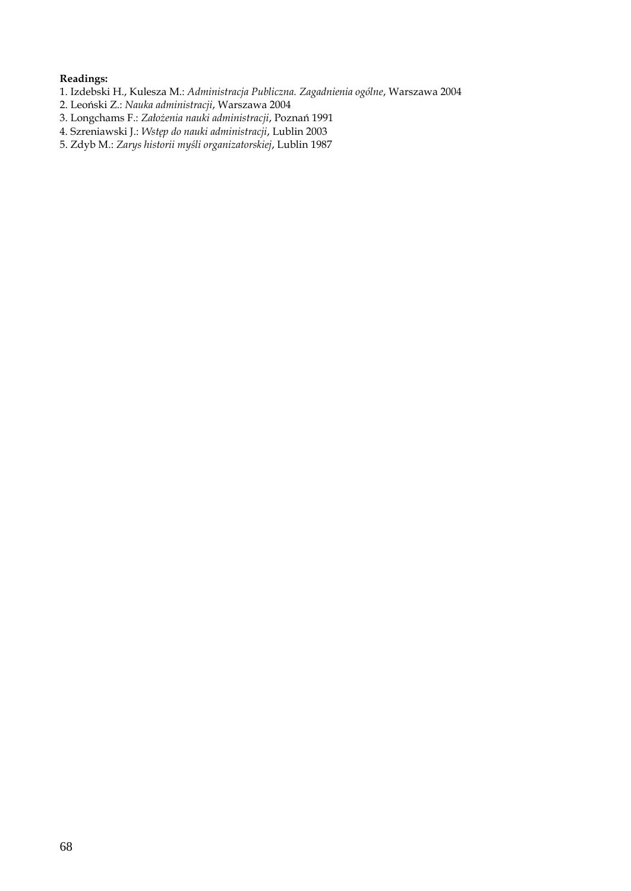**Readings:**

1. Izdebski H., Kulesza M.: *Administracja Publiczna. Zagadnienia ogólne*, Warszawa 2004
2. Leoński Z.: *Nauka administracji*, Warszawa 2004
3. Longchams F.: *Założenia nauki administracji*, Poznań 1991
4. Szreniawski J.: *Wstęp do nauki administracji*, Lublin 2003
5. Zdyb M.: *Zarys historii myśli organizatorskiej*, Lublin 1987